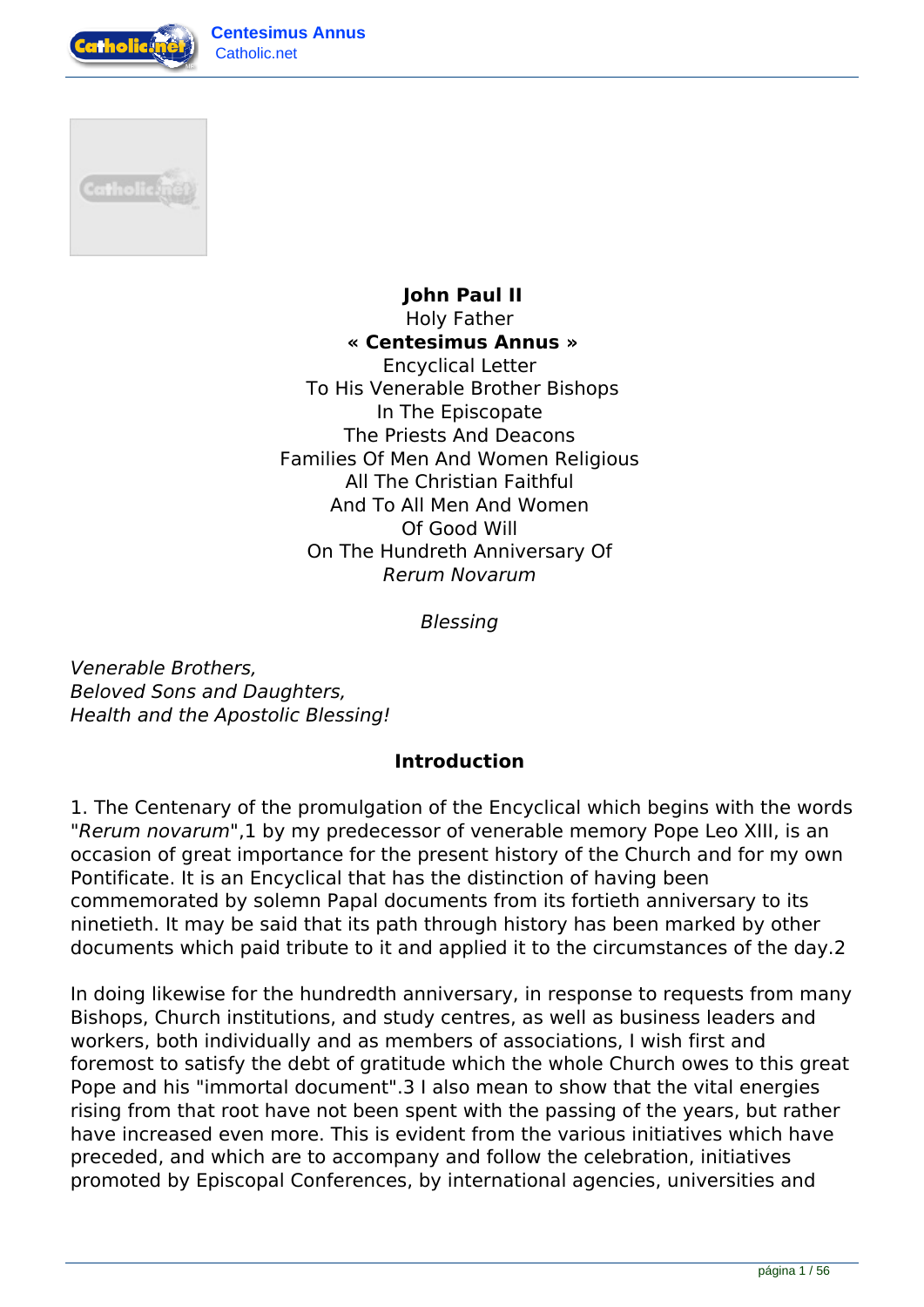**John Paul II**
Holy Father
**« Centesimus Annus »**
Encyclical Letter
To His Venerable Brother Bishops
In The Episcopate
The Priests And Deacons
Families Of Men And Women Religious
All The Christian Faithful
And To All Men And Women
Of Good Will
On The Hundreth Anniversary Of
*Rerum Novarum*

*Blessing*

*Venerable Brothers,*
*Beloved Sons and Daughters,*
*Health and the Apostolic Blessing!*

## Introduction

1. The Centenary of the promulgation of the Encyclical which begins with the words "*Rerum novarum*",1 by my predecessor of venerable memory Pope Leo XIII, is an occasion of great importance for the present history of the Church and for my own Pontificate. It is an Encyclical that has the distinction of having been commemorated by solemn Papal documents from its fortieth anniversary to its ninetieth. It may be said that its path through history has been marked by other documents which paid tribute to it and applied it to the circumstances of the day.2

In doing likewise for the hundredth anniversary, in response to requests from many Bishops, Church institutions, and study centres, as well as business leaders and workers, both individually and as members of associations, I wish first and foremost to satisfy the debt of gratitude which the whole Church owes to this great Pope and his "immortal document".3 I also mean to show that the vital energies rising from that root have not been spent with the passing of the years, but rather have increased even more. This is evident from the various initiatives which have preceded, and which are to accompany and follow the celebration, initiatives promoted by Episcopal Conferences, by international agencies, universities and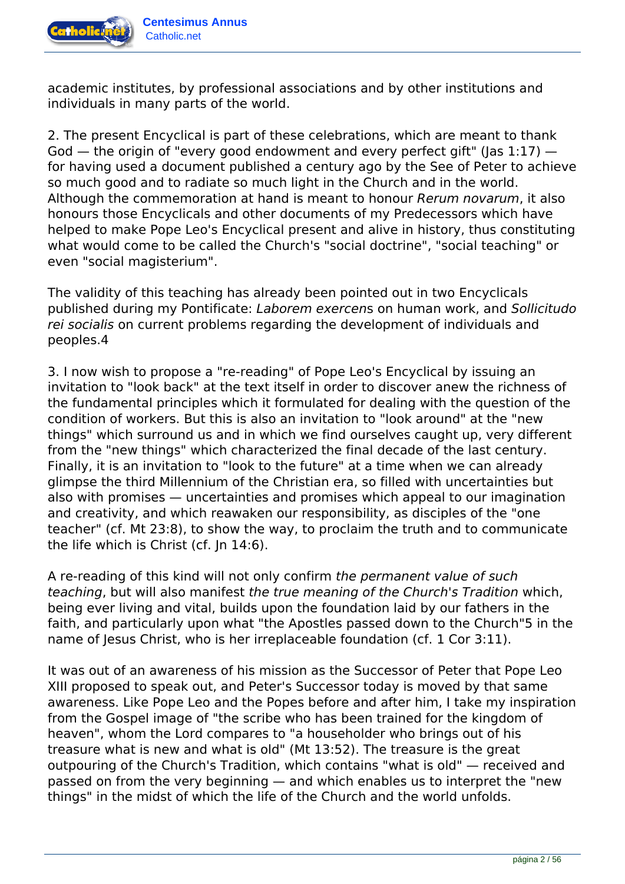academic institutes, by professional associations and by other institutions and individuals in many parts of the world.

2. The present Encyclical is part of these celebrations, which are meant to thank God — the origin of "every good endowment and every perfect gift" (Jas 1:17) — for having used a document published a century ago by the See of Peter to achieve so much good and to radiate so much light in the Church and in the world. Although the commemoration at hand is meant to honour *Rerum novarum*, it also honours those Encyclicals and other documents of my Predecessors which have helped to make Pope Leo's Encyclical present and alive in history, thus constituting what would come to be called the Church's "social doctrine", "social teaching" or even "social magisterium".

The validity of this teaching has already been pointed out in two Encyclicals published during my Pontificate: *Laborem exercens* on human work, and *Sollicitudo rei socialis* on current problems regarding the development of individuals and peoples.4

3. I now wish to propose a "re-reading" of Pope Leo's Encyclical by issuing an invitation to "look back" at the text itself in order to discover anew the richness of the fundamental principles which it formulated for dealing with the question of the condition of workers. But this is also an invitation to "look around" at the "new things" which surround us and in which we find ourselves caught up, very different from the "new things" which characterized the final decade of the last century. Finally, it is an invitation to "look to the future" at a time when we can already glimpse the third Millennium of the Christian era, so filled with uncertainties but also with promises — uncertainties and promises which appeal to our imagination and creativity, and which reawaken our responsibility, as disciples of the "one teacher" (cf. Mt 23:8), to show the way, to proclaim the truth and to communicate the life which is Christ (cf. Jn 14:6).

A re-reading of this kind will not only confirm *the permanent value of such teaching*, but will also manifest *the true meaning of the Church's Tradition* which, being ever living and vital, builds upon the foundation laid by our fathers in the faith, and particularly upon what "the Apostles passed down to the Church"5 in the name of Jesus Christ, who is her irreplaceable foundation (cf. 1 Cor 3:11).

It was out of an awareness of his mission as the Successor of Peter that Pope Leo XIII proposed to speak out, and Peter's Successor today is moved by that same awareness. Like Pope Leo and the Popes before and after him, I take my inspiration from the Gospel image of "the scribe who has been trained for the kingdom of heaven", whom the Lord compares to "a householder who brings out of his treasure what is new and what is old" (Mt 13:52). The treasure is the great outpouring of the Church's Tradition, which contains "what is old" — received and passed on from the very beginning — and which enables us to interpret the "new things" in the midst of which the life of the Church and the world unfolds.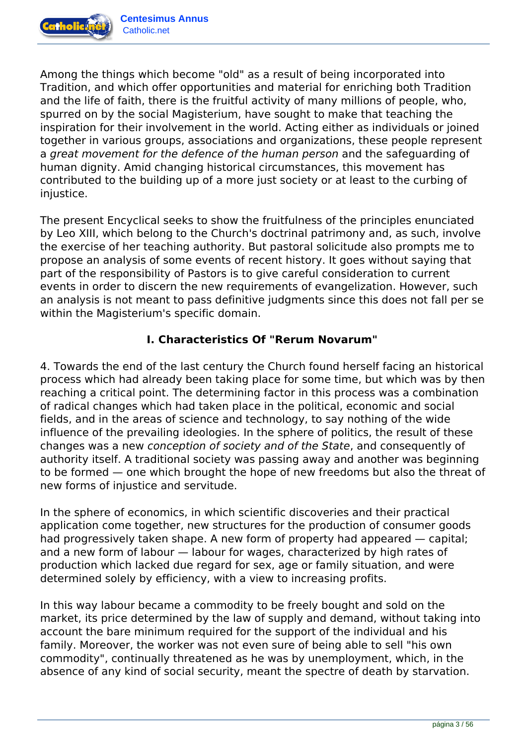Among the things which become "old" as a result of being incorporated into Tradition, and which offer opportunities and material for enriching both Tradition and the life of faith, there is the fruitful activity of many millions of people, who, spurred on by the social Magisterium, have sought to make that teaching the inspiration for their involvement in the world. Acting either as individuals or joined together in various groups, associations and organizations, these people represent a *great movement for the defence of the human person* and the safeguarding of human dignity. Amid changing historical circumstances, this movement has contributed to the building up of a more just society or at least to the curbing of injustice.

The present Encyclical seeks to show the fruitfulness of the principles enunciated by Leo XIII, which belong to the Church's doctrinal patrimony and, as such, involve the exercise of her teaching authority. But pastoral solicitude also prompts me to propose an analysis of some events of recent history. It goes without saying that part of the responsibility of Pastors is to give careful consideration to current events in order to discern the new requirements of evangelization. However, such an analysis is not meant to pass definitive judgments since this does not fall per se within the Magisterium's specific domain.

## I. Characteristics Of "Rerum Novarum"

4. Towards the end of the last century the Church found herself facing an historical process which had already been taking place for some time, but which was by then reaching a critical point. The determining factor in this process was a combination of radical changes which had taken place in the political, economic and social fields, and in the areas of science and technology, to say nothing of the wide influence of the prevailing ideologies. In the sphere of politics, the result of these changes was a new *conception of society and of the State*, and consequently of authority itself. A traditional society was passing away and another was beginning to be formed — one which brought the hope of new freedoms but also the threat of new forms of injustice and servitude.

In the sphere of economics, in which scientific discoveries and their practical application come together, new structures for the production of consumer goods had progressively taken shape. A new form of property had appeared — capital; and a new form of labour — labour for wages, characterized by high rates of production which lacked due regard for sex, age or family situation, and were determined solely by efficiency, with a view to increasing profits.

In this way labour became a commodity to be freely bought and sold on the market, its price determined by the law of supply and demand, without taking into account the bare minimum required for the support of the individual and his family. Moreover, the worker was not even sure of being able to sell "his own commodity", continually threatened as he was by unemployment, which, in the absence of any kind of social security, meant the spectre of death by starvation.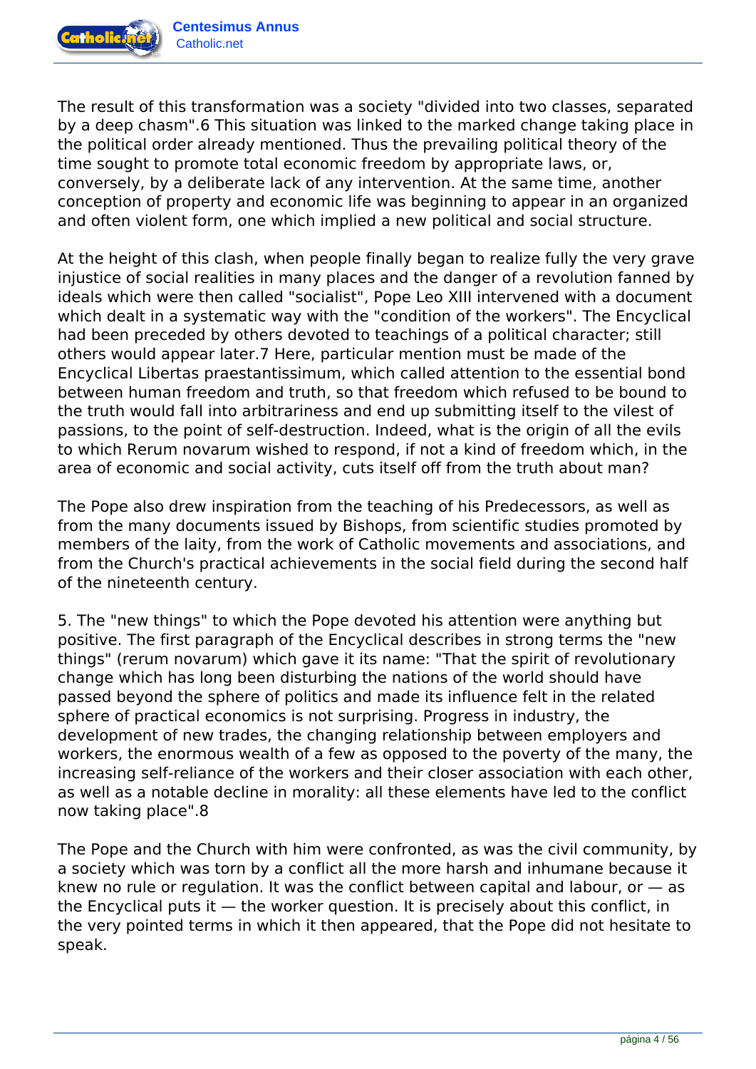The result of this transformation was a society "divided into two classes, separated by a deep chasm".[6] This situation was linked to the marked change taking place in the political order already mentioned. Thus the prevailing political theory of the time sought to promote total economic freedom by appropriate laws, or, conversely, by a deliberate lack of any intervention. At the same time, another conception of property and economic life was beginning to appear in an organized and often violent form, one which implied a new political and social structure.

At the height of this clash, when people finally began to realize fully the very grave injustice of social realities in many places and the danger of a revolution fanned by ideals which were then called "socialist", Pope Leo XIII intervened with a document which dealt in a systematic way with the "condition of the workers". The Encyclical had been preceded by others devoted to teachings of a political character; still others would appear later.[7] Here, particular mention must be made of the Encyclical Libertas praestantissimum, which called attention to the essential bond between human freedom and truth, so that freedom which refused to be bound to the truth would fall into arbitrariness and end up submitting itself to the vilest of passions, to the point of self-destruction. Indeed, what is the origin of all the evils to which Rerum novarum wished to respond, if not a kind of freedom which, in the area of economic and social activity, cuts itself off from the truth about man?

The Pope also drew inspiration from the teaching of his Predecessors, as well as from the many documents issued by Bishops, from scientific studies promoted by members of the laity, from the work of Catholic movements and associations, and from the Church's practical achievements in the social field during the second half of the nineteenth century.

5. The "new things" to which the Pope devoted his attention were anything but positive. The first paragraph of the Encyclical describes in strong terms the "new things" (rerum novarum) which gave it its name: "That the spirit of revolutionary change which has long been disturbing the nations of the world should have passed beyond the sphere of politics and made its influence felt in the related sphere of practical economics is not surprising. Progress in industry, the development of new trades, the changing relationship between employers and workers, the enormous wealth of a few as opposed to the poverty of the many, the increasing self-reliance of the workers and their closer association with each other, as well as a notable decline in morality: all these elements have led to the conflict now taking place".[8]

The Pope and the Church with him were confronted, as was the civil community, by a society which was torn by a conflict all the more harsh and inhumane because it knew no rule or regulation. It was the conflict between capital and labour, or — as the Encyclical puts it — the worker question. It is precisely about this conflict, in the very pointed terms in which it then appeared, that the Pope did not hesitate to speak.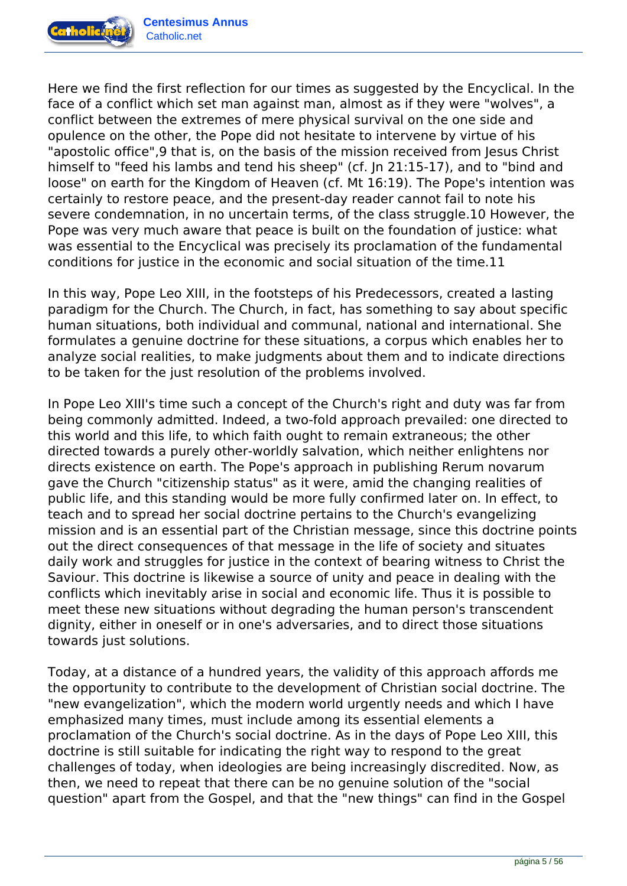Here we find the first reflection for our times as suggested by the Encyclical. In the face of a conflict which set man against man, almost as if they were "wolves", a conflict between the extremes of mere physical survival on the one side and opulence on the other, the Pope did not hesitate to intervene by virtue of his "apostolic office",[9] that is, on the basis of the mission received from Jesus Christ himself to "feed his lambs and tend his sheep" (cf. Jn 21:15-17), and to "bind and loose" on earth for the Kingdom of Heaven (cf. Mt 16:19). The Pope's intention was certainly to restore peace, and the present-day reader cannot fail to note his severe condemnation, in no uncertain terms, of the class struggle.[10] However, the Pope was very much aware that peace is built on the foundation of justice: what was essential to the Encyclical was precisely its proclamation of the fundamental conditions for justice in the economic and social situation of the time.[11]

In this way, Pope Leo XIII, in the footsteps of his Predecessors, created a lasting paradigm for the Church. The Church, in fact, has something to say about specific human situations, both individual and communal, national and international. She formulates a genuine doctrine for these situations, a corpus which enables her to analyze social realities, to make judgments about them and to indicate directions to be taken for the just resolution of the problems involved.

In Pope Leo XIII's time such a concept of the Church's right and duty was far from being commonly admitted. Indeed, a two-fold approach prevailed: one directed to this world and this life, to which faith ought to remain extraneous; the other directed towards a purely other-worldly salvation, which neither enlightens nor directs existence on earth. The Pope's approach in publishing Rerum novarum gave the Church "citizenship status" as it were, amid the changing realities of public life, and this standing would be more fully confirmed later on. In effect, to teach and to spread her social doctrine pertains to the Church's evangelizing mission and is an essential part of the Christian message, since this doctrine points out the direct consequences of that message in the life of society and situates daily work and struggles for justice in the context of bearing witness to Christ the Saviour. This doctrine is likewise a source of unity and peace in dealing with the conflicts which inevitably arise in social and economic life. Thus it is possible to meet these new situations without degrading the human person's transcendent dignity, either in oneself or in one's adversaries, and to direct those situations towards just solutions.

Today, at a distance of a hundred years, the validity of this approach affords me the opportunity to contribute to the development of Christian social doctrine. The "new evangelization", which the modern world urgently needs and which I have emphasized many times, must include among its essential elements a proclamation of the Church's social doctrine. As in the days of Pope Leo XIII, this doctrine is still suitable for indicating the right way to respond to the great challenges of today, when ideologies are being increasingly discredited. Now, as then, we need to repeat that there can be no genuine solution of the "social question" apart from the Gospel, and that the "new things" can find in the Gospel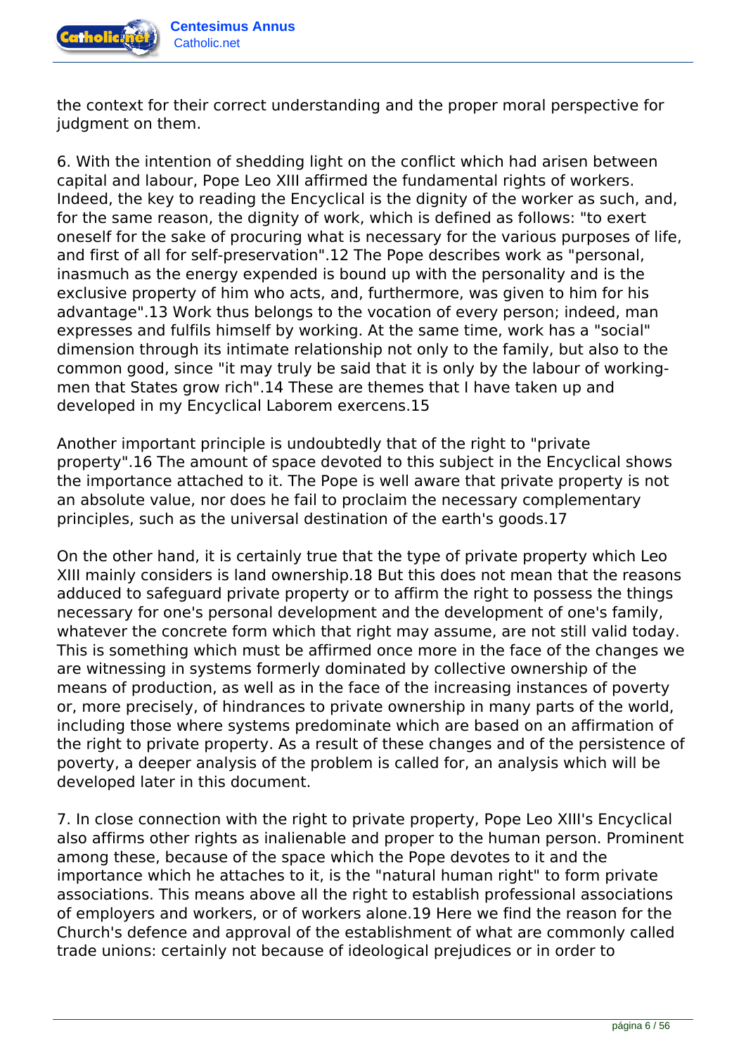the context for their correct understanding and the proper moral perspective for judgment on them.

6. With the intention of shedding light on the conflict which had arisen between capital and labour, Pope Leo XIII affirmed the fundamental rights of workers. Indeed, the key to reading the Encyclical is the dignity of the worker as such, and, for the same reason, the dignity of work, which is defined as follows: "to exert oneself for the sake of procuring what is necessary for the various purposes of life, and first of all for self-preservation".12 The Pope describes work as "personal, inasmuch as the energy expended is bound up with the personality and is the exclusive property of him who acts, and, furthermore, was given to him for his advantage".13 Work thus belongs to the vocation of every person; indeed, man expresses and fulfils himself by working. At the same time, work has a "social" dimension through its intimate relationship not only to the family, but also to the common good, since "it may truly be said that it is only by the labour of working-men that States grow rich".14 These are themes that I have taken up and developed in my Encyclical Laborem exercens.15

Another important principle is undoubtedly that of the right to "private property".16 The amount of space devoted to this subject in the Encyclical shows the importance attached to it. The Pope is well aware that private property is not an absolute value, nor does he fail to proclaim the necessary complementary principles, such as the universal destination of the earth's goods.17

On the other hand, it is certainly true that the type of private property which Leo XIII mainly considers is land ownership.18 But this does not mean that the reasons adduced to safeguard private property or to affirm the right to possess the things necessary for one's personal development and the development of one's family, whatever the concrete form which that right may assume, are not still valid today. This is something which must be affirmed once more in the face of the changes we are witnessing in systems formerly dominated by collective ownership of the means of production, as well as in the face of the increasing instances of poverty or, more precisely, of hindrances to private ownership in many parts of the world, including those where systems predominate which are based on an affirmation of the right to private property. As a result of these changes and of the persistence of poverty, a deeper analysis of the problem is called for, an analysis which will be developed later in this document.

7. In close connection with the right to private property, Pope Leo XIII's Encyclical also affirms other rights as inalienable and proper to the human person. Prominent among these, because of the space which the Pope devotes to it and the importance which he attaches to it, is the "natural human right" to form private associations. This means above all the right to establish professional associations of employers and workers, or of workers alone.19 Here we find the reason for the Church's defence and approval of the establishment of what are commonly called trade unions: certainly not because of ideological prejudices or in order to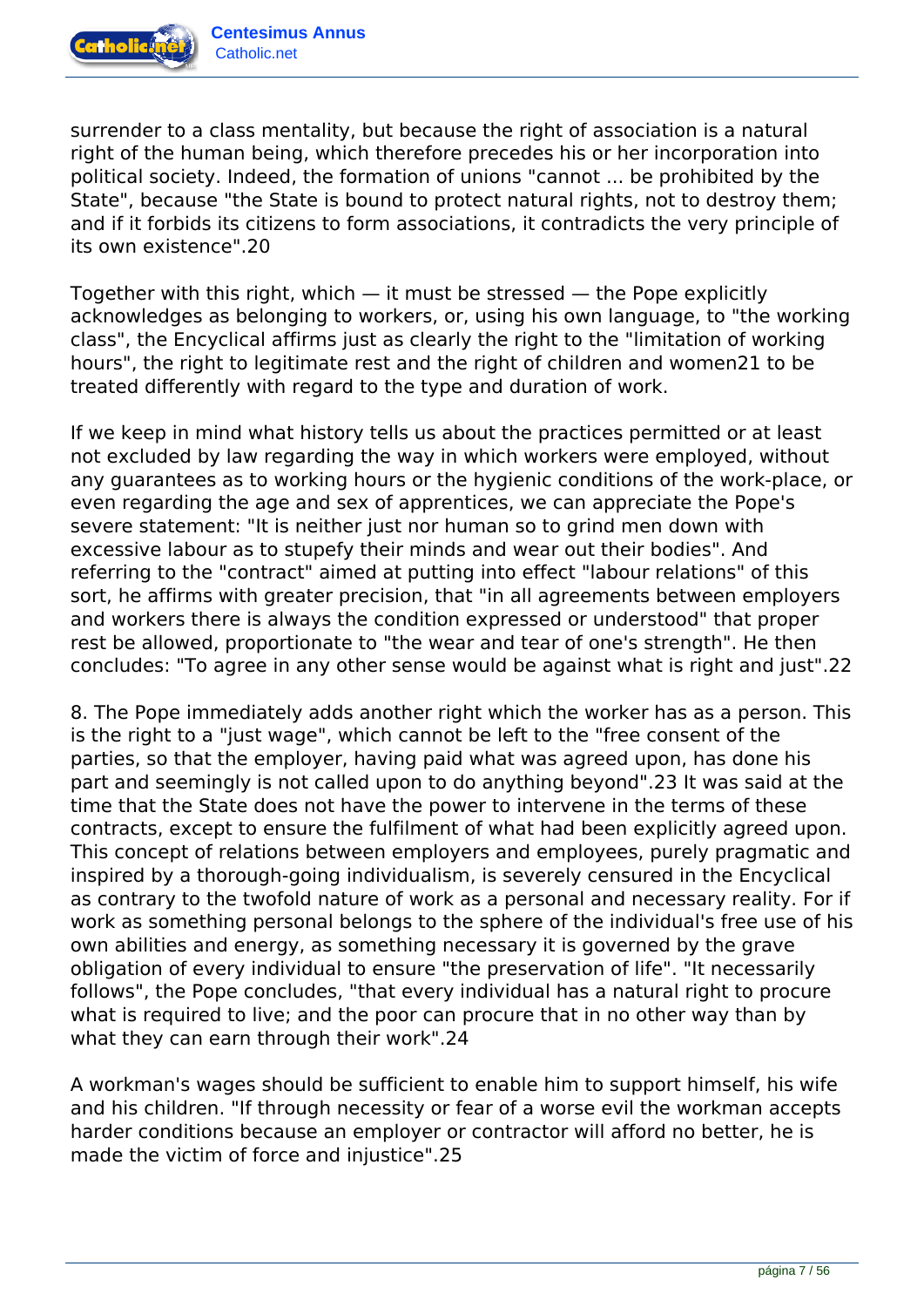surrender to a class mentality, but because the right of association is a natural right of the human being, which therefore precedes his or her incorporation into political society. Indeed, the formation of unions "cannot ... be prohibited by the State", because "the State is bound to protect natural rights, not to destroy them; and if it forbids its citizens to form associations, it contradicts the very principle of its own existence".[20]

Together with this right, which — it must be stressed — the Pope explicitly acknowledges as belonging to workers, or, using his own language, to "the working class", the Encyclical affirms just as clearly the right to the "limitation of working hours", the right to legitimate rest and the right of children and women[21] to be treated differently with regard to the type and duration of work.

If we keep in mind what history tells us about the practices permitted or at least not excluded by law regarding the way in which workers were employed, without any guarantees as to working hours or the hygienic conditions of the work-place, or even regarding the age and sex of apprentices, we can appreciate the Pope's severe statement: "It is neither just nor human so to grind men down with excessive labour as to stupefy their minds and wear out their bodies". And referring to the "contract" aimed at putting into effect "labour relations" of this sort, he affirms with greater precision, that "in all agreements between employers and workers there is always the condition expressed or understood" that proper rest be allowed, proportionate to "the wear and tear of one's strength". He then concludes: "To agree in any other sense would be against what is right and just".[22]

8. The Pope immediately adds another right which the worker has as a person. This is the right to a "just wage", which cannot be left to the "free consent of the parties, so that the employer, having paid what was agreed upon, has done his part and seemingly is not called upon to do anything beyond".[23] It was said at the time that the State does not have the power to intervene in the terms of these contracts, except to ensure the fulfilment of what had been explicitly agreed upon. This concept of relations between employers and employees, purely pragmatic and inspired by a thorough-going individualism, is severely censured in the Encyclical as contrary to the twofold nature of work as a personal and necessary reality. For if work as something personal belongs to the sphere of the individual's free use of his own abilities and energy, as something necessary it is governed by the grave obligation of every individual to ensure "the preservation of life". "It necessarily follows", the Pope concludes, "that every individual has a natural right to procure what is required to live; and the poor can procure that in no other way than by what they can earn through their work".[24]

A workman's wages should be sufficient to enable him to support himself, his wife and his children. "If through necessity or fear of a worse evil the workman accepts harder conditions because an employer or contractor will afford no better, he is made the victim of force and injustice".[25]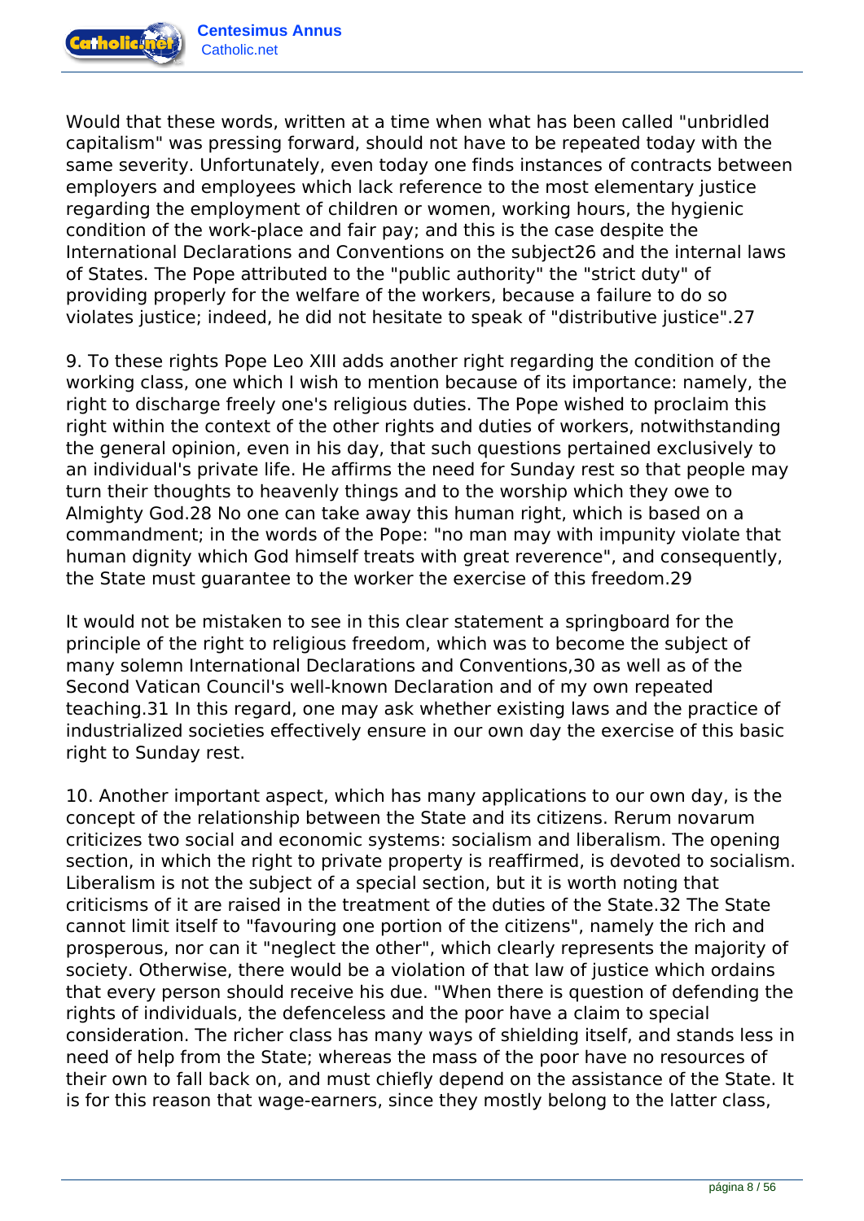Would that these words, written at a time when what has been called "unbridled capitalism" was pressing forward, should not have to be repeated today with the same severity. Unfortunately, even today one finds instances of contracts between employers and employees which lack reference to the most elementary justice regarding the employment of children or women, working hours, the hygienic condition of the work-place and fair pay; and this is the case despite the International Declarations and Conventions on the subject[26] and the internal laws of States. The Pope attributed to the "public authority" the "strict duty" of providing properly for the welfare of the workers, because a failure to do so violates justice; indeed, he did not hesitate to speak of "distributive justice".[27]

9. To these rights Pope Leo XIII adds another right regarding the condition of the working class, one which I wish to mention because of its importance: namely, the right to discharge freely one's religious duties. The Pope wished to proclaim this right within the context of the other rights and duties of workers, notwithstanding the general opinion, even in his day, that such questions pertained exclusively to an individual's private life. He affirms the need for Sunday rest so that people may turn their thoughts to heavenly things and to the worship which they owe to Almighty God.[28] No one can take away this human right, which is based on a commandment; in the words of the Pope: "no man may with impunity violate that human dignity which God himself treats with great reverence", and consequently, the State must guarantee to the worker the exercise of this freedom.[29]

It would not be mistaken to see in this clear statement a springboard for the principle of the right to religious freedom, which was to become the subject of many solemn International Declarations and Conventions,[30] as well as of the Second Vatican Council's well-known Declaration and of my own repeated teaching.[31] In this regard, one may ask whether existing laws and the practice of industrialized societies effectively ensure in our own day the exercise of this basic right to Sunday rest.

10. Another important aspect, which has many applications to our own day, is the concept of the relationship between the State and its citizens. Rerum novarum criticizes two social and economic systems: socialism and liberalism. The opening section, in which the right to private property is reaffirmed, is devoted to socialism. Liberalism is not the subject of a special section, but it is worth noting that criticisms of it are raised in the treatment of the duties of the State.[32] The State cannot limit itself to "favouring one portion of the citizens", namely the rich and prosperous, nor can it "neglect the other", which clearly represents the majority of society. Otherwise, there would be a violation of that law of justice which ordains that every person should receive his due. "When there is question of defending the rights of individuals, the defenceless and the poor have a claim to special consideration. The richer class has many ways of shielding itself, and stands less in need of help from the State; whereas the mass of the poor have no resources of their own to fall back on, and must chiefly depend on the assistance of the State. It is for this reason that wage-earners, since they mostly belong to the latter class,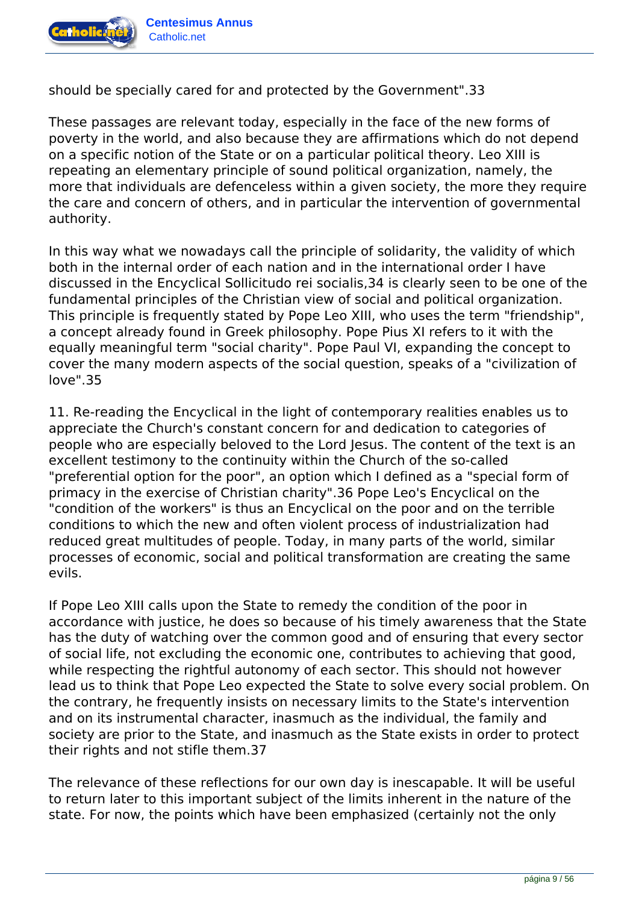should be specially cared for and protected by the Government".[33]

These passages are relevant today, especially in the face of the new forms of poverty in the world, and also because they are affirmations which do not depend on a specific notion of the State or on a particular political theory. Leo XIII is repeating an elementary principle of sound political organization, namely, the more that individuals are defenceless within a given society, the more they require the care and concern of others, and in particular the intervention of governmental authority.

In this way what we nowadays call the principle of solidarity, the validity of which both in the internal order of each nation and in the international order I have discussed in the Encyclical Sollicitudo rei socialis,[34] is clearly seen to be one of the fundamental principles of the Christian view of social and political organization. This principle is frequently stated by Pope Leo XIII, who uses the term "friendship", a concept already found in Greek philosophy. Pope Pius XI refers to it with the equally meaningful term "social charity". Pope Paul VI, expanding the concept to cover the many modern aspects of the social question, speaks of a "civilization of love".[35]

11. Re-reading the Encyclical in the light of contemporary realities enables us to appreciate the Church's constant concern for and dedication to categories of people who are especially beloved to the Lord Jesus. The content of the text is an excellent testimony to the continuity within the Church of the so-called "preferential option for the poor", an option which I defined as a "special form of primacy in the exercise of Christian charity".[36] Pope Leo's Encyclical on the "condition of the workers" is thus an Encyclical on the poor and on the terrible conditions to which the new and often violent process of industrialization had reduced great multitudes of people. Today, in many parts of the world, similar processes of economic, social and political transformation are creating the same evils.

If Pope Leo XIII calls upon the State to remedy the condition of the poor in accordance with justice, he does so because of his timely awareness that the State has the duty of watching over the common good and of ensuring that every sector of social life, not excluding the economic one, contributes to achieving that good, while respecting the rightful autonomy of each sector. This should not however lead us to think that Pope Leo expected the State to solve every social problem. On the contrary, he frequently insists on necessary limits to the State's intervention and on its instrumental character, inasmuch as the individual, the family and society are prior to the State, and inasmuch as the State exists in order to protect their rights and not stifle them.[37]

The relevance of these reflections for our own day is inescapable. It will be useful to return later to this important subject of the limits inherent in the nature of the state. For now, the points which have been emphasized (certainly not the only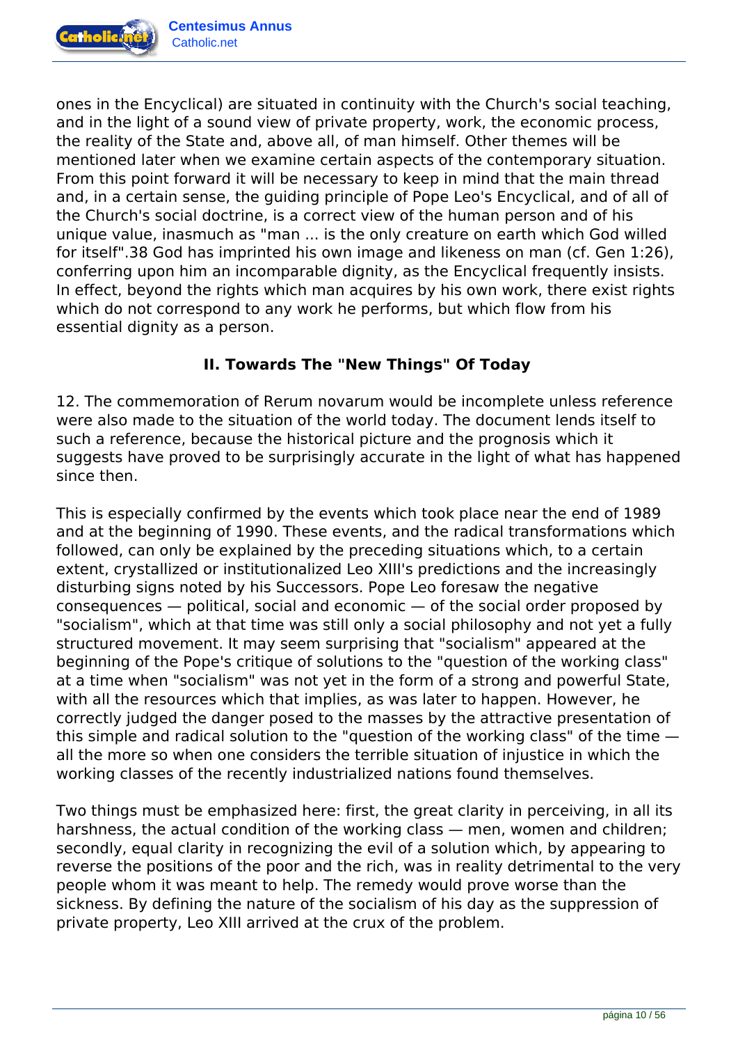ones in the Encyclical) are situated in continuity with the Church's social teaching, and in the light of a sound view of private property, work, the economic process, the reality of the State and, above all, of man himself. Other themes will be mentioned later when we examine certain aspects of the contemporary situation. From this point forward it will be necessary to keep in mind that the main thread and, in a certain sense, the guiding principle of Pope Leo's Encyclical, and of all of the Church's social doctrine, is a correct view of the human person and of his unique value, inasmuch as "man ... is the only creature on earth which God willed for itself".38 God has imprinted his own image and likeness on man (cf. Gen 1:26), conferring upon him an incomparable dignity, as the Encyclical frequently insists. In effect, beyond the rights which man acquires by his own work, there exist rights which do not correspond to any work he performs, but which flow from his essential dignity as a person.

## II. Towards The "New Things" Of Today

12. The commemoration of Rerum novarum would be incomplete unless reference were also made to the situation of the world today. The document lends itself to such a reference, because the historical picture and the prognosis which it suggests have proved to be surprisingly accurate in the light of what has happened since then.

This is especially confirmed by the events which took place near the end of 1989 and at the beginning of 1990. These events, and the radical transformations which followed, can only be explained by the preceding situations which, to a certain extent, crystallized or institutionalized Leo XIII's predictions and the increasingly disturbing signs noted by his Successors. Pope Leo foresaw the negative consequences — political, social and economic — of the social order proposed by "socialism", which at that time was still only a social philosophy and not yet a fully structured movement. It may seem surprising that "socialism" appeared at the beginning of the Pope's critique of solutions to the "question of the working class" at a time when "socialism" was not yet in the form of a strong and powerful State, with all the resources which that implies, as was later to happen. However, he correctly judged the danger posed to the masses by the attractive presentation of this simple and radical solution to the "question of the working class" of the time — all the more so when one considers the terrible situation of injustice in which the working classes of the recently industrialized nations found themselves.

Two things must be emphasized here: first, the great clarity in perceiving, in all its harshness, the actual condition of the working class — men, women and children; secondly, equal clarity in recognizing the evil of a solution which, by appearing to reverse the positions of the poor and the rich, was in reality detrimental to the very people whom it was meant to help. The remedy would prove worse than the sickness. By defining the nature of the socialism of his day as the suppression of private property, Leo XIII arrived at the crux of the problem.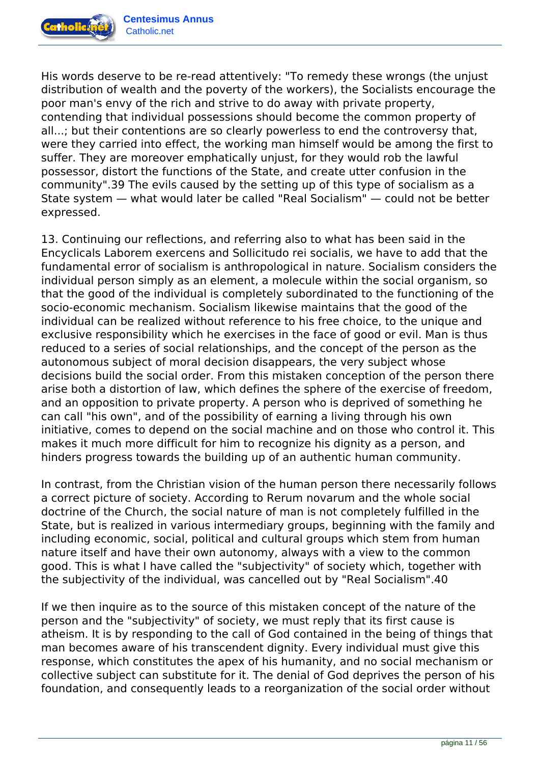His words deserve to be re-read attentively: "To remedy these wrongs (the unjust distribution of wealth and the poverty of the workers), the Socialists encourage the poor man's envy of the rich and strive to do away with private property, contending that individual possessions should become the common property of all...; but their contentions are so clearly powerless to end the controversy that, were they carried into effect, the working man himself would be among the first to suffer. They are moreover emphatically unjust, for they would rob the lawful possessor, distort the functions of the State, and create utter confusion in the community".39 The evils caused by the setting up of this type of socialism as a State system — what would later be called "Real Socialism" — could not be better expressed.

13. Continuing our reflections, and referring also to what has been said in the Encyclicals Laborem exercens and Sollicitudo rei socialis, we have to add that the fundamental error of socialism is anthropological in nature. Socialism considers the individual person simply as an element, a molecule within the social organism, so that the good of the individual is completely subordinated to the functioning of the socio-economic mechanism. Socialism likewise maintains that the good of the individual can be realized without reference to his free choice, to the unique and exclusive responsibility which he exercises in the face of good or evil. Man is thus reduced to a series of social relationships, and the concept of the person as the autonomous subject of moral decision disappears, the very subject whose decisions build the social order. From this mistaken conception of the person there arise both a distortion of law, which defines the sphere of the exercise of freedom, and an opposition to private property. A person who is deprived of something he can call "his own", and of the possibility of earning a living through his own initiative, comes to depend on the social machine and on those who control it. This makes it much more difficult for him to recognize his dignity as a person, and hinders progress towards the building up of an authentic human community.

In contrast, from the Christian vision of the human person there necessarily follows a correct picture of society. According to Rerum novarum and the whole social doctrine of the Church, the social nature of man is not completely fulfilled in the State, but is realized in various intermediary groups, beginning with the family and including economic, social, political and cultural groups which stem from human nature itself and have their own autonomy, always with a view to the common good. This is what I have called the "subjectivity" of society which, together with the subjectivity of the individual, was cancelled out by "Real Socialism".40

If we then inquire as to the source of this mistaken concept of the nature of the person and the "subjectivity" of society, we must reply that its first cause is atheism. It is by responding to the call of God contained in the being of things that man becomes aware of his transcendent dignity. Every individual must give this response, which constitutes the apex of his humanity, and no social mechanism or collective subject can substitute for it. The denial of God deprives the person of his foundation, and consequently leads to a reorganization of the social order without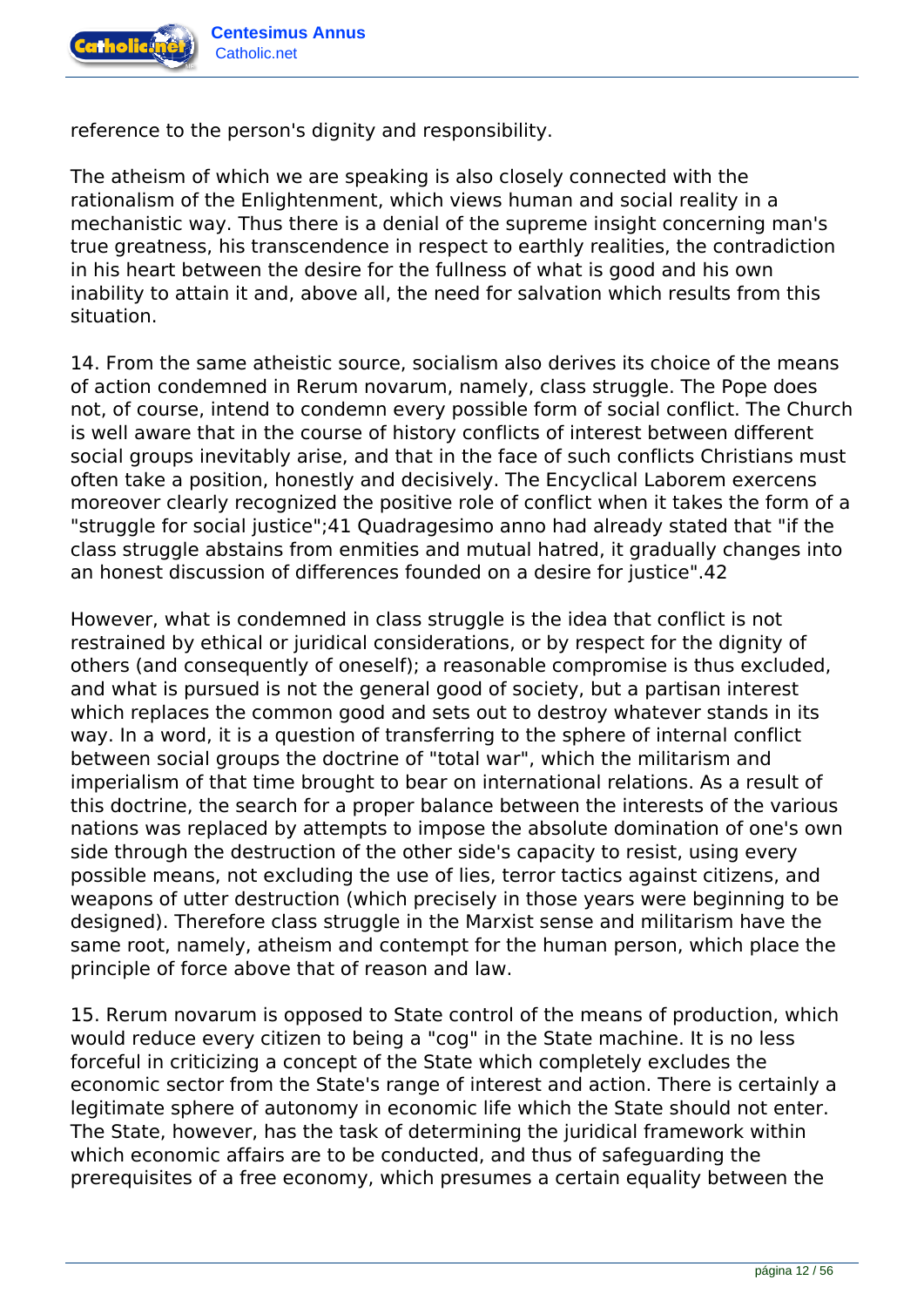reference to the person's dignity and responsibility.

The atheism of which we are speaking is also closely connected with the rationalism of the Enlightenment, which views human and social reality in a mechanistic way. Thus there is a denial of the supreme insight concerning man's true greatness, his transcendence in respect to earthly realities, the contradiction in his heart between the desire for the fullness of what is good and his own inability to attain it and, above all, the need for salvation which results from this situation.

14. From the same atheistic source, socialism also derives its choice of the means of action condemned in Rerum novarum, namely, class struggle. The Pope does not, of course, intend to condemn every possible form of social conflict. The Church is well aware that in the course of history conflicts of interest between different social groups inevitably arise, and that in the face of such conflicts Christians must often take a position, honestly and decisively. The Encyclical Laborem exercens moreover clearly recognized the positive role of conflict when it takes the form of a "struggle for social justice";41 Quadragesimo anno had already stated that "if the class struggle abstains from enmities and mutual hatred, it gradually changes into an honest discussion of differences founded on a desire for justice".42

However, what is condemned in class struggle is the idea that conflict is not restrained by ethical or juridical considerations, or by respect for the dignity of others (and consequently of oneself); a reasonable compromise is thus excluded, and what is pursued is not the general good of society, but a partisan interest which replaces the common good and sets out to destroy whatever stands in its way. In a word, it is a question of transferring to the sphere of internal conflict between social groups the doctrine of "total war", which the militarism and imperialism of that time brought to bear on international relations. As a result of this doctrine, the search for a proper balance between the interests of the various nations was replaced by attempts to impose the absolute domination of one's own side through the destruction of the other side's capacity to resist, using every possible means, not excluding the use of lies, terror tactics against citizens, and weapons of utter destruction (which precisely in those years were beginning to be designed). Therefore class struggle in the Marxist sense and militarism have the same root, namely, atheism and contempt for the human person, which place the principle of force above that of reason and law.

15. Rerum novarum is opposed to State control of the means of production, which would reduce every citizen to being a "cog" in the State machine. It is no less forceful in criticizing a concept of the State which completely excludes the economic sector from the State's range of interest and action. There is certainly a legitimate sphere of autonomy in economic life which the State should not enter. The State, however, has the task of determining the juridical framework within which economic affairs are to be conducted, and thus of safeguarding the prerequisites of a free economy, which presumes a certain equality between the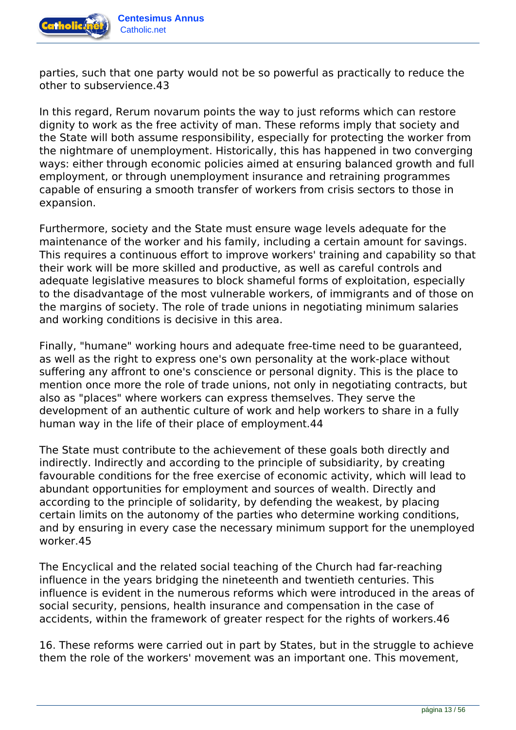parties, such that one party would not be so powerful as practically to reduce the other to subservience.[43]

In this regard, Rerum novarum points the way to just reforms which can restore dignity to work as the free activity of man. These reforms imply that society and the State will both assume responsibility, especially for protecting the worker from the nightmare of unemployment. Historically, this has happened in two converging ways: either through economic policies aimed at ensuring balanced growth and full employment, or through unemployment insurance and retraining programmes capable of ensuring a smooth transfer of workers from crisis sectors to those in expansion.

Furthermore, society and the State must ensure wage levels adequate for the maintenance of the worker and his family, including a certain amount for savings. This requires a continuous effort to improve workers' training and capability so that their work will be more skilled and productive, as well as careful controls and adequate legislative measures to block shameful forms of exploitation, especially to the disadvantage of the most vulnerable workers, of immigrants and of those on the margins of society. The role of trade unions in negotiating minimum salaries and working conditions is decisive in this area.

Finally, "humane" working hours and adequate free-time need to be guaranteed, as well as the right to express one's own personality at the work-place without suffering any affront to one's conscience or personal dignity. This is the place to mention once more the role of trade unions, not only in negotiating contracts, but also as "places" where workers can express themselves. They serve the development of an authentic culture of work and help workers to share in a fully human way in the life of their place of employment.[44]

The State must contribute to the achievement of these goals both directly and indirectly. Indirectly and according to the principle of subsidiarity, by creating favourable conditions for the free exercise of economic activity, which will lead to abundant opportunities for employment and sources of wealth. Directly and according to the principle of solidarity, by defending the weakest, by placing certain limits on the autonomy of the parties who determine working conditions, and by ensuring in every case the necessary minimum support for the unemployed worker.[45]

The Encyclical and the related social teaching of the Church had far-reaching influence in the years bridging the nineteenth and twentieth centuries. This influence is evident in the numerous reforms which were introduced in the areas of social security, pensions, health insurance and compensation in the case of accidents, within the framework of greater respect for the rights of workers.[46]

16. These reforms were carried out in part by States, but in the struggle to achieve them the role of the workers' movement was an important one. This movement,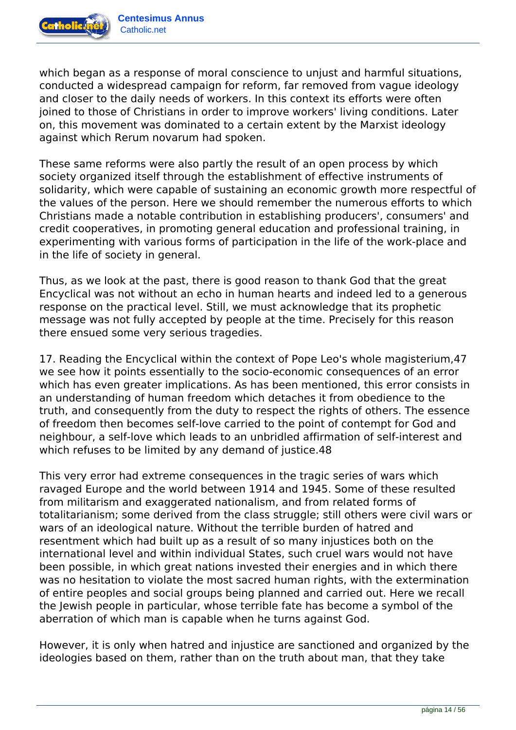which began as a response of moral conscience to unjust and harmful situations, conducted a widespread campaign for reform, far removed from vague ideology and closer to the daily needs of workers. In this context its efforts were often joined to those of Christians in order to improve workers' living conditions. Later on, this movement was dominated to a certain extent by the Marxist ideology against which Rerum novarum had spoken.

These same reforms were also partly the result of an open process by which society organized itself through the establishment of effective instruments of solidarity, which were capable of sustaining an economic growth more respectful of the values of the person. Here we should remember the numerous efforts to which Christians made a notable contribution in establishing producers', consumers' and credit cooperatives, in promoting general education and professional training, in experimenting with various forms of participation in the life of the work-place and in the life of society in general.

Thus, as we look at the past, there is good reason to thank God that the great Encyclical was not without an echo in human hearts and indeed led to a generous response on the practical level. Still, we must acknowledge that its prophetic message was not fully accepted by people at the time. Precisely for this reason there ensued some very serious tragedies.

17. Reading the Encyclical within the context of Pope Leo's whole magisterium,[47] we see how it points essentially to the socio-economic consequences of an error which has even greater implications. As has been mentioned, this error consists in an understanding of human freedom which detaches it from obedience to the truth, and consequently from the duty to respect the rights of others. The essence of freedom then becomes self-love carried to the point of contempt for God and neighbour, a self-love which leads to an unbridled affirmation of self-interest and which refuses to be limited by any demand of justice.[48]

This very error had extreme consequences in the tragic series of wars which ravaged Europe and the world between 1914 and 1945. Some of these resulted from militarism and exaggerated nationalism, and from related forms of totalitarianism; some derived from the class struggle; still others were civil wars or wars of an ideological nature. Without the terrible burden of hatred and resentment which had built up as a result of so many injustices both on the international level and within individual States, such cruel wars would not have been possible, in which great nations invested their energies and in which there was no hesitation to violate the most sacred human rights, with the extermination of entire peoples and social groups being planned and carried out. Here we recall the Jewish people in particular, whose terrible fate has become a symbol of the aberration of which man is capable when he turns against God.

However, it is only when hatred and injustice are sanctioned and organized by the ideologies based on them, rather than on the truth about man, that they take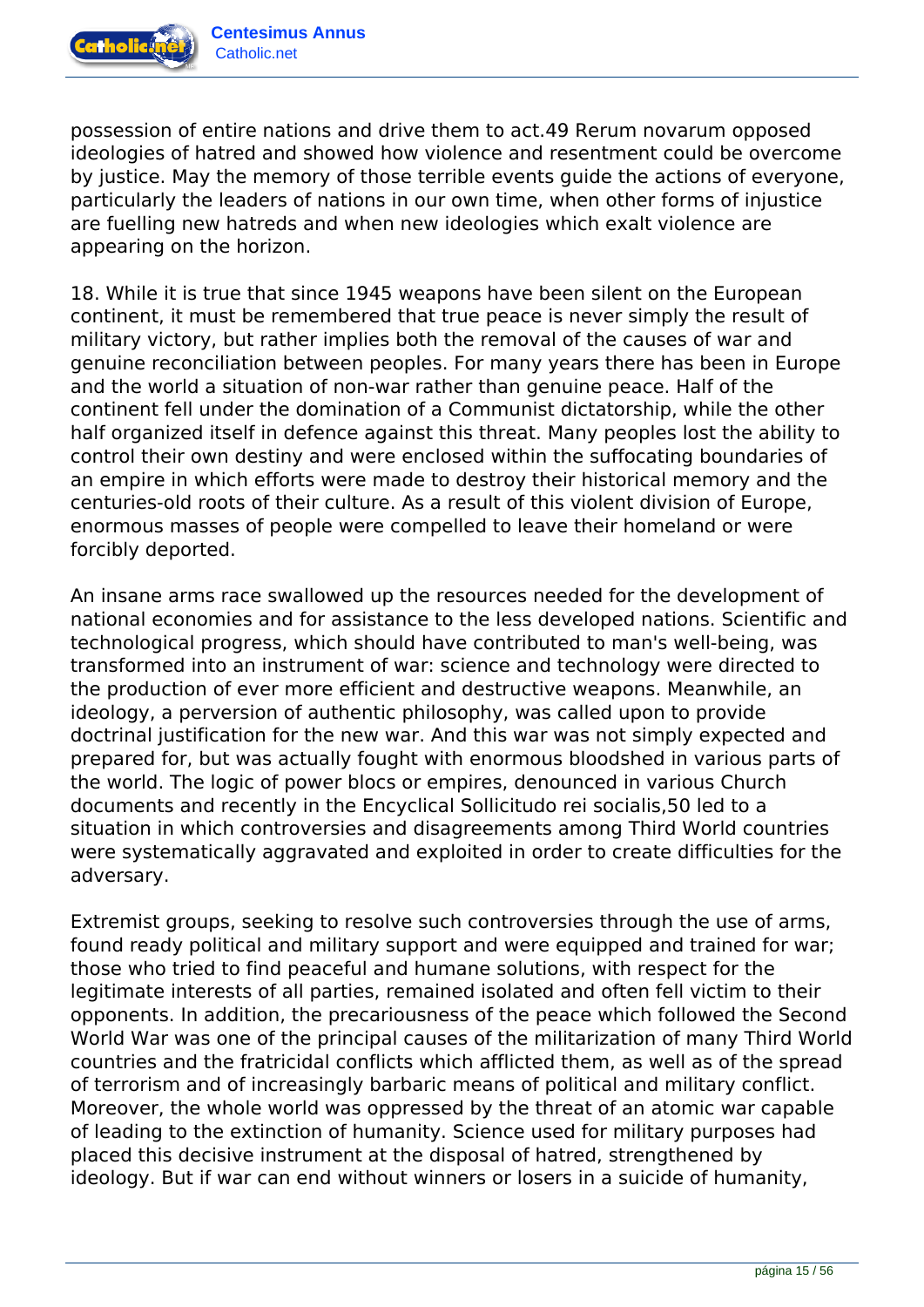possession of entire nations and drive them to act.49 Rerum novarum opposed ideologies of hatred and showed how violence and resentment could be overcome by justice. May the memory of those terrible events guide the actions of everyone, particularly the leaders of nations in our own time, when other forms of injustice are fuelling new hatreds and when new ideologies which exalt violence are appearing on the horizon.

18. While it is true that since 1945 weapons have been silent on the European continent, it must be remembered that true peace is never simply the result of military victory, but rather implies both the removal of the causes of war and genuine reconciliation between peoples. For many years there has been in Europe and the world a situation of non-war rather than genuine peace. Half of the continent fell under the domination of a Communist dictatorship, while the other half organized itself in defence against this threat. Many peoples lost the ability to control their own destiny and were enclosed within the suffocating boundaries of an empire in which efforts were made to destroy their historical memory and the centuries-old roots of their culture. As a result of this violent division of Europe, enormous masses of people were compelled to leave their homeland or were forcibly deported.

An insane arms race swallowed up the resources needed for the development of national economies and for assistance to the less developed nations. Scientific and technological progress, which should have contributed to man's well-being, was transformed into an instrument of war: science and technology were directed to the production of ever more efficient and destructive weapons. Meanwhile, an ideology, a perversion of authentic philosophy, was called upon to provide doctrinal justification for the new war. And this war was not simply expected and prepared for, but was actually fought with enormous bloodshed in various parts of the world. The logic of power blocs or empires, denounced in various Church documents and recently in the Encyclical Sollicitudo rei socialis,50 led to a situation in which controversies and disagreements among Third World countries were systematically aggravated and exploited in order to create difficulties for the adversary.

Extremist groups, seeking to resolve such controversies through the use of arms, found ready political and military support and were equipped and trained for war; those who tried to find peaceful and humane solutions, with respect for the legitimate interests of all parties, remained isolated and often fell victim to their opponents. In addition, the precariousness of the peace which followed the Second World War was one of the principal causes of the militarization of many Third World countries and the fratricidal conflicts which afflicted them, as well as of the spread of terrorism and of increasingly barbaric means of political and military conflict. Moreover, the whole world was oppressed by the threat of an atomic war capable of leading to the extinction of humanity. Science used for military purposes had placed this decisive instrument at the disposal of hatred, strengthened by ideology. But if war can end without winners or losers in a suicide of humanity,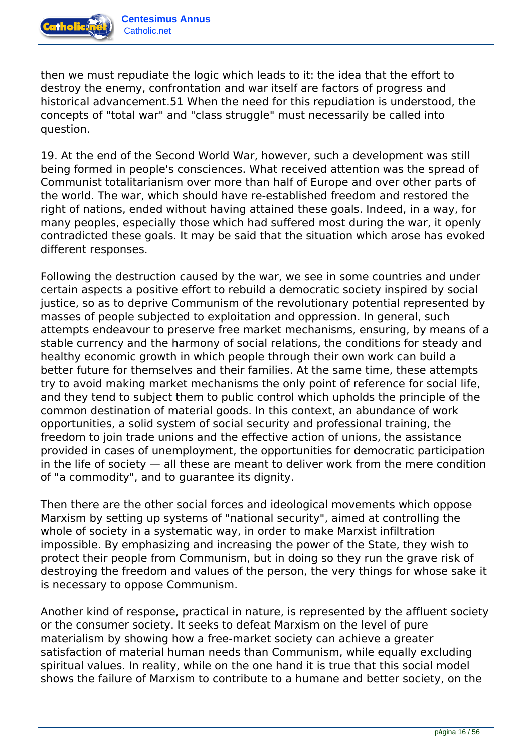then we must repudiate the logic which leads to it: the idea that the effort to destroy the enemy, confrontation and war itself are factors of progress and historical advancement.51 When the need for this repudiation is understood, the concepts of "total war" and "class struggle" must necessarily be called into question.

19. At the end of the Second World War, however, such a development was still being formed in people's consciences. What received attention was the spread of Communist totalitarianism over more than half of Europe and over other parts of the world. The war, which should have re-established freedom and restored the right of nations, ended without having attained these goals. Indeed, in a way, for many peoples, especially those which had suffered most during the war, it openly contradicted these goals. It may be said that the situation which arose has evoked different responses.

Following the destruction caused by the war, we see in some countries and under certain aspects a positive effort to rebuild a democratic society inspired by social justice, so as to deprive Communism of the revolutionary potential represented by masses of people subjected to exploitation and oppression. In general, such attempts endeavour to preserve free market mechanisms, ensuring, by means of a stable currency and the harmony of social relations, the conditions for steady and healthy economic growth in which people through their own work can build a better future for themselves and their families. At the same time, these attempts try to avoid making market mechanisms the only point of reference for social life, and they tend to subject them to public control which upholds the principle of the common destination of material goods. In this context, an abundance of work opportunities, a solid system of social security and professional training, the freedom to join trade unions and the effective action of unions, the assistance provided in cases of unemployment, the opportunities for democratic participation in the life of society — all these are meant to deliver work from the mere condition of "a commodity", and to guarantee its dignity.

Then there are the other social forces and ideological movements which oppose Marxism by setting up systems of "national security", aimed at controlling the whole of society in a systematic way, in order to make Marxist infiltration impossible. By emphasizing and increasing the power of the State, they wish to protect their people from Communism, but in doing so they run the grave risk of destroying the freedom and values of the person, the very things for whose sake it is necessary to oppose Communism.

Another kind of response, practical in nature, is represented by the affluent society or the consumer society. It seeks to defeat Marxism on the level of pure materialism by showing how a free-market society can achieve a greater satisfaction of material human needs than Communism, while equally excluding spiritual values. In reality, while on the one hand it is true that this social model shows the failure of Marxism to contribute to a humane and better society, on the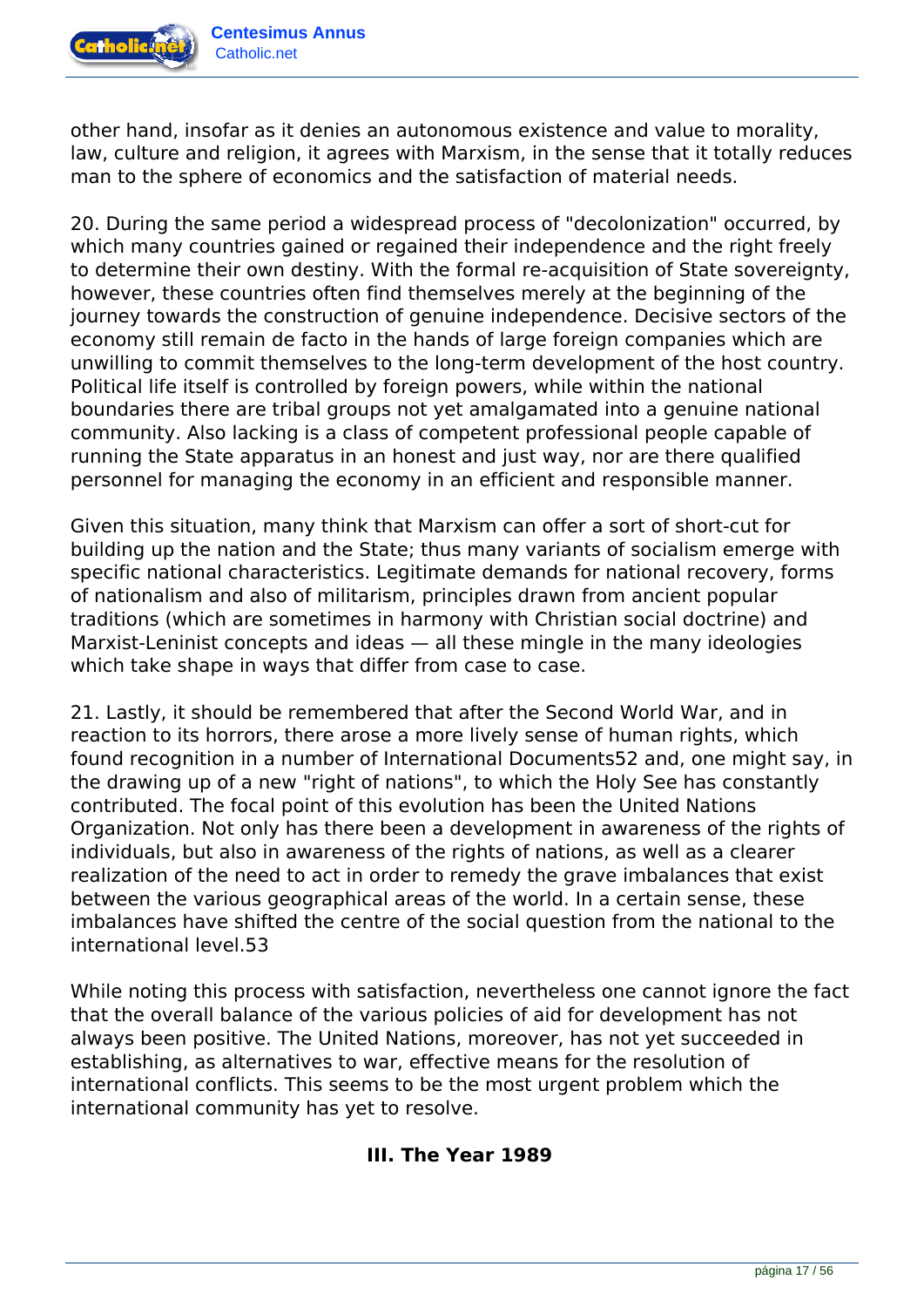other hand, insofar as it denies an autonomous existence and value to morality, law, culture and religion, it agrees with Marxism, in the sense that it totally reduces man to the sphere of economics and the satisfaction of material needs.

20. During the same period a widespread process of "decolonization" occurred, by which many countries gained or regained their independence and the right freely to determine their own destiny. With the formal re-acquisition of State sovereignty, however, these countries often find themselves merely at the beginning of the journey towards the construction of genuine independence. Decisive sectors of the economy still remain de facto in the hands of large foreign companies which are unwilling to commit themselves to the long-term development of the host country. Political life itself is controlled by foreign powers, while within the national boundaries there are tribal groups not yet amalgamated into a genuine national community. Also lacking is a class of competent professional people capable of running the State apparatus in an honest and just way, nor are there qualified personnel for managing the economy in an efficient and responsible manner.

Given this situation, many think that Marxism can offer a sort of short-cut for building up the nation and the State; thus many variants of socialism emerge with specific national characteristics. Legitimate demands for national recovery, forms of nationalism and also of militarism, principles drawn from ancient popular traditions (which are sometimes in harmony with Christian social doctrine) and Marxist-Leninist concepts and ideas — all these mingle in the many ideologies which take shape in ways that differ from case to case.

21. Lastly, it should be remembered that after the Second World War, and in reaction to its horrors, there arose a more lively sense of human rights, which found recognition in a number of International Documents[52] and, one might say, in the drawing up of a new "right of nations", to which the Holy See has constantly contributed. The focal point of this evolution has been the United Nations Organization. Not only has there been a development in awareness of the rights of individuals, but also in awareness of the rights of nations, as well as a clearer realization of the need to act in order to remedy the grave imbalances that exist between the various geographical areas of the world. In a certain sense, these imbalances have shifted the centre of the social question from the national to the international level.[53]

While noting this process with satisfaction, nevertheless one cannot ignore the fact that the overall balance of the various policies of aid for development has not always been positive. The United Nations, moreover, has not yet succeeded in establishing, as alternatives to war, effective means for the resolution of international conflicts. This seems to be the most urgent problem which the international community has yet to resolve.

## III. The Year 1989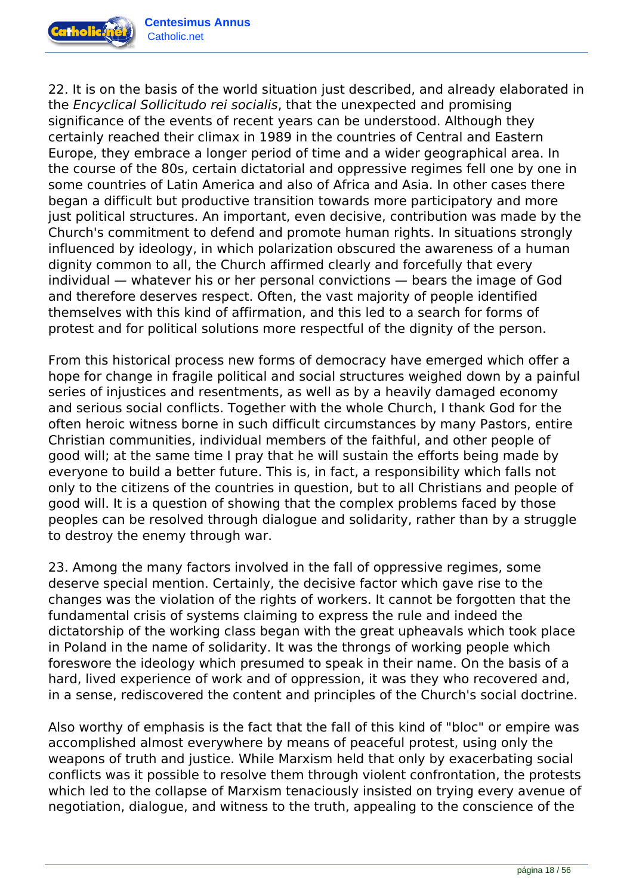22. It is on the basis of the world situation just described, and already elaborated in the *Encyclical Sollicitudo rei socialis*, that the unexpected and promising significance of the events of recent years can be understood. Although they certainly reached their climax in 1989 in the countries of Central and Eastern Europe, they embrace a longer period of time and a wider geographical area. In the course of the 80s, certain dictatorial and oppressive regimes fell one by one in some countries of Latin America and also of Africa and Asia. In other cases there began a difficult but productive transition towards more participatory and more just political structures. An important, even decisive, contribution was made by the Church's commitment to defend and promote human rights. In situations strongly influenced by ideology, in which polarization obscured the awareness of a human dignity common to all, the Church affirmed clearly and forcefully that every individual — whatever his or her personal convictions — bears the image of God and therefore deserves respect. Often, the vast majority of people identified themselves with this kind of affirmation, and this led to a search for forms of protest and for political solutions more respectful of the dignity of the person.

From this historical process new forms of democracy have emerged which offer a hope for change in fragile political and social structures weighed down by a painful series of injustices and resentments, as well as by a heavily damaged economy and serious social conflicts. Together with the whole Church, I thank God for the often heroic witness borne in such difficult circumstances by many Pastors, entire Christian communities, individual members of the faithful, and other people of good will; at the same time I pray that he will sustain the efforts being made by everyone to build a better future. This is, in fact, a responsibility which falls not only to the citizens of the countries in question, but to all Christians and people of good will. It is a question of showing that the complex problems faced by those peoples can be resolved through dialogue and solidarity, rather than by a struggle to destroy the enemy through war.

23. Among the many factors involved in the fall of oppressive regimes, some deserve special mention. Certainly, the decisive factor which gave rise to the changes was the violation of the rights of workers. It cannot be forgotten that the fundamental crisis of systems claiming to express the rule and indeed the dictatorship of the working class began with the great upheavals which took place in Poland in the name of solidarity. It was the throngs of working people which foreswore the ideology which presumed to speak in their name. On the basis of a hard, lived experience of work and of oppression, it was they who recovered and, in a sense, rediscovered the content and principles of the Church's social doctrine.

Also worthy of emphasis is the fact that the fall of this kind of "bloc" or empire was accomplished almost everywhere by means of peaceful protest, using only the weapons of truth and justice. While Marxism held that only by exacerbating social conflicts was it possible to resolve them through violent confrontation, the protests which led to the collapse of Marxism tenaciously insisted on trying every avenue of negotiation, dialogue, and witness to the truth, appealing to the conscience of the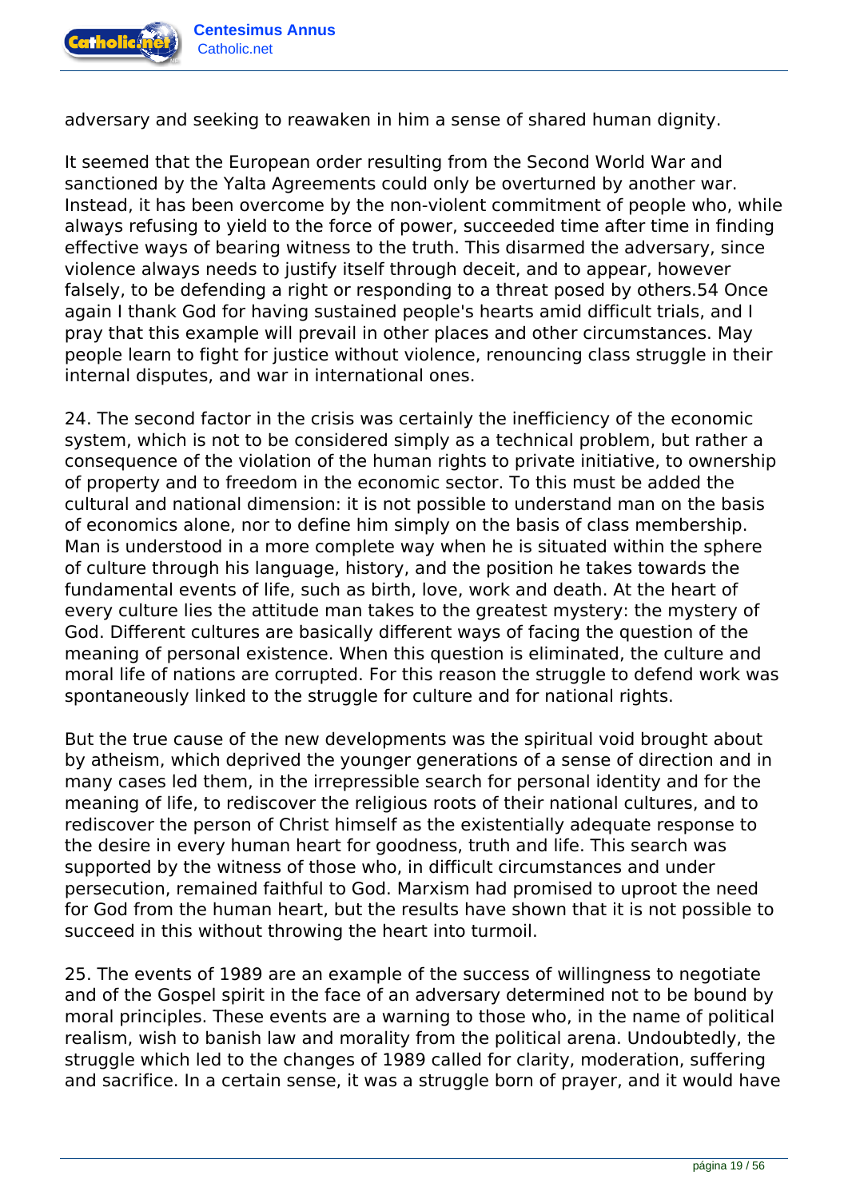adversary and seeking to reawaken in him a sense of shared human dignity.

It seemed that the European order resulting from the Second World War and sanctioned by the Yalta Agreements could only be overturned by another war. Instead, it has been overcome by the non-violent commitment of people who, while always refusing to yield to the force of power, succeeded time after time in finding effective ways of bearing witness to the truth. This disarmed the adversary, since violence always needs to justify itself through deceit, and to appear, however falsely, to be defending a right or responding to a threat posed by others.54 Once again I thank God for having sustained people's hearts amid difficult trials, and I pray that this example will prevail in other places and other circumstances. May people learn to fight for justice without violence, renouncing class struggle in their internal disputes, and war in international ones.

24. The second factor in the crisis was certainly the inefficiency of the economic system, which is not to be considered simply as a technical problem, but rather a consequence of the violation of the human rights to private initiative, to ownership of property and to freedom in the economic sector. To this must be added the cultural and national dimension: it is not possible to understand man on the basis of economics alone, nor to define him simply on the basis of class membership. Man is understood in a more complete way when he is situated within the sphere of culture through his language, history, and the position he takes towards the fundamental events of life, such as birth, love, work and death. At the heart of every culture lies the attitude man takes to the greatest mystery: the mystery of God. Different cultures are basically different ways of facing the question of the meaning of personal existence. When this question is eliminated, the culture and moral life of nations are corrupted. For this reason the struggle to defend work was spontaneously linked to the struggle for culture and for national rights.

But the true cause of the new developments was the spiritual void brought about by atheism, which deprived the younger generations of a sense of direction and in many cases led them, in the irrepressible search for personal identity and for the meaning of life, to rediscover the religious roots of their national cultures, and to rediscover the person of Christ himself as the existentially adequate response to the desire in every human heart for goodness, truth and life. This search was supported by the witness of those who, in difficult circumstances and under persecution, remained faithful to God. Marxism had promised to uproot the need for God from the human heart, but the results have shown that it is not possible to succeed in this without throwing the heart into turmoil.

25. The events of 1989 are an example of the success of willingness to negotiate and of the Gospel spirit in the face of an adversary determined not to be bound by moral principles. These events are a warning to those who, in the name of political realism, wish to banish law and morality from the political arena. Undoubtedly, the struggle which led to the changes of 1989 called for clarity, moderation, suffering and sacrifice. In a certain sense, it was a struggle born of prayer, and it would have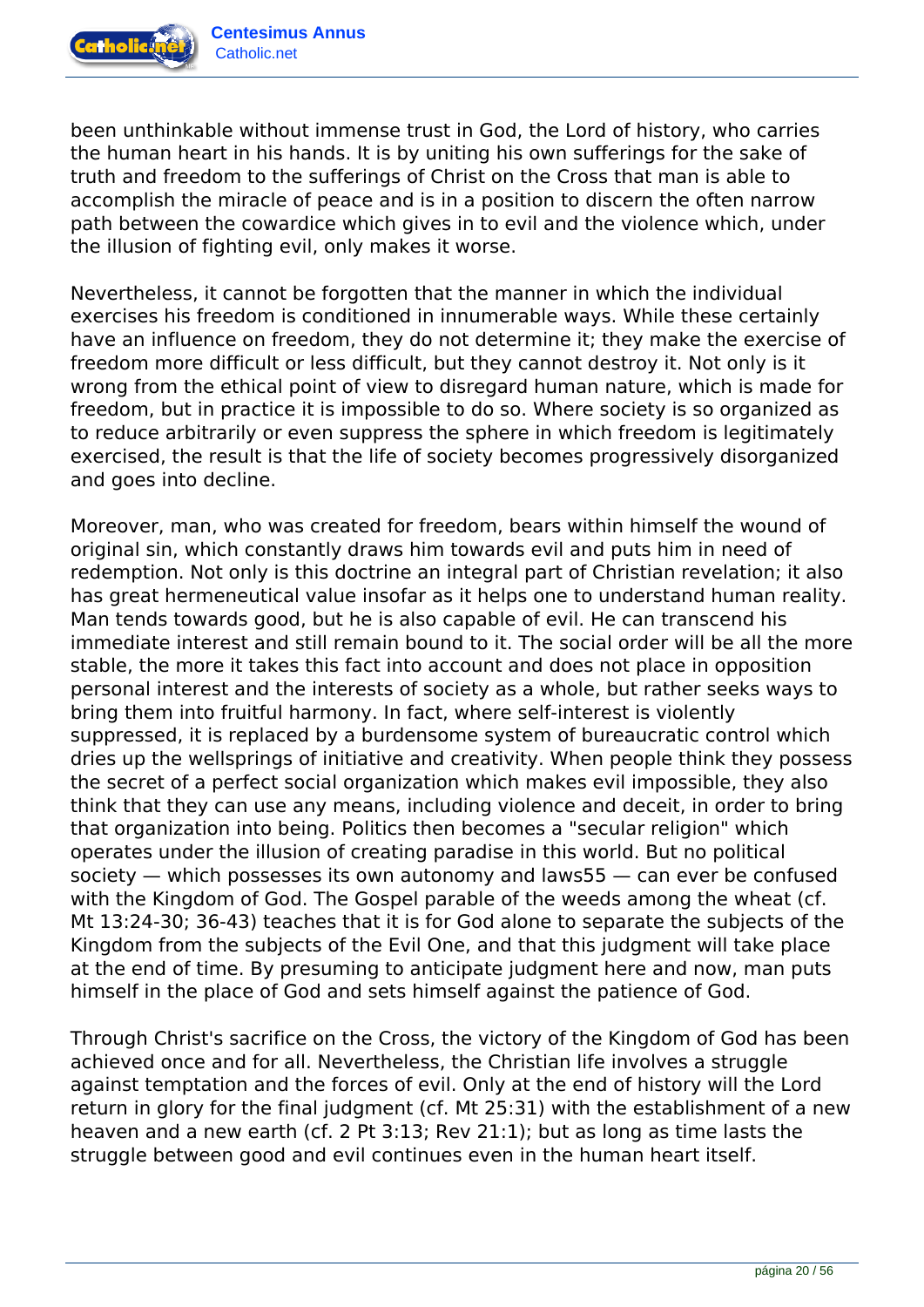been unthinkable without immense trust in God, the Lord of history, who carries the human heart in his hands. It is by uniting his own sufferings for the sake of truth and freedom to the sufferings of Christ on the Cross that man is able to accomplish the miracle of peace and is in a position to discern the often narrow path between the cowardice which gives in to evil and the violence which, under the illusion of fighting evil, only makes it worse.

Nevertheless, it cannot be forgotten that the manner in which the individual exercises his freedom is conditioned in innumerable ways. While these certainly have an influence on freedom, they do not determine it; they make the exercise of freedom more difficult or less difficult, but they cannot destroy it. Not only is it wrong from the ethical point of view to disregard human nature, which is made for freedom, but in practice it is impossible to do so. Where society is so organized as to reduce arbitrarily or even suppress the sphere in which freedom is legitimately exercised, the result is that the life of society becomes progressively disorganized and goes into decline.

Moreover, man, who was created for freedom, bears within himself the wound of original sin, which constantly draws him towards evil and puts him in need of redemption. Not only is this doctrine an integral part of Christian revelation; it also has great hermeneutical value insofar as it helps one to understand human reality. Man tends towards good, but he is also capable of evil. He can transcend his immediate interest and still remain bound to it. The social order will be all the more stable, the more it takes this fact into account and does not place in opposition personal interest and the interests of society as a whole, but rather seeks ways to bring them into fruitful harmony. In fact, where self-interest is violently suppressed, it is replaced by a burdensome system of bureaucratic control which dries up the wellsprings of initiative and creativity. When people think they possess the secret of a perfect social organization which makes evil impossible, they also think that they can use any means, including violence and deceit, in order to bring that organization into being. Politics then becomes a "secular religion" which operates under the illusion of creating paradise in this world. But no political society — which possesses its own autonomy and laws55 — can ever be confused with the Kingdom of God. The Gospel parable of the weeds among the wheat (cf. Mt 13:24-30; 36-43) teaches that it is for God alone to separate the subjects of the Kingdom from the subjects of the Evil One, and that this judgment will take place at the end of time. By presuming to anticipate judgment here and now, man puts himself in the place of God and sets himself against the patience of God.

Through Christ's sacrifice on the Cross, the victory of the Kingdom of God has been achieved once and for all. Nevertheless, the Christian life involves a struggle against temptation and the forces of evil. Only at the end of history will the Lord return in glory for the final judgment (cf. Mt 25:31) with the establishment of a new heaven and a new earth (cf. 2 Pt 3:13; Rev 21:1); but as long as time lasts the struggle between good and evil continues even in the human heart itself.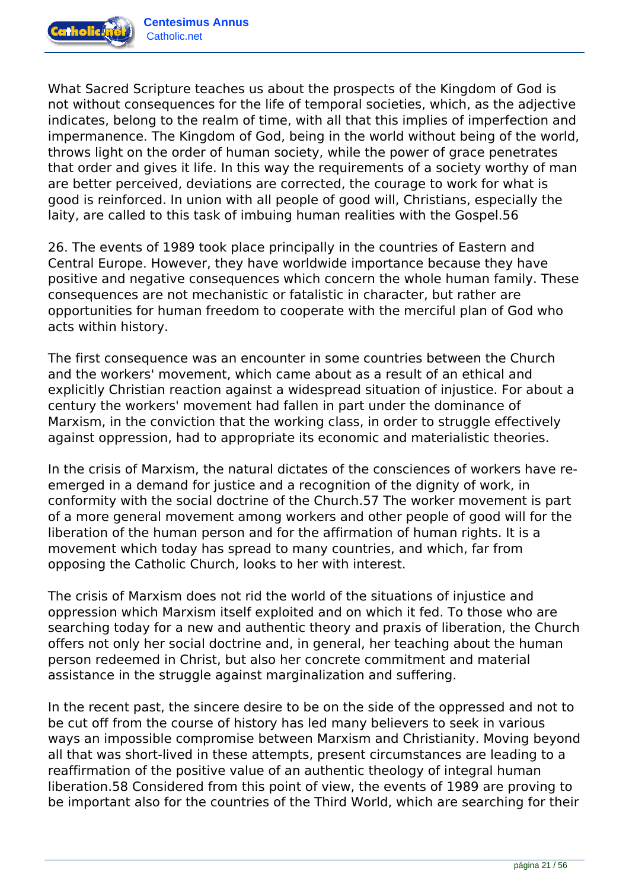What Sacred Scripture teaches us about the prospects of the Kingdom of God is not without consequences for the life of temporal societies, which, as the adjective indicates, belong to the realm of time, with all that this implies of imperfection and impermanence. The Kingdom of God, being in the world without being of the world, throws light on the order of human society, while the power of grace penetrates that order and gives it life. In this way the requirements of a society worthy of man are better perceived, deviations are corrected, the courage to work for what is good is reinforced. In union with all people of good will, Christians, especially the laity, are called to this task of imbuing human realities with the Gospel.56

26. The events of 1989 took place principally in the countries of Eastern and Central Europe. However, they have worldwide importance because they have positive and negative consequences which concern the whole human family. These consequences are not mechanistic or fatalistic in character, but rather are opportunities for human freedom to cooperate with the merciful plan of God who acts within history.

The first consequence was an encounter in some countries between the Church and the workers' movement, which came about as a result of an ethical and explicitly Christian reaction against a widespread situation of injustice. For about a century the workers' movement had fallen in part under the dominance of Marxism, in the conviction that the working class, in order to struggle effectively against oppression, had to appropriate its economic and materialistic theories.

In the crisis of Marxism, the natural dictates of the consciences of workers have re-emerged in a demand for justice and a recognition of the dignity of work, in conformity with the social doctrine of the Church.57 The worker movement is part of a more general movement among workers and other people of good will for the liberation of the human person and for the affirmation of human rights. It is a movement which today has spread to many countries, and which, far from opposing the Catholic Church, looks to her with interest.

The crisis of Marxism does not rid the world of the situations of injustice and oppression which Marxism itself exploited and on which it fed. To those who are searching today for a new and authentic theory and praxis of liberation, the Church offers not only her social doctrine and, in general, her teaching about the human person redeemed in Christ, but also her concrete commitment and material assistance in the struggle against marginalization and suffering.

In the recent past, the sincere desire to be on the side of the oppressed and not to be cut off from the course of history has led many believers to seek in various ways an impossible compromise between Marxism and Christianity. Moving beyond all that was short-lived in these attempts, present circumstances are leading to a reaffirmation of the positive value of an authentic theology of integral human liberation.58 Considered from this point of view, the events of 1989 are proving to be important also for the countries of the Third World, which are searching for their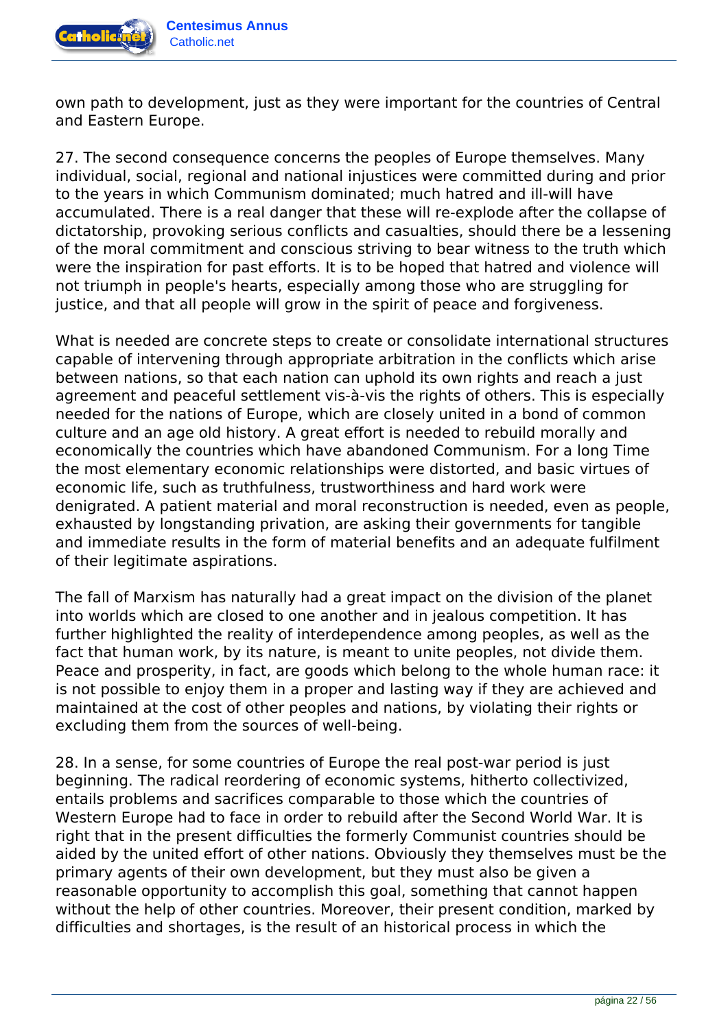own path to development, just as they were important for the countries of Central and Eastern Europe.

27. The second consequence concerns the peoples of Europe themselves. Many individual, social, regional and national injustices were committed during and prior to the years in which Communism dominated; much hatred and ill-will have accumulated. There is a real danger that these will re-explode after the collapse of dictatorship, provoking serious conflicts and casualties, should there be a lessening of the moral commitment and conscious striving to bear witness to the truth which were the inspiration for past efforts. It is to be hoped that hatred and violence will not triumph in people's hearts, especially among those who are struggling for justice, and that all people will grow in the spirit of peace and forgiveness.

What is needed are concrete steps to create or consolidate international structures capable of intervening through appropriate arbitration in the conflicts which arise between nations, so that each nation can uphold its own rights and reach a just agreement and peaceful settlement vis-à-vis the rights of others. This is especially needed for the nations of Europe, which are closely united in a bond of common culture and an age old history. A great effort is needed to rebuild morally and economically the countries which have abandoned Communism. For a long Time the most elementary economic relationships were distorted, and basic virtues of economic life, such as truthfulness, trustworthiness and hard work were denigrated. A patient material and moral reconstruction is needed, even as people, exhausted by longstanding privation, are asking their governments for tangible and immediate results in the form of material benefits and an adequate fulfilment of their legitimate aspirations.

The fall of Marxism has naturally had a great impact on the division of the planet into worlds which are closed to one another and in jealous competition. It has further highlighted the reality of interdependence among peoples, as well as the fact that human work, by its nature, is meant to unite peoples, not divide them. Peace and prosperity, in fact, are goods which belong to the whole human race: it is not possible to enjoy them in a proper and lasting way if they are achieved and maintained at the cost of other peoples and nations, by violating their rights or excluding them from the sources of well-being.

28. In a sense, for some countries of Europe the real post-war period is just beginning. The radical reordering of economic systems, hitherto collectivized, entails problems and sacrifices comparable to those which the countries of Western Europe had to face in order to rebuild after the Second World War. It is right that in the present difficulties the formerly Communist countries should be aided by the united effort of other nations. Obviously they themselves must be the primary agents of their own development, but they must also be given a reasonable opportunity to accomplish this goal, something that cannot happen without the help of other countries. Moreover, their present condition, marked by difficulties and shortages, is the result of an historical process in which the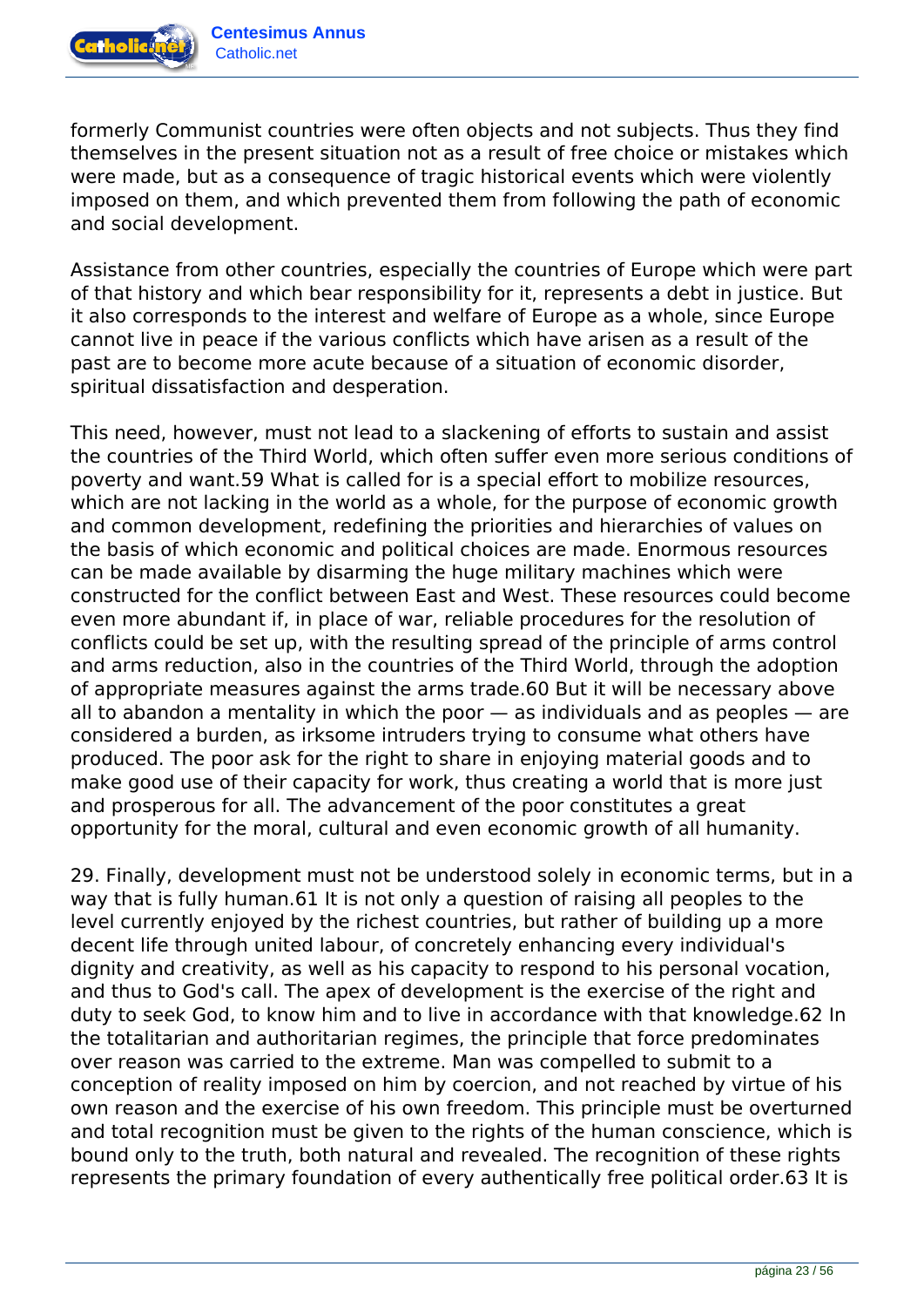formerly Communist countries were often objects and not subjects. Thus they find themselves in the present situation not as a result of free choice or mistakes which were made, but as a consequence of tragic historical events which were violently imposed on them, and which prevented them from following the path of economic and social development.

Assistance from other countries, especially the countries of Europe which were part of that history and which bear responsibility for it, represents a debt in justice. But it also corresponds to the interest and welfare of Europe as a whole, since Europe cannot live in peace if the various conflicts which have arisen as a result of the past are to become more acute because of a situation of economic disorder, spiritual dissatisfaction and desperation.

This need, however, must not lead to a slackening of efforts to sustain and assist the countries of the Third World, which often suffer even more serious conditions of poverty and want.59 What is called for is a special effort to mobilize resources, which are not lacking in the world as a whole, for the purpose of economic growth and common development, redefining the priorities and hierarchies of values on the basis of which economic and political choices are made. Enormous resources can be made available by disarming the huge military machines which were constructed for the conflict between East and West. These resources could become even more abundant if, in place of war, reliable procedures for the resolution of conflicts could be set up, with the resulting spread of the principle of arms control and arms reduction, also in the countries of the Third World, through the adoption of appropriate measures against the arms trade.60 But it will be necessary above all to abandon a mentality in which the poor — as individuals and as peoples — are considered a burden, as irksome intruders trying to consume what others have produced. The poor ask for the right to share in enjoying material goods and to make good use of their capacity for work, thus creating a world that is more just and prosperous for all. The advancement of the poor constitutes a great opportunity for the moral, cultural and even economic growth of all humanity.

29. Finally, development must not be understood solely in economic terms, but in a way that is fully human.61 It is not only a question of raising all peoples to the level currently enjoyed by the richest countries, but rather of building up a more decent life through united labour, of concretely enhancing every individual's dignity and creativity, as well as his capacity to respond to his personal vocation, and thus to God's call. The apex of development is the exercise of the right and duty to seek God, to know him and to live in accordance with that knowledge.62 In the totalitarian and authoritarian regimes, the principle that force predominates over reason was carried to the extreme. Man was compelled to submit to a conception of reality imposed on him by coercion, and not reached by virtue of his own reason and the exercise of his own freedom. This principle must be overturned and total recognition must be given to the rights of the human conscience, which is bound only to the truth, both natural and revealed. The recognition of these rights represents the primary foundation of every authentically free political order.63 It is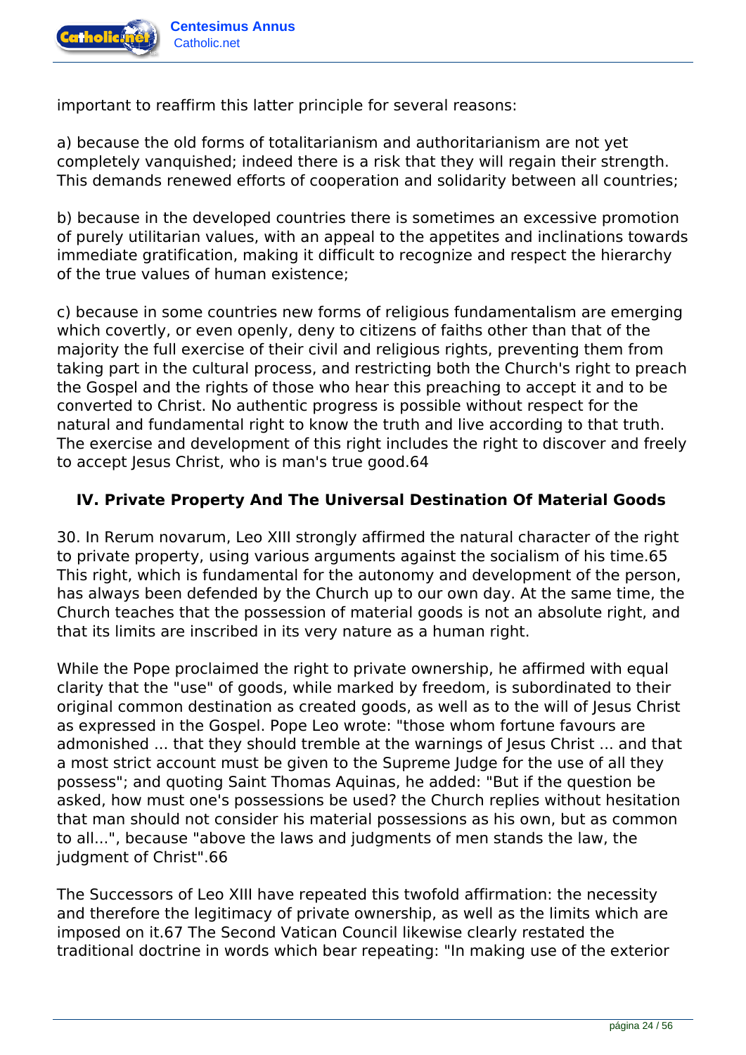important to reaffirm this latter principle for several reasons:

a) because the old forms of totalitarianism and authoritarianism are not yet completely vanquished; indeed there is a risk that they will regain their strength. This demands renewed efforts of cooperation and solidarity between all countries;

b) because in the developed countries there is sometimes an excessive promotion of purely utilitarian values, with an appeal to the appetites and inclinations towards immediate gratification, making it difficult to recognize and respect the hierarchy of the true values of human existence;

c) because in some countries new forms of religious fundamentalism are emerging which covertly, or even openly, deny to citizens of faiths other than that of the majority the full exercise of their civil and religious rights, preventing them from taking part in the cultural process, and restricting both the Church's right to preach the Gospel and the rights of those who hear this preaching to accept it and to be converted to Christ. No authentic progress is possible without respect for the natural and fundamental right to know the truth and live according to that truth. The exercise and development of this right includes the right to discover and freely to accept Jesus Christ, who is man's true good.64

### IV. Private Property And The Universal Destination Of Material Goods

30. In Rerum novarum, Leo XIII strongly affirmed the natural character of the right to private property, using various arguments against the socialism of his time.65 This right, which is fundamental for the autonomy and development of the person, has always been defended by the Church up to our own day. At the same time, the Church teaches that the possession of material goods is not an absolute right, and that its limits are inscribed in its very nature as a human right.

While the Pope proclaimed the right to private ownership, he affirmed with equal clarity that the "use" of goods, while marked by freedom, is subordinated to their original common destination as created goods, as well as to the will of Jesus Christ as expressed in the Gospel. Pope Leo wrote: "those whom fortune favours are admonished ... that they should tremble at the warnings of Jesus Christ ... and that a most strict account must be given to the Supreme Judge for the use of all they possess"; and quoting Saint Thomas Aquinas, he added: "But if the question be asked, how must one's possessions be used? the Church replies without hesitation that man should not consider his material possessions as his own, but as common to all...", because "above the laws and judgments of men stands the law, the judgment of Christ".66

The Successors of Leo XIII have repeated this twofold affirmation: the necessity and therefore the legitimacy of private ownership, as well as the limits which are imposed on it.67 The Second Vatican Council likewise clearly restated the traditional doctrine in words which bear repeating: "In making use of the exterior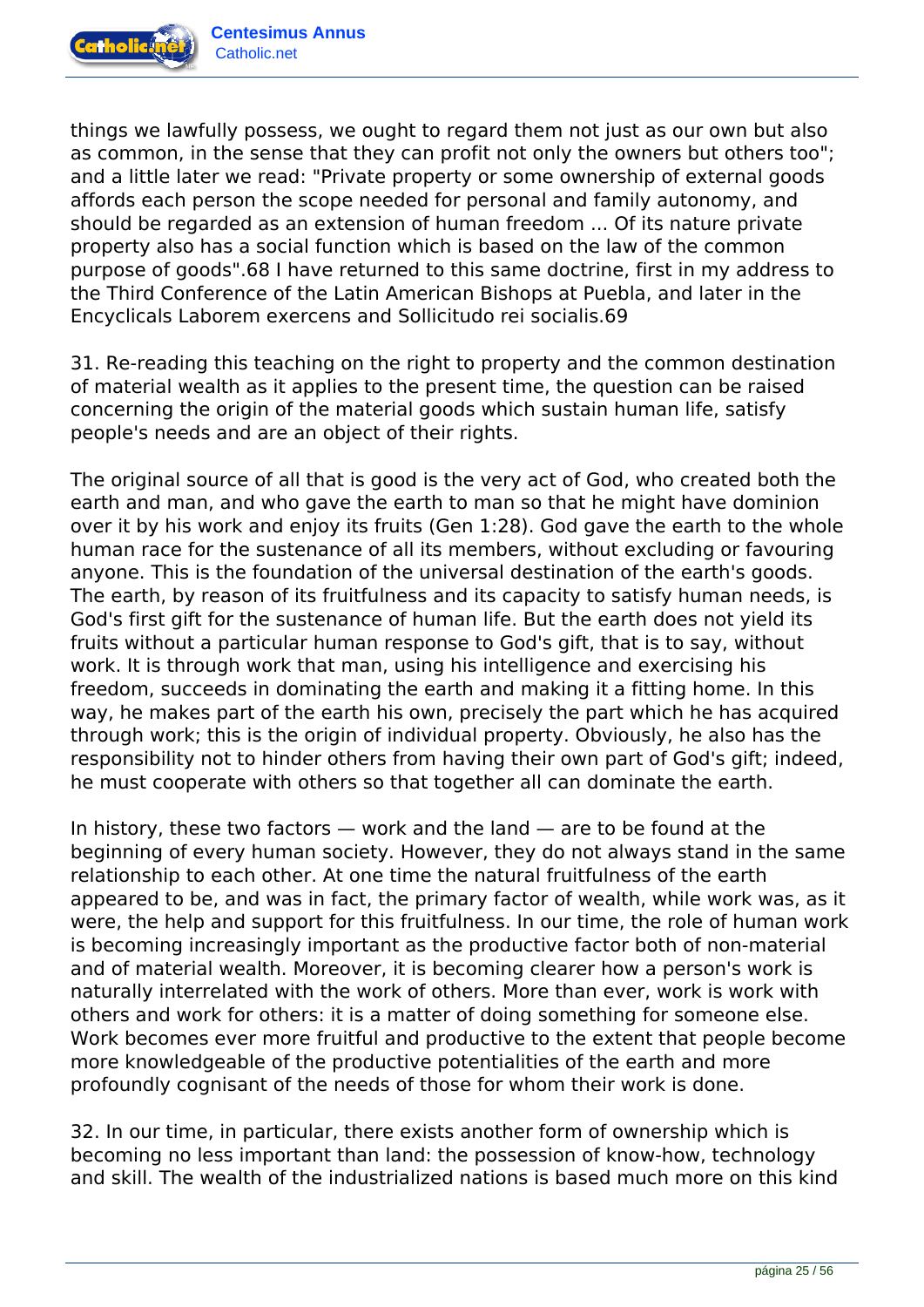things we lawfully possess, we ought to regard them not just as our own but also as common, in the sense that they can profit not only the owners but others too"; and a little later we read: "Private property or some ownership of external goods affords each person the scope needed for personal and family autonomy, and should be regarded as an extension of human freedom ... Of its nature private property also has a social function which is based on the law of the common purpose of goods".68 I have returned to this same doctrine, first in my address to the Third Conference of the Latin American Bishops at Puebla, and later in the Encyclicals Laborem exercens and Sollicitudo rei socialis.69

31. Re-reading this teaching on the right to property and the common destination of material wealth as it applies to the present time, the question can be raised concerning the origin of the material goods which sustain human life, satisfy people's needs and are an object of their rights.

The original source of all that is good is the very act of God, who created both the earth and man, and who gave the earth to man so that he might have dominion over it by his work and enjoy its fruits (Gen 1:28). God gave the earth to the whole human race for the sustenance of all its members, without excluding or favouring anyone. This is the foundation of the universal destination of the earth's goods. The earth, by reason of its fruitfulness and its capacity to satisfy human needs, is God's first gift for the sustenance of human life. But the earth does not yield its fruits without a particular human response to God's gift, that is to say, without work. It is through work that man, using his intelligence and exercising his freedom, succeeds in dominating the earth and making it a fitting home. In this way, he makes part of the earth his own, precisely the part which he has acquired through work; this is the origin of individual property. Obviously, he also has the responsibility not to hinder others from having their own part of God's gift; indeed, he must cooperate with others so that together all can dominate the earth.

In history, these two factors — work and the land — are to be found at the beginning of every human society. However, they do not always stand in the same relationship to each other. At one time the natural fruitfulness of the earth appeared to be, and was in fact, the primary factor of wealth, while work was, as it were, the help and support for this fruitfulness. In our time, the role of human work is becoming increasingly important as the productive factor both of non-material and of material wealth. Moreover, it is becoming clearer how a person's work is naturally interrelated with the work of others. More than ever, work is work with others and work for others: it is a matter of doing something for someone else. Work becomes ever more fruitful and productive to the extent that people become more knowledgeable of the productive potentialities of the earth and more profoundly cognisant of the needs of those for whom their work is done.

32. In our time, in particular, there exists another form of ownership which is becoming no less important than land: the possession of know-how, technology and skill. The wealth of the industrialized nations is based much more on this kind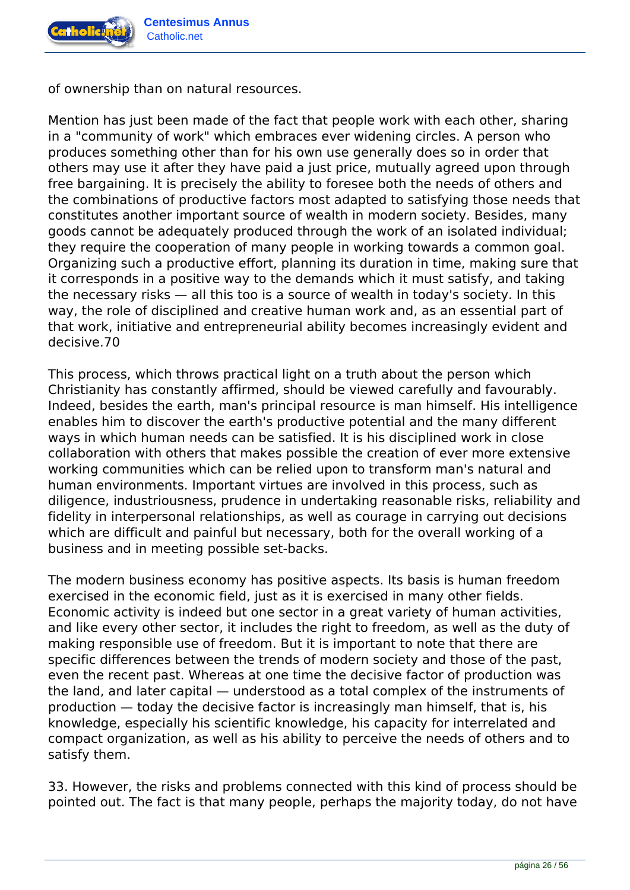of ownership than on natural resources.

Mention has just been made of the fact that people work with each other, sharing in a "community of work" which embraces ever widening circles. A person who produces something other than for his own use generally does so in order that others may use it after they have paid a just price, mutually agreed upon through free bargaining. It is precisely the ability to foresee both the needs of others and the combinations of productive factors most adapted to satisfying those needs that constitutes another important source of wealth in modern society. Besides, many goods cannot be adequately produced through the work of an isolated individual; they require the cooperation of many people in working towards a common goal. Organizing such a productive effort, planning its duration in time, making sure that it corresponds in a positive way to the demands which it must satisfy, and taking the necessary risks — all this too is a source of wealth in today's society. In this way, the role of disciplined and creative human work and, as an essential part of that work, initiative and entrepreneurial ability becomes increasingly evident and decisive.70

This process, which throws practical light on a truth about the person which Christianity has constantly affirmed, should be viewed carefully and favourably. Indeed, besides the earth, man's principal resource is man himself. His intelligence enables him to discover the earth's productive potential and the many different ways in which human needs can be satisfied. It is his disciplined work in close collaboration with others that makes possible the creation of ever more extensive working communities which can be relied upon to transform man's natural and human environments. Important virtues are involved in this process, such as diligence, industriousness, prudence in undertaking reasonable risks, reliability and fidelity in interpersonal relationships, as well as courage in carrying out decisions which are difficult and painful but necessary, both for the overall working of a business and in meeting possible set-backs.

The modern business economy has positive aspects. Its basis is human freedom exercised in the economic field, just as it is exercised in many other fields. Economic activity is indeed but one sector in a great variety of human activities, and like every other sector, it includes the right to freedom, as well as the duty of making responsible use of freedom. But it is important to note that there are specific differences between the trends of modern society and those of the past, even the recent past. Whereas at one time the decisive factor of production was the land, and later capital — understood as a total complex of the instruments of production — today the decisive factor is increasingly man himself, that is, his knowledge, especially his scientific knowledge, his capacity for interrelated and compact organization, as well as his ability to perceive the needs of others and to satisfy them.

33. However, the risks and problems connected with this kind of process should be pointed out. The fact is that many people, perhaps the majority today, do not have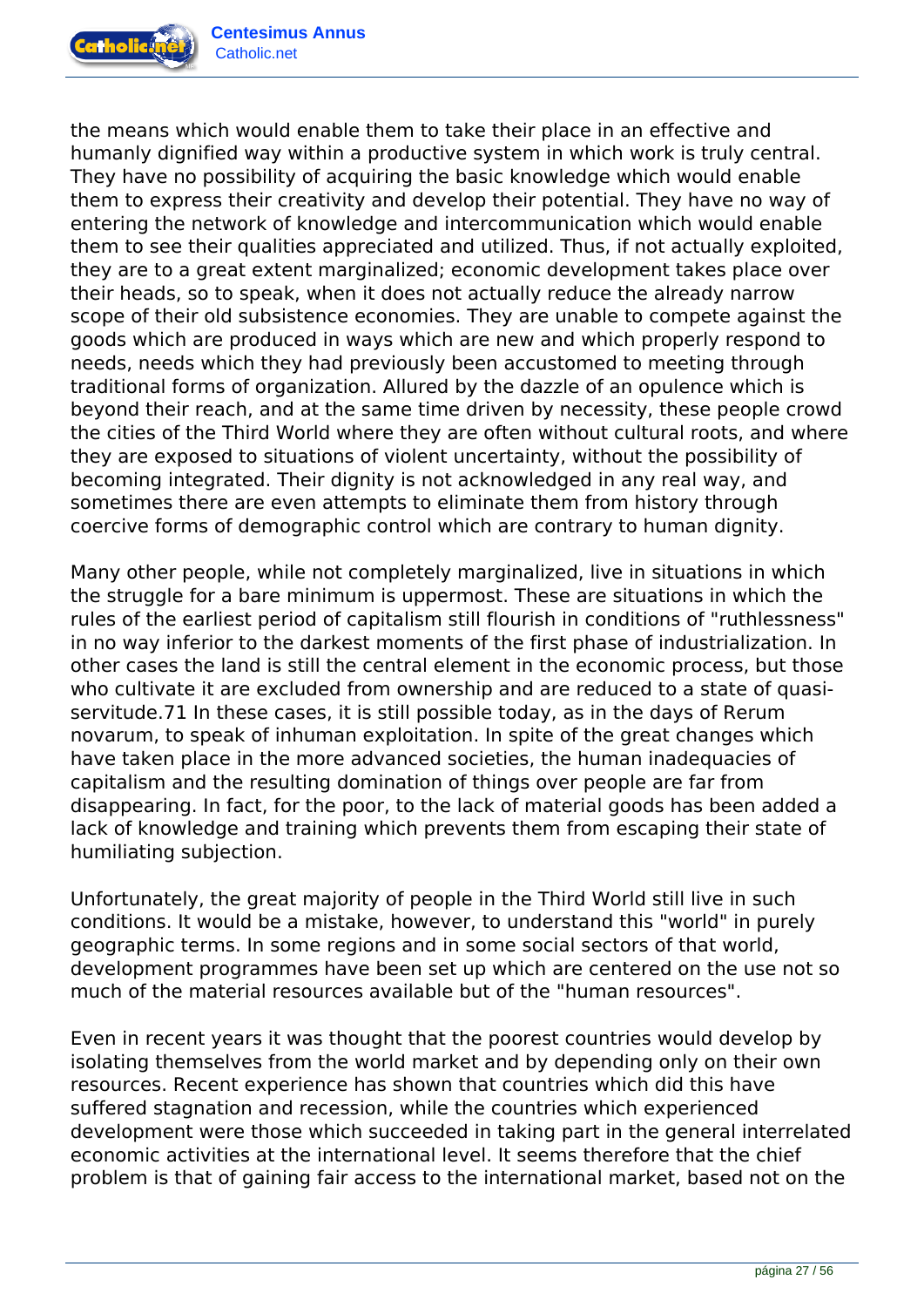the means which would enable them to take their place in an effective and humanly dignified way within a productive system in which work is truly central. They have no possibility of acquiring the basic knowledge which would enable them to express their creativity and develop their potential. They have no way of entering the network of knowledge and intercommunication which would enable them to see their qualities appreciated and utilized. Thus, if not actually exploited, they are to a great extent marginalized; economic development takes place over their heads, so to speak, when it does not actually reduce the already narrow scope of their old subsistence economies. They are unable to compete against the goods which are produced in ways which are new and which properly respond to needs, needs which they had previously been accustomed to meeting through traditional forms of organization. Allured by the dazzle of an opulence which is beyond their reach, and at the same time driven by necessity, these people crowd the cities of the Third World where they are often without cultural roots, and where they are exposed to situations of violent uncertainty, without the possibility of becoming integrated. Their dignity is not acknowledged in any real way, and sometimes there are even attempts to eliminate them from history through coercive forms of demographic control which are contrary to human dignity.

Many other people, while not completely marginalized, live in situations in which the struggle for a bare minimum is uppermost. These are situations in which the rules of the earliest period of capitalism still flourish in conditions of "ruthlessness" in no way inferior to the darkest moments of the first phase of industrialization. In other cases the land is still the central element in the economic process, but those who cultivate it are excluded from ownership and are reduced to a state of quasi-servitude.71 In these cases, it is still possible today, as in the days of Rerum novarum, to speak of inhuman exploitation. In spite of the great changes which have taken place in the more advanced societies, the human inadequacies of capitalism and the resulting domination of things over people are far from disappearing. In fact, for the poor, to the lack of material goods has been added a lack of knowledge and training which prevents them from escaping their state of humiliating subjection.

Unfortunately, the great majority of people in the Third World still live in such conditions. It would be a mistake, however, to understand this "world" in purely geographic terms. In some regions and in some social sectors of that world, development programmes have been set up which are centered on the use not so much of the material resources available but of the "human resources".

Even in recent years it was thought that the poorest countries would develop by isolating themselves from the world market and by depending only on their own resources. Recent experience has shown that countries which did this have suffered stagnation and recession, while the countries which experienced development were those which succeeded in taking part in the general interrelated economic activities at the international level. It seems therefore that the chief problem is that of gaining fair access to the international market, based not on the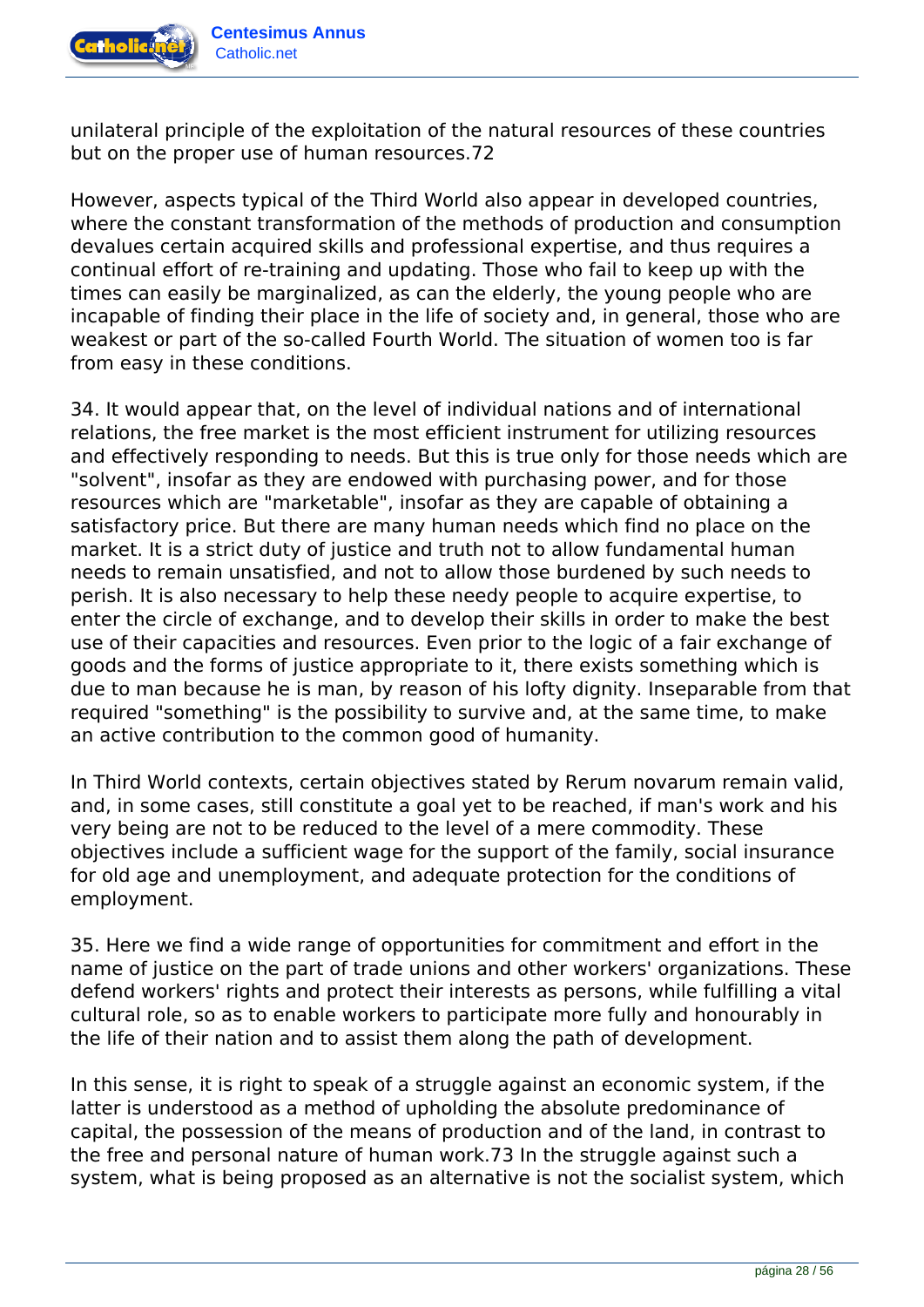unilateral principle of the exploitation of the natural resources of these countries but on the proper use of human resources.72

However, aspects typical of the Third World also appear in developed countries, where the constant transformation of the methods of production and consumption devalues certain acquired skills and professional expertise, and thus requires a continual effort of re-training and updating. Those who fail to keep up with the times can easily be marginalized, as can the elderly, the young people who are incapable of finding their place in the life of society and, in general, those who are weakest or part of the so-called Fourth World. The situation of women too is far from easy in these conditions.

34. It would appear that, on the level of individual nations and of international relations, the free market is the most efficient instrument for utilizing resources and effectively responding to needs. But this is true only for those needs which are "solvent", insofar as they are endowed with purchasing power, and for those resources which are "marketable", insofar as they are capable of obtaining a satisfactory price. But there are many human needs which find no place on the market. It is a strict duty of justice and truth not to allow fundamental human needs to remain unsatisfied, and not to allow those burdened by such needs to perish. It is also necessary to help these needy people to acquire expertise, to enter the circle of exchange, and to develop their skills in order to make the best use of their capacities and resources. Even prior to the logic of a fair exchange of goods and the forms of justice appropriate to it, there exists something which is due to man because he is man, by reason of his lofty dignity. Inseparable from that required "something" is the possibility to survive and, at the same time, to make an active contribution to the common good of humanity.

In Third World contexts, certain objectives stated by Rerum novarum remain valid, and, in some cases, still constitute a goal yet to be reached, if man's work and his very being are not to be reduced to the level of a mere commodity. These objectives include a sufficient wage for the support of the family, social insurance for old age and unemployment, and adequate protection for the conditions of employment.

35. Here we find a wide range of opportunities for commitment and effort in the name of justice on the part of trade unions and other workers' organizations. These defend workers' rights and protect their interests as persons, while fulfilling a vital cultural role, so as to enable workers to participate more fully and honourably in the life of their nation and to assist them along the path of development.

In this sense, it is right to speak of a struggle against an economic system, if the latter is understood as a method of upholding the absolute predominance of capital, the possession of the means of production and of the land, in contrast to the free and personal nature of human work.73 In the struggle against such a system, what is being proposed as an alternative is not the socialist system, which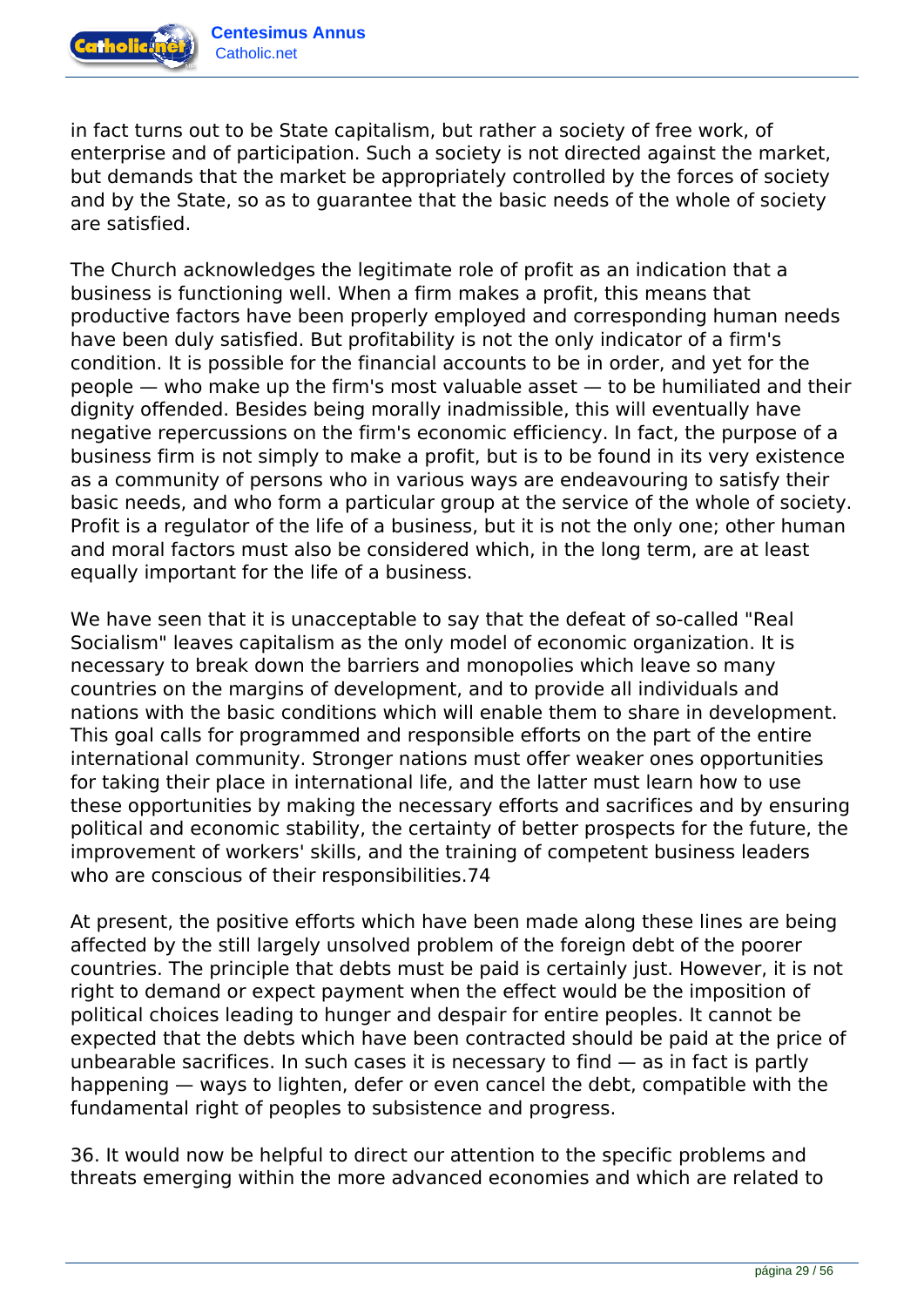in fact turns out to be State capitalism, but rather a society of free work, of enterprise and of participation. Such a society is not directed against the market, but demands that the market be appropriately controlled by the forces of society and by the State, so as to guarantee that the basic needs of the whole of society are satisfied.

The Church acknowledges the legitimate role of profit as an indication that a business is functioning well. When a firm makes a profit, this means that productive factors have been properly employed and corresponding human needs have been duly satisfied. But profitability is not the only indicator of a firm's condition. It is possible for the financial accounts to be in order, and yet for the people — who make up the firm's most valuable asset — to be humiliated and their dignity offended. Besides being morally inadmissible, this will eventually have negative repercussions on the firm's economic efficiency. In fact, the purpose of a business firm is not simply to make a profit, but is to be found in its very existence as a community of persons who in various ways are endeavouring to satisfy their basic needs, and who form a particular group at the service of the whole of society. Profit is a regulator of the life of a business, but it is not the only one; other human and moral factors must also be considered which, in the long term, are at least equally important for the life of a business.

We have seen that it is unacceptable to say that the defeat of so-called "Real Socialism" leaves capitalism as the only model of economic organization. It is necessary to break down the barriers and monopolies which leave so many countries on the margins of development, and to provide all individuals and nations with the basic conditions which will enable them to share in development. This goal calls for programmed and responsible efforts on the part of the entire international community. Stronger nations must offer weaker ones opportunities for taking their place in international life, and the latter must learn how to use these opportunities by making the necessary efforts and sacrifices and by ensuring political and economic stability, the certainty of better prospects for the future, the improvement of workers' skills, and the training of competent business leaders who are conscious of their responsibilities.74

At present, the positive efforts which have been made along these lines are being affected by the still largely unsolved problem of the foreign debt of the poorer countries. The principle that debts must be paid is certainly just. However, it is not right to demand or expect payment when the effect would be the imposition of political choices leading to hunger and despair for entire peoples. It cannot be expected that the debts which have been contracted should be paid at the price of unbearable sacrifices. In such cases it is necessary to find — as in fact is partly happening — ways to lighten, defer or even cancel the debt, compatible with the fundamental right of peoples to subsistence and progress.

36. It would now be helpful to direct our attention to the specific problems and threats emerging within the more advanced economies and which are related to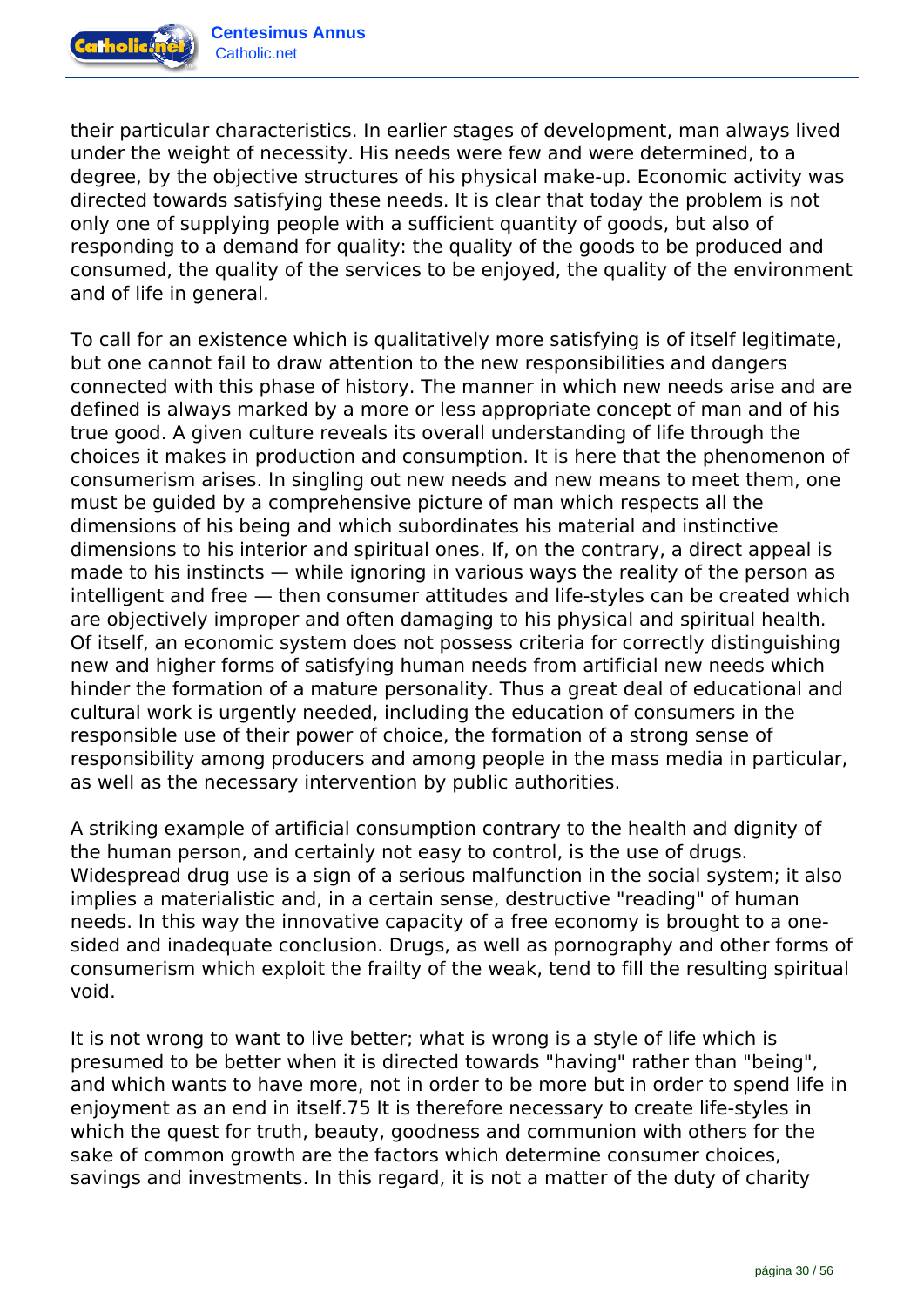their particular characteristics. In earlier stages of development, man always lived under the weight of necessity. His needs were few and were determined, to a degree, by the objective structures of his physical make-up. Economic activity was directed towards satisfying these needs. It is clear that today the problem is not only one of supplying people with a sufficient quantity of goods, but also of responding to a demand for quality: the quality of the goods to be produced and consumed, the quality of the services to be enjoyed, the quality of the environment and of life in general.

To call for an existence which is qualitatively more satisfying is of itself legitimate, but one cannot fail to draw attention to the new responsibilities and dangers connected with this phase of history. The manner in which new needs arise and are defined is always marked by a more or less appropriate concept of man and of his true good. A given culture reveals its overall understanding of life through the choices it makes in production and consumption. It is here that the phenomenon of consumerism arises. In singling out new needs and new means to meet them, one must be guided by a comprehensive picture of man which respects all the dimensions of his being and which subordinates his material and instinctive dimensions to his interior and spiritual ones. If, on the contrary, a direct appeal is made to his instincts — while ignoring in various ways the reality of the person as intelligent and free — then consumer attitudes and life-styles can be created which are objectively improper and often damaging to his physical and spiritual health. Of itself, an economic system does not possess criteria for correctly distinguishing new and higher forms of satisfying human needs from artificial new needs which hinder the formation of a mature personality. Thus a great deal of educational and cultural work is urgently needed, including the education of consumers in the responsible use of their power of choice, the formation of a strong sense of responsibility among producers and among people in the mass media in particular, as well as the necessary intervention by public authorities.

A striking example of artificial consumption contrary to the health and dignity of the human person, and certainly not easy to control, is the use of drugs. Widespread drug use is a sign of a serious malfunction in the social system; it also implies a materialistic and, in a certain sense, destructive "reading" of human needs. In this way the innovative capacity of a free economy is brought to a one-sided and inadequate conclusion. Drugs, as well as pornography and other forms of consumerism which exploit the frailty of the weak, tend to fill the resulting spiritual void.

It is not wrong to want to live better; what is wrong is a style of life which is presumed to be better when it is directed towards "having" rather than "being", and which wants to have more, not in order to be more but in order to spend life in enjoyment as an end in itself.[75] It is therefore necessary to create life-styles in which the quest for truth, beauty, goodness and communion with others for the sake of common growth are the factors which determine consumer choices, savings and investments. In this regard, it is not a matter of the duty of charity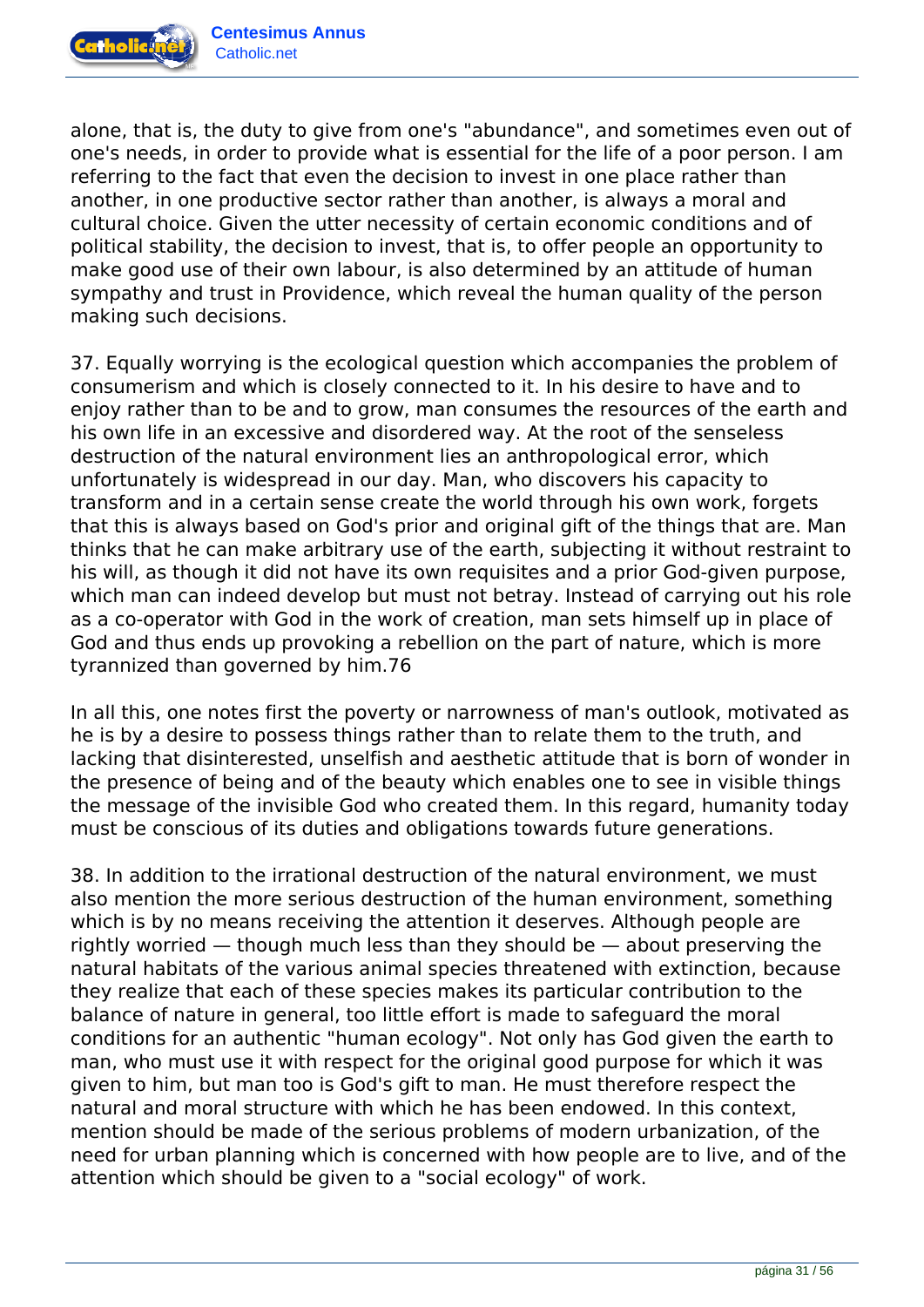alone, that is, the duty to give from one's "abundance", and sometimes even out of one's needs, in order to provide what is essential for the life of a poor person. I am referring to the fact that even the decision to invest in one place rather than another, in one productive sector rather than another, is always a moral and cultural choice. Given the utter necessity of certain economic conditions and of political stability, the decision to invest, that is, to offer people an opportunity to make good use of their own labour, is also determined by an attitude of human sympathy and trust in Providence, which reveal the human quality of the person making such decisions.

37. Equally worrying is the ecological question which accompanies the problem of consumerism and which is closely connected to it. In his desire to have and to enjoy rather than to be and to grow, man consumes the resources of the earth and his own life in an excessive and disordered way. At the root of the senseless destruction of the natural environment lies an anthropological error, which unfortunately is widespread in our day. Man, who discovers his capacity to transform and in a certain sense create the world through his own work, forgets that this is always based on God's prior and original gift of the things that are. Man thinks that he can make arbitrary use of the earth, subjecting it without restraint to his will, as though it did not have its own requisites and a prior God-given purpose, which man can indeed develop but must not betray. Instead of carrying out his role as a co-operator with God in the work of creation, man sets himself up in place of God and thus ends up provoking a rebellion on the part of nature, which is more tyrannized than governed by him.76

In all this, one notes first the poverty or narrowness of man's outlook, motivated as he is by a desire to possess things rather than to relate them to the truth, and lacking that disinterested, unselfish and aesthetic attitude that is born of wonder in the presence of being and of the beauty which enables one to see in visible things the message of the invisible God who created them. In this regard, humanity today must be conscious of its duties and obligations towards future generations.

38. In addition to the irrational destruction of the natural environment, we must also mention the more serious destruction of the human environment, something which is by no means receiving the attention it deserves. Although people are rightly worried — though much less than they should be — about preserving the natural habitats of the various animal species threatened with extinction, because they realize that each of these species makes its particular contribution to the balance of nature in general, too little effort is made to safeguard the moral conditions for an authentic "human ecology". Not only has God given the earth to man, who must use it with respect for the original good purpose for which it was given to him, but man too is God's gift to man. He must therefore respect the natural and moral structure with which he has been endowed. In this context, mention should be made of the serious problems of modern urbanization, of the need for urban planning which is concerned with how people are to live, and of the attention which should be given to a "social ecology" of work.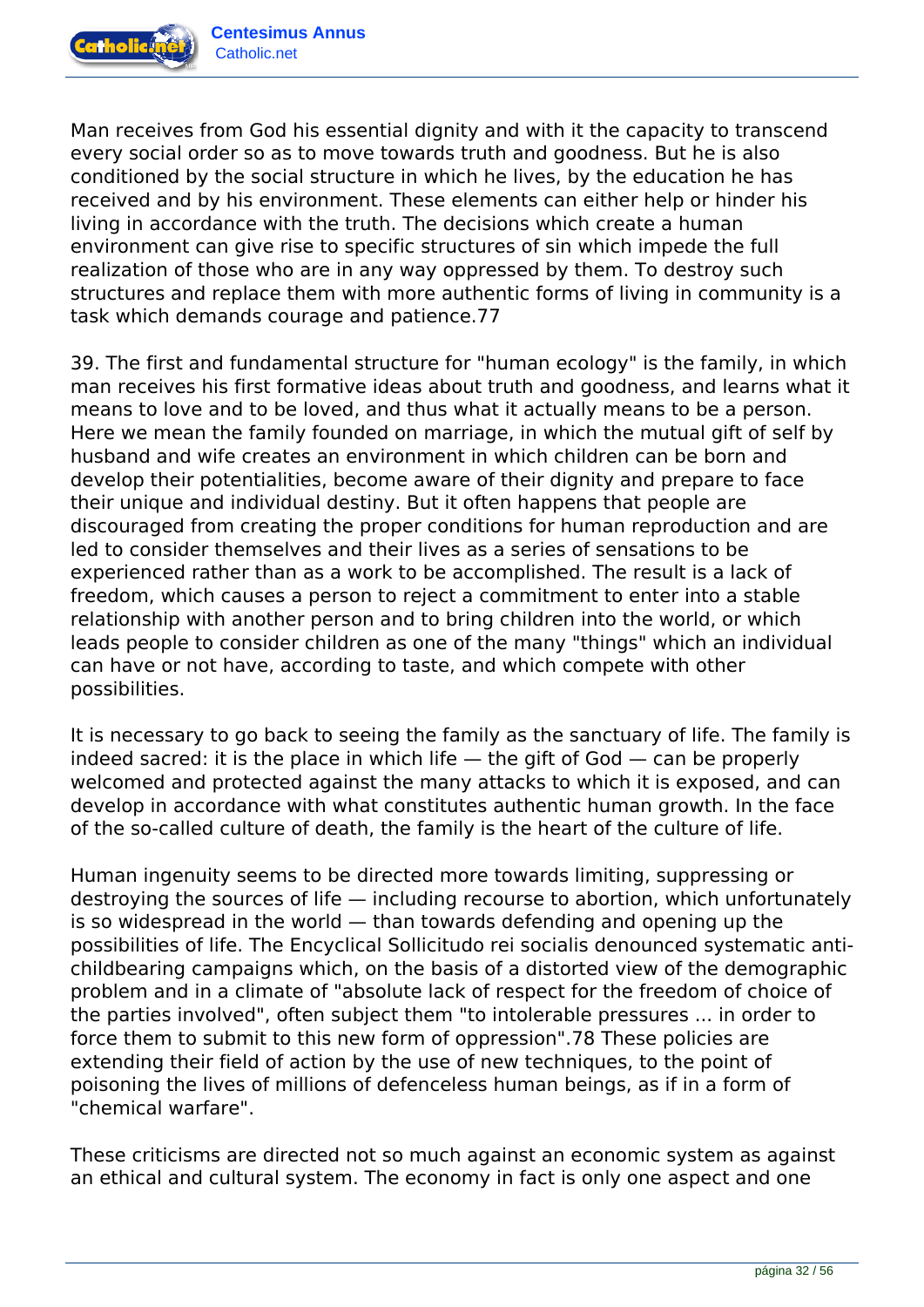Man receives from God his essential dignity and with it the capacity to transcend every social order so as to move towards truth and goodness. But he is also conditioned by the social structure in which he lives, by the education he has received and by his environment. These elements can either help or hinder his living in accordance with the truth. The decisions which create a human environment can give rise to specific structures of sin which impede the full realization of those who are in any way oppressed by them. To destroy such structures and replace them with more authentic forms of living in community is a task which demands courage and patience.77

39. The first and fundamental structure for "human ecology" is the family, in which man receives his first formative ideas about truth and goodness, and learns what it means to love and to be loved, and thus what it actually means to be a person. Here we mean the family founded on marriage, in which the mutual gift of self by husband and wife creates an environment in which children can be born and develop their potentialities, become aware of their dignity and prepare to face their unique and individual destiny. But it often happens that people are discouraged from creating the proper conditions for human reproduction and are led to consider themselves and their lives as a series of sensations to be experienced rather than as a work to be accomplished. The result is a lack of freedom, which causes a person to reject a commitment to enter into a stable relationship with another person and to bring children into the world, or which leads people to consider children as one of the many "things" which an individual can have or not have, according to taste, and which compete with other possibilities.

It is necessary to go back to seeing the family as the sanctuary of life. The family is indeed sacred: it is the place in which life — the gift of God — can be properly welcomed and protected against the many attacks to which it is exposed, and can develop in accordance with what constitutes authentic human growth. In the face of the so-called culture of death, the family is the heart of the culture of life.

Human ingenuity seems to be directed more towards limiting, suppressing or destroying the sources of life — including recourse to abortion, which unfortunately is so widespread in the world — than towards defending and opening up the possibilities of life. The Encyclical Sollicitudo rei socialis denounced systematic anti-childbearing campaigns which, on the basis of a distorted view of the demographic problem and in a climate of "absolute lack of respect for the freedom of choice of the parties involved", often subject them "to intolerable pressures ... in order to force them to submit to this new form of oppression".78 These policies are extending their field of action by the use of new techniques, to the point of poisoning the lives of millions of defenceless human beings, as if in a form of "chemical warfare".

These criticisms are directed not so much against an economic system as against an ethical and cultural system. The economy in fact is only one aspect and one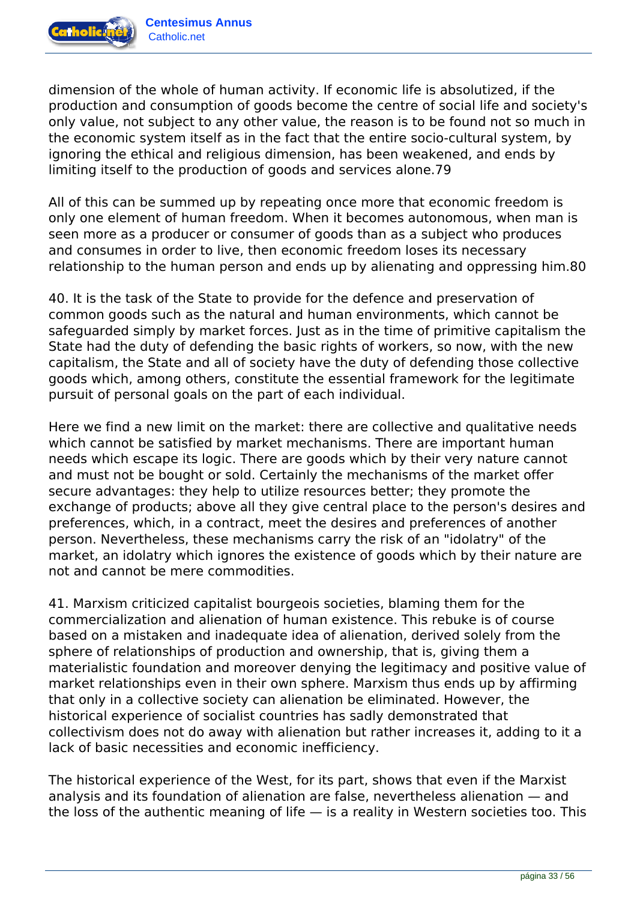dimension of the whole of human activity. If economic life is absolutized, if the production and consumption of goods become the centre of social life and society's only value, not subject to any other value, the reason is to be found not so much in the economic system itself as in the fact that the entire socio-cultural system, by ignoring the ethical and religious dimension, has been weakened, and ends by limiting itself to the production of goods and services alone.79

All of this can be summed up by repeating once more that economic freedom is only one element of human freedom. When it becomes autonomous, when man is seen more as a producer or consumer of goods than as a subject who produces and consumes in order to live, then economic freedom loses its necessary relationship to the human person and ends up by alienating and oppressing him.80

40. It is the task of the State to provide for the defence and preservation of common goods such as the natural and human environments, which cannot be safeguarded simply by market forces. Just as in the time of primitive capitalism the State had the duty of defending the basic rights of workers, so now, with the new capitalism, the State and all of society have the duty of defending those collective goods which, among others, constitute the essential framework for the legitimate pursuit of personal goals on the part of each individual.

Here we find a new limit on the market: there are collective and qualitative needs which cannot be satisfied by market mechanisms. There are important human needs which escape its logic. There are goods which by their very nature cannot and must not be bought or sold. Certainly the mechanisms of the market offer secure advantages: they help to utilize resources better; they promote the exchange of products; above all they give central place to the person's desires and preferences, which, in a contract, meet the desires and preferences of another person. Nevertheless, these mechanisms carry the risk of an "idolatry" of the market, an idolatry which ignores the existence of goods which by their nature are not and cannot be mere commodities.

41. Marxism criticized capitalist bourgeois societies, blaming them for the commercialization and alienation of human existence. This rebuke is of course based on a mistaken and inadequate idea of alienation, derived solely from the sphere of relationships of production and ownership, that is, giving them a materialistic foundation and moreover denying the legitimacy and positive value of market relationships even in their own sphere. Marxism thus ends up by affirming that only in a collective society can alienation be eliminated. However, the historical experience of socialist countries has sadly demonstrated that collectivism does not do away with alienation but rather increases it, adding to it a lack of basic necessities and economic inefficiency.

The historical experience of the West, for its part, shows that even if the Marxist analysis and its foundation of alienation are false, nevertheless alienation — and the loss of the authentic meaning of life — is a reality in Western societies too. This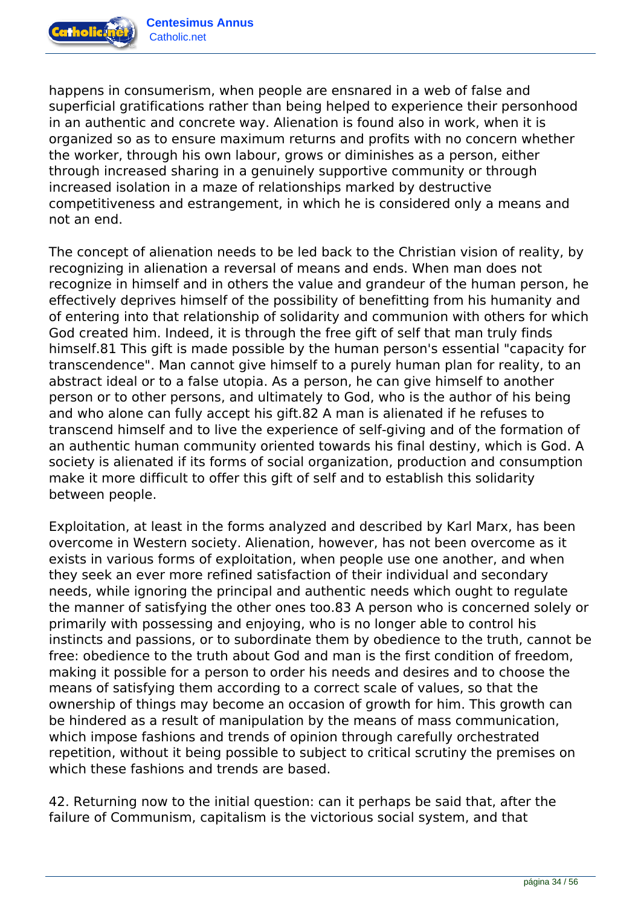happens in consumerism, when people are ensnared in a web of false and superficial gratifications rather than being helped to experience their personhood in an authentic and concrete way. Alienation is found also in work, when it is organized so as to ensure maximum returns and profits with no concern whether the worker, through his own labour, grows or diminishes as a person, either through increased sharing in a genuinely supportive community or through increased isolation in a maze of relationships marked by destructive competitiveness and estrangement, in which he is considered only a means and not an end.

The concept of alienation needs to be led back to the Christian vision of reality, by recognizing in alienation a reversal of means and ends. When man does not recognize in himself and in others the value and grandeur of the human person, he effectively deprives himself of the possibility of benefitting from his humanity and of entering into that relationship of solidarity and communion with others for which God created him. Indeed, it is through the free gift of self that man truly finds himself.[81] This gift is made possible by the human person's essential "capacity for transcendence". Man cannot give himself to a purely human plan for reality, to an abstract ideal or to a false utopia. As a person, he can give himself to another person or to other persons, and ultimately to God, who is the author of his being and who alone can fully accept his gift.[82] A man is alienated if he refuses to transcend himself and to live the experience of self-giving and of the formation of an authentic human community oriented towards his final destiny, which is God. A society is alienated if its forms of social organization, production and consumption make it more difficult to offer this gift of self and to establish this solidarity between people.

Exploitation, at least in the forms analyzed and described by Karl Marx, has been overcome in Western society. Alienation, however, has not been overcome as it exists in various forms of exploitation, when people use one another, and when they seek an ever more refined satisfaction of their individual and secondary needs, while ignoring the principal and authentic needs which ought to regulate the manner of satisfying the other ones too.[83] A person who is concerned solely or primarily with possessing and enjoying, who is no longer able to control his instincts and passions, or to subordinate them by obedience to the truth, cannot be free: obedience to the truth about God and man is the first condition of freedom, making it possible for a person to order his needs and desires and to choose the means of satisfying them according to a correct scale of values, so that the ownership of things may become an occasion of growth for him. This growth can be hindered as a result of manipulation by the means of mass communication, which impose fashions and trends of opinion through carefully orchestrated repetition, without it being possible to subject to critical scrutiny the premises on which these fashions and trends are based.

42. Returning now to the initial question: can it perhaps be said that, after the failure of Communism, capitalism is the victorious social system, and that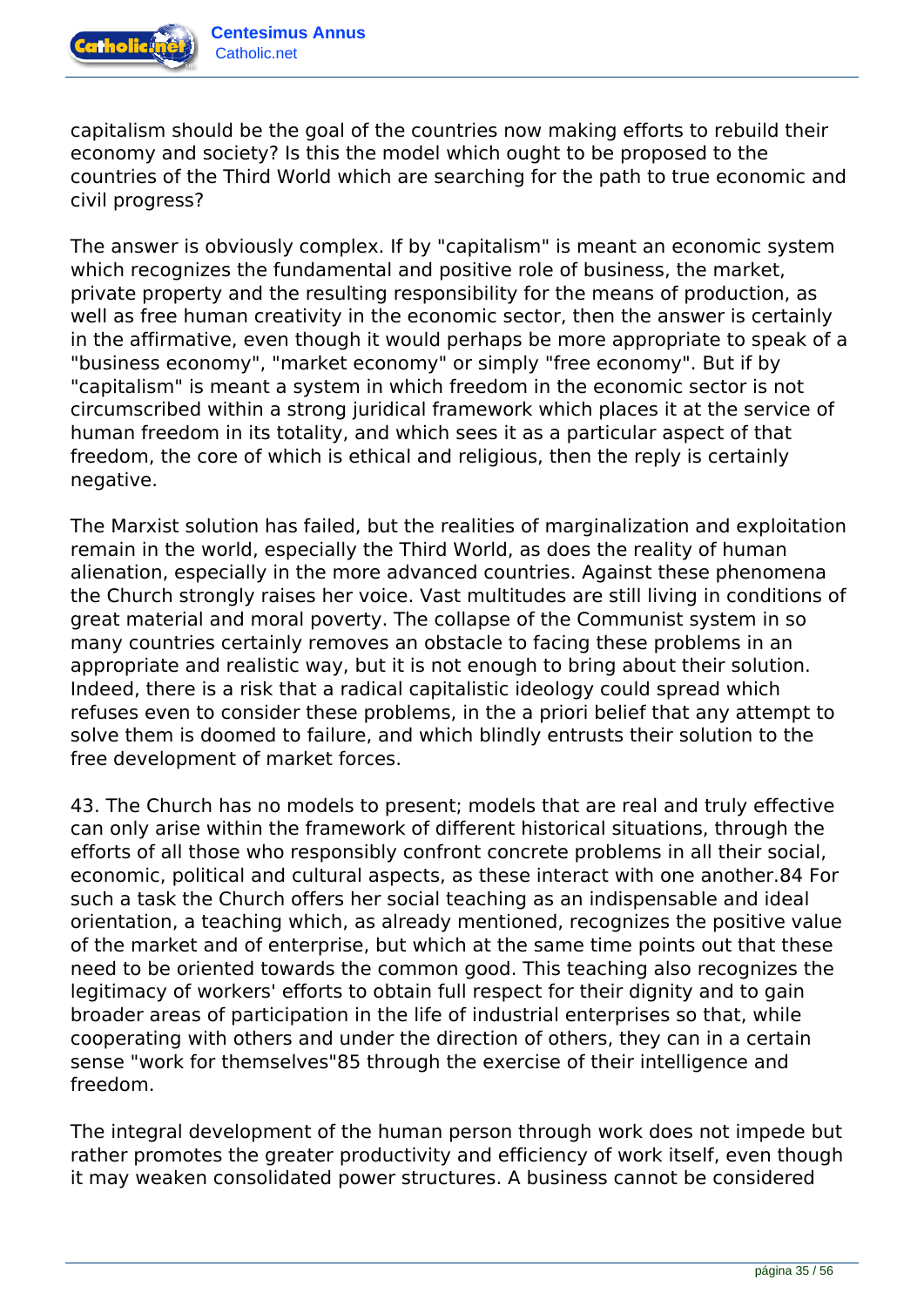capitalism should be the goal of the countries now making efforts to rebuild their economy and society? Is this the model which ought to be proposed to the countries of the Third World which are searching for the path to true economic and civil progress?

The answer is obviously complex. If by "capitalism" is meant an economic system which recognizes the fundamental and positive role of business, the market, private property and the resulting responsibility for the means of production, as well as free human creativity in the economic sector, then the answer is certainly in the affirmative, even though it would perhaps be more appropriate to speak of a "business economy", "market economy" or simply "free economy". But if by "capitalism" is meant a system in which freedom in the economic sector is not circumscribed within a strong juridical framework which places it at the service of human freedom in its totality, and which sees it as a particular aspect of that freedom, the core of which is ethical and religious, then the reply is certainly negative.

The Marxist solution has failed, but the realities of marginalization and exploitation remain in the world, especially the Third World, as does the reality of human alienation, especially in the more advanced countries. Against these phenomena the Church strongly raises her voice. Vast multitudes are still living in conditions of great material and moral poverty. The collapse of the Communist system in so many countries certainly removes an obstacle to facing these problems in an appropriate and realistic way, but it is not enough to bring about their solution. Indeed, there is a risk that a radical capitalistic ideology could spread which refuses even to consider these problems, in the a priori belief that any attempt to solve them is doomed to failure, and which blindly entrusts their solution to the free development of market forces.

43. The Church has no models to present; models that are real and truly effective can only arise within the framework of different historical situations, through the efforts of all those who responsibly confront concrete problems in all their social, economic, political and cultural aspects, as these interact with one another.[84] For such a task the Church offers her social teaching as an indispensable and ideal orientation, a teaching which, as already mentioned, recognizes the positive value of the market and of enterprise, but which at the same time points out that these need to be oriented towards the common good. This teaching also recognizes the legitimacy of workers' efforts to obtain full respect for their dignity and to gain broader areas of participation in the life of industrial enterprises so that, while cooperating with others and under the direction of others, they can in a certain sense "work for themselves"[85] through the exercise of their intelligence and freedom.

The integral development of the human person through work does not impede but rather promotes the greater productivity and efficiency of work itself, even though it may weaken consolidated power structures. A business cannot be considered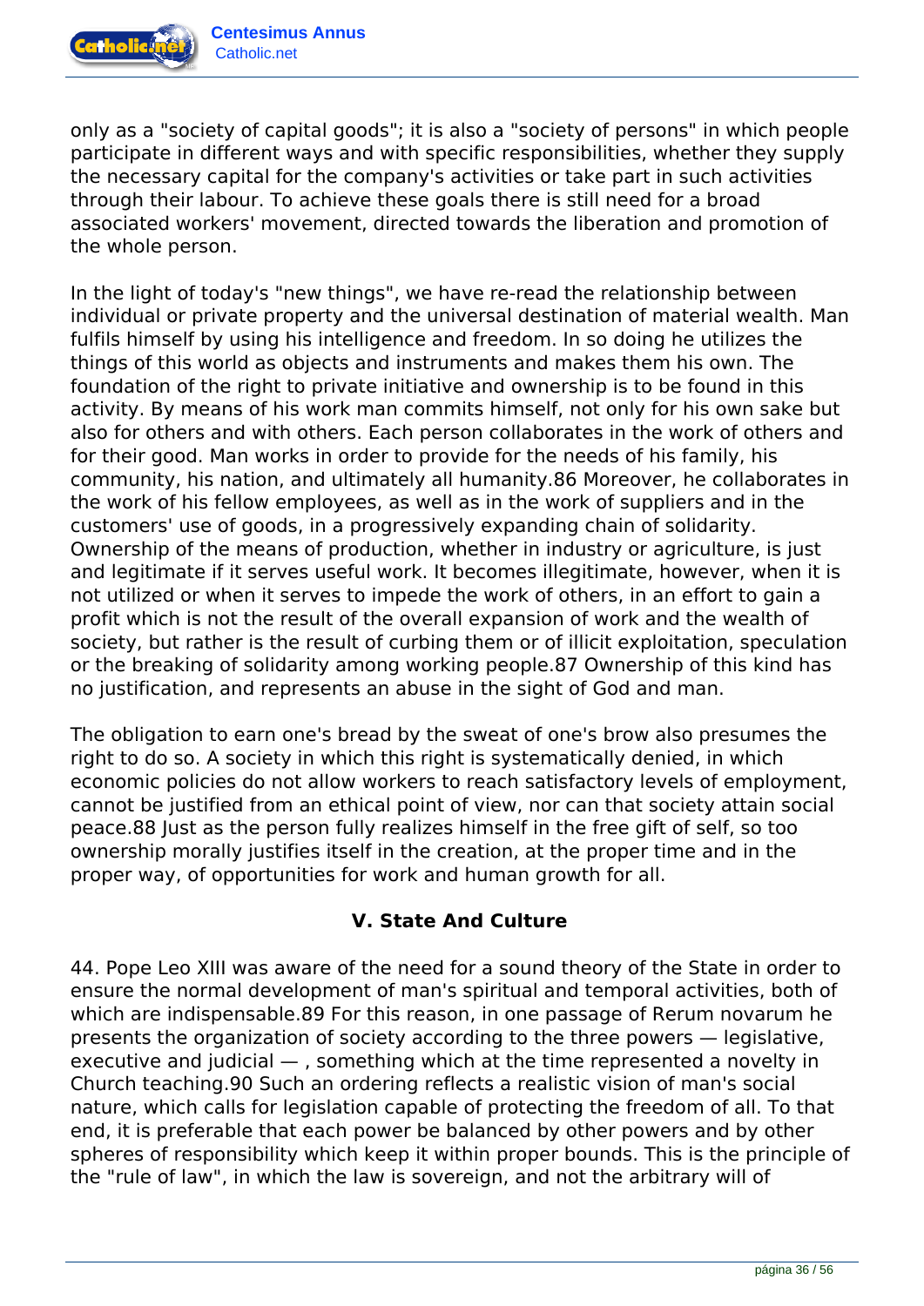only as a "society of capital goods"; it is also a "society of persons" in which people participate in different ways and with specific responsibilities, whether they supply the necessary capital for the company's activities or take part in such activities through their labour. To achieve these goals there is still need for a broad associated workers' movement, directed towards the liberation and promotion of the whole person.

In the light of today's "new things", we have re-read the relationship between individual or private property and the universal destination of material wealth. Man fulfils himself by using his intelligence and freedom. In so doing he utilizes the things of this world as objects and instruments and makes them his own. The foundation of the right to private initiative and ownership is to be found in this activity. By means of his work man commits himself, not only for his own sake but also for others and with others. Each person collaborates in the work of others and for their good. Man works in order to provide for the needs of his family, his community, his nation, and ultimately all humanity.86 Moreover, he collaborates in the work of his fellow employees, as well as in the work of suppliers and in the customers' use of goods, in a progressively expanding chain of solidarity. Ownership of the means of production, whether in industry or agriculture, is just and legitimate if it serves useful work. It becomes illegitimate, however, when it is not utilized or when it serves to impede the work of others, in an effort to gain a profit which is not the result of the overall expansion of work and the wealth of society, but rather is the result of curbing them or of illicit exploitation, speculation or the breaking of solidarity among working people.87 Ownership of this kind has no justification, and represents an abuse in the sight of God and man.

The obligation to earn one's bread by the sweat of one's brow also presumes the right to do so. A society in which this right is systematically denied, in which economic policies do not allow workers to reach satisfactory levels of employment, cannot be justified from an ethical point of view, nor can that society attain social peace.88 Just as the person fully realizes himself in the free gift of self, so too ownership morally justifies itself in the creation, at the proper time and in the proper way, of opportunities for work and human growth for all.

## V. State And Culture

44. Pope Leo XIII was aware of the need for a sound theory of the State in order to ensure the normal development of man's spiritual and temporal activities, both of which are indispensable.89 For this reason, in one passage of Rerum novarum he presents the organization of society according to the three powers — legislative, executive and judicial — , something which at the time represented a novelty in Church teaching.90 Such an ordering reflects a realistic vision of man's social nature, which calls for legislation capable of protecting the freedom of all. To that end, it is preferable that each power be balanced by other powers and by other spheres of responsibility which keep it within proper bounds. This is the principle of the "rule of law", in which the law is sovereign, and not the arbitrary will of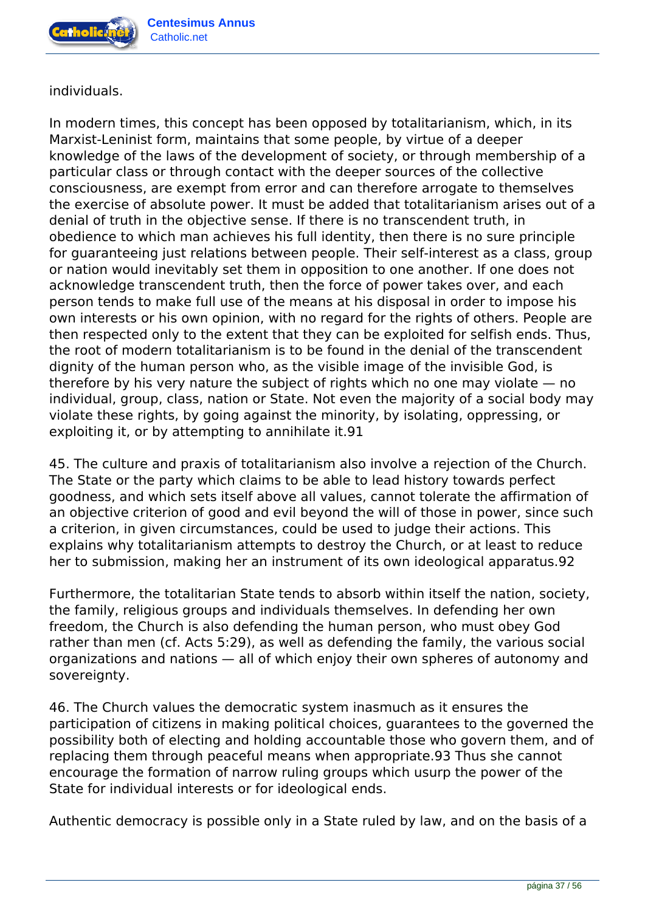individuals.

In modern times, this concept has been opposed by totalitarianism, which, in its Marxist-Leninist form, maintains that some people, by virtue of a deeper knowledge of the laws of the development of society, or through membership of a particular class or through contact with the deeper sources of the collective consciousness, are exempt from error and can therefore arrogate to themselves the exercise of absolute power. It must be added that totalitarianism arises out of a denial of truth in the objective sense. If there is no transcendent truth, in obedience to which man achieves his full identity, then there is no sure principle for guaranteeing just relations between people. Their self-interest as a class, group or nation would inevitably set them in opposition to one another. If one does not acknowledge transcendent truth, then the force of power takes over, and each person tends to make full use of the means at his disposal in order to impose his own interests or his own opinion, with no regard for the rights of others. People are then respected only to the extent that they can be exploited for selfish ends. Thus, the root of modern totalitarianism is to be found in the denial of the transcendent dignity of the human person who, as the visible image of the invisible God, is therefore by his very nature the subject of rights which no one may violate — no individual, group, class, nation or State. Not even the majority of a social body may violate these rights, by going against the minority, by isolating, oppressing, or exploiting it, or by attempting to annihilate it.91

45. The culture and praxis of totalitarianism also involve a rejection of the Church. The State or the party which claims to be able to lead history towards perfect goodness, and which sets itself above all values, cannot tolerate the affirmation of an objective criterion of good and evil beyond the will of those in power, since such a criterion, in given circumstances, could be used to judge their actions. This explains why totalitarianism attempts to destroy the Church, or at least to reduce her to submission, making her an instrument of its own ideological apparatus.92

Furthermore, the totalitarian State tends to absorb within itself the nation, society, the family, religious groups and individuals themselves. In defending her own freedom, the Church is also defending the human person, who must obey God rather than men (cf. Acts 5:29), as well as defending the family, the various social organizations and nations — all of which enjoy their own spheres of autonomy and sovereignty.

46. The Church values the democratic system inasmuch as it ensures the participation of citizens in making political choices, guarantees to the governed the possibility both of electing and holding accountable those who govern them, and of replacing them through peaceful means when appropriate.93 Thus she cannot encourage the formation of narrow ruling groups which usurp the power of the State for individual interests or for ideological ends.

Authentic democracy is possible only in a State ruled by law, and on the basis of a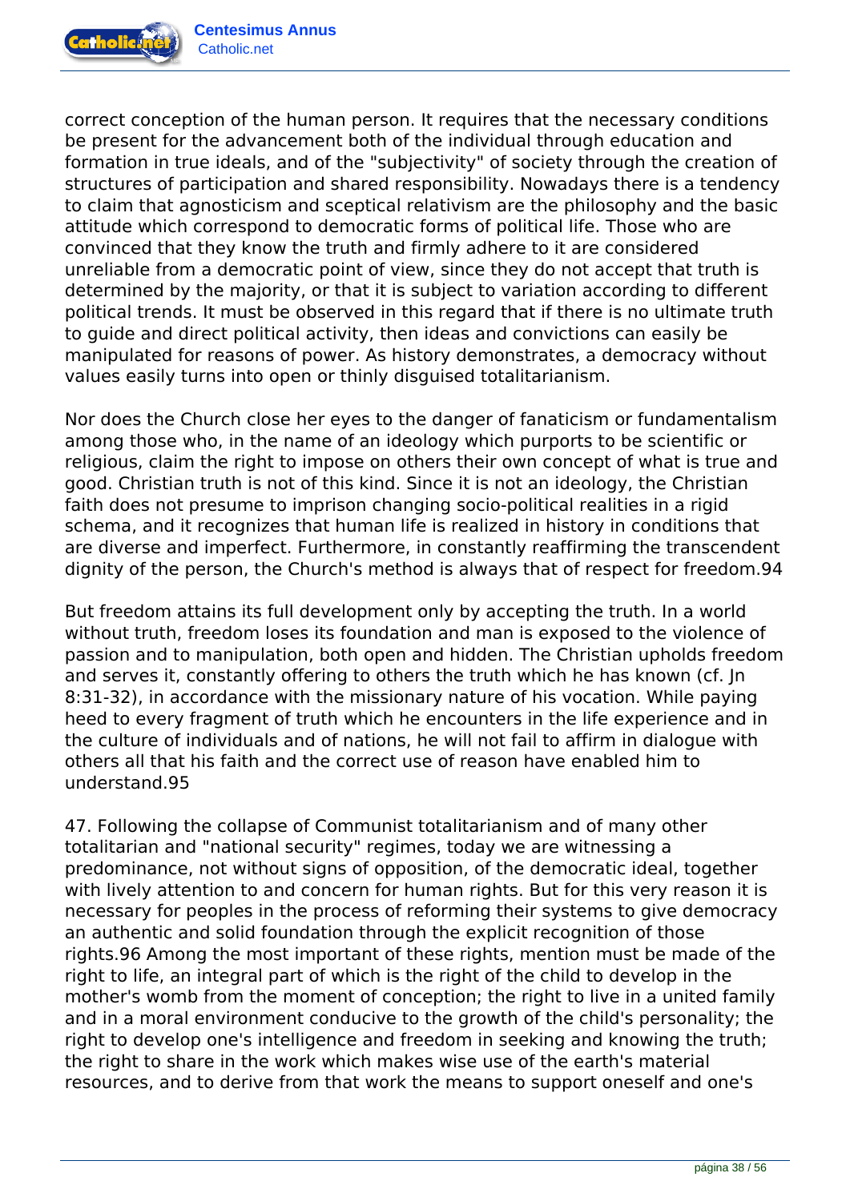correct conception of the human person. It requires that the necessary conditions be present for the advancement both of the individual through education and formation in true ideals, and of the "subjectivity" of society through the creation of structures of participation and shared responsibility. Nowadays there is a tendency to claim that agnosticism and sceptical relativism are the philosophy and the basic attitude which correspond to democratic forms of political life. Those who are convinced that they know the truth and firmly adhere to it are considered unreliable from a democratic point of view, since they do not accept that truth is determined by the majority, or that it is subject to variation according to different political trends. It must be observed in this regard that if there is no ultimate truth to guide and direct political activity, then ideas and convictions can easily be manipulated for reasons of power. As history demonstrates, a democracy without values easily turns into open or thinly disguised totalitarianism.

Nor does the Church close her eyes to the danger of fanaticism or fundamentalism among those who, in the name of an ideology which purports to be scientific or religious, claim the right to impose on others their own concept of what is true and good. Christian truth is not of this kind. Since it is not an ideology, the Christian faith does not presume to imprison changing socio-political realities in a rigid schema, and it recognizes that human life is realized in history in conditions that are diverse and imperfect. Furthermore, in constantly reaffirming the transcendent dignity of the person, the Church's method is always that of respect for freedom.94

But freedom attains its full development only by accepting the truth. In a world without truth, freedom loses its foundation and man is exposed to the violence of passion and to manipulation, both open and hidden. The Christian upholds freedom and serves it, constantly offering to others the truth which he has known (cf. Jn 8:31-32), in accordance with the missionary nature of his vocation. While paying heed to every fragment of truth which he encounters in the life experience and in the culture of individuals and of nations, he will not fail to affirm in dialogue with others all that his faith and the correct use of reason have enabled him to understand.95

47. Following the collapse of Communist totalitarianism and of many other totalitarian and "national security" regimes, today we are witnessing a predominance, not without signs of opposition, of the democratic ideal, together with lively attention to and concern for human rights. But for this very reason it is necessary for peoples in the process of reforming their systems to give democracy an authentic and solid foundation through the explicit recognition of those rights.96 Among the most important of these rights, mention must be made of the right to life, an integral part of which is the right of the child to develop in the mother's womb from the moment of conception; the right to live in a united family and in a moral environment conducive to the growth of the child's personality; the right to develop one's intelligence and freedom in seeking and knowing the truth; the right to share in the work which makes wise use of the earth's material resources, and to derive from that work the means to support oneself and one's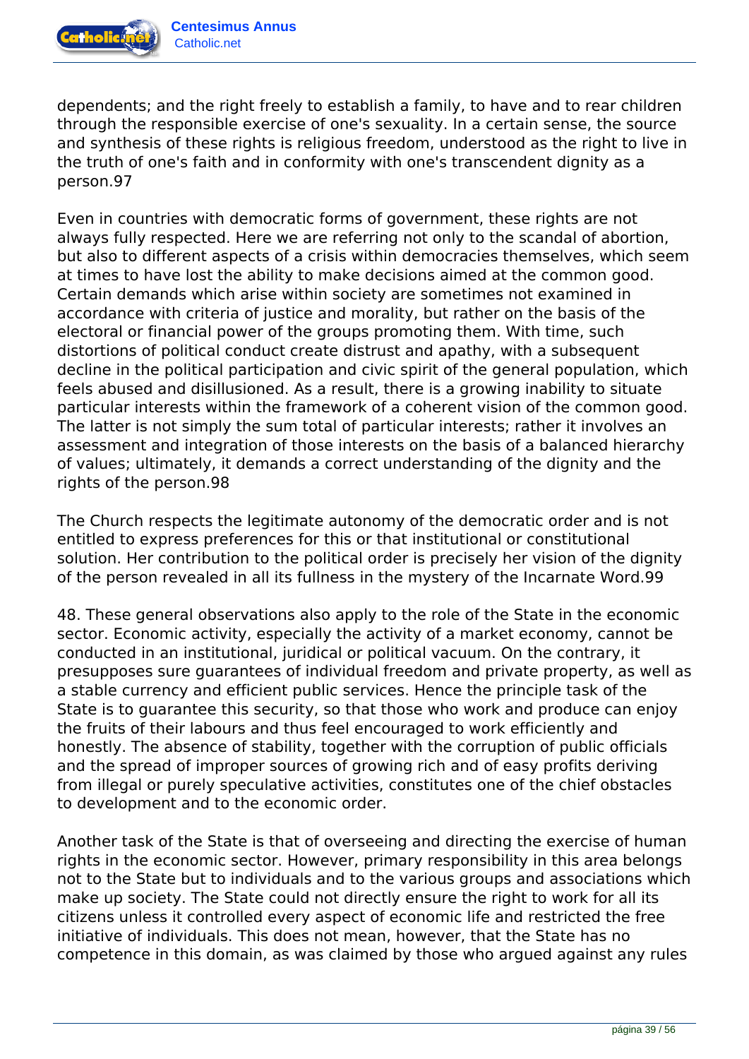dependents; and the right freely to establish a family, to have and to rear children through the responsible exercise of one's sexuality. In a certain sense, the source and synthesis of these rights is religious freedom, understood as the right to live in the truth of one's faith and in conformity with one's transcendent dignity as a person.97

Even in countries with democratic forms of government, these rights are not always fully respected. Here we are referring not only to the scandal of abortion, but also to different aspects of a crisis within democracies themselves, which seem at times to have lost the ability to make decisions aimed at the common good. Certain demands which arise within society are sometimes not examined in accordance with criteria of justice and morality, but rather on the basis of the electoral or financial power of the groups promoting them. With time, such distortions of political conduct create distrust and apathy, with a subsequent decline in the political participation and civic spirit of the general population, which feels abused and disillusioned. As a result, there is a growing inability to situate particular interests within the framework of a coherent vision of the common good. The latter is not simply the sum total of particular interests; rather it involves an assessment and integration of those interests on the basis of a balanced hierarchy of values; ultimately, it demands a correct understanding of the dignity and the rights of the person.98

The Church respects the legitimate autonomy of the democratic order and is not entitled to express preferences for this or that institutional or constitutional solution. Her contribution to the political order is precisely her vision of the dignity of the person revealed in all its fullness in the mystery of the Incarnate Word.99

48. These general observations also apply to the role of the State in the economic sector. Economic activity, especially the activity of a market economy, cannot be conducted in an institutional, juridical or political vacuum. On the contrary, it presupposes sure guarantees of individual freedom and private property, as well as a stable currency and efficient public services. Hence the principle task of the State is to guarantee this security, so that those who work and produce can enjoy the fruits of their labours and thus feel encouraged to work efficiently and honestly. The absence of stability, together with the corruption of public officials and the spread of improper sources of growing rich and of easy profits deriving from illegal or purely speculative activities, constitutes one of the chief obstacles to development and to the economic order.

Another task of the State is that of overseeing and directing the exercise of human rights in the economic sector. However, primary responsibility in this area belongs not to the State but to individuals and to the various groups and associations which make up society. The State could not directly ensure the right to work for all its citizens unless it controlled every aspect of economic life and restricted the free initiative of individuals. This does not mean, however, that the State has no competence in this domain, as was claimed by those who argued against any rules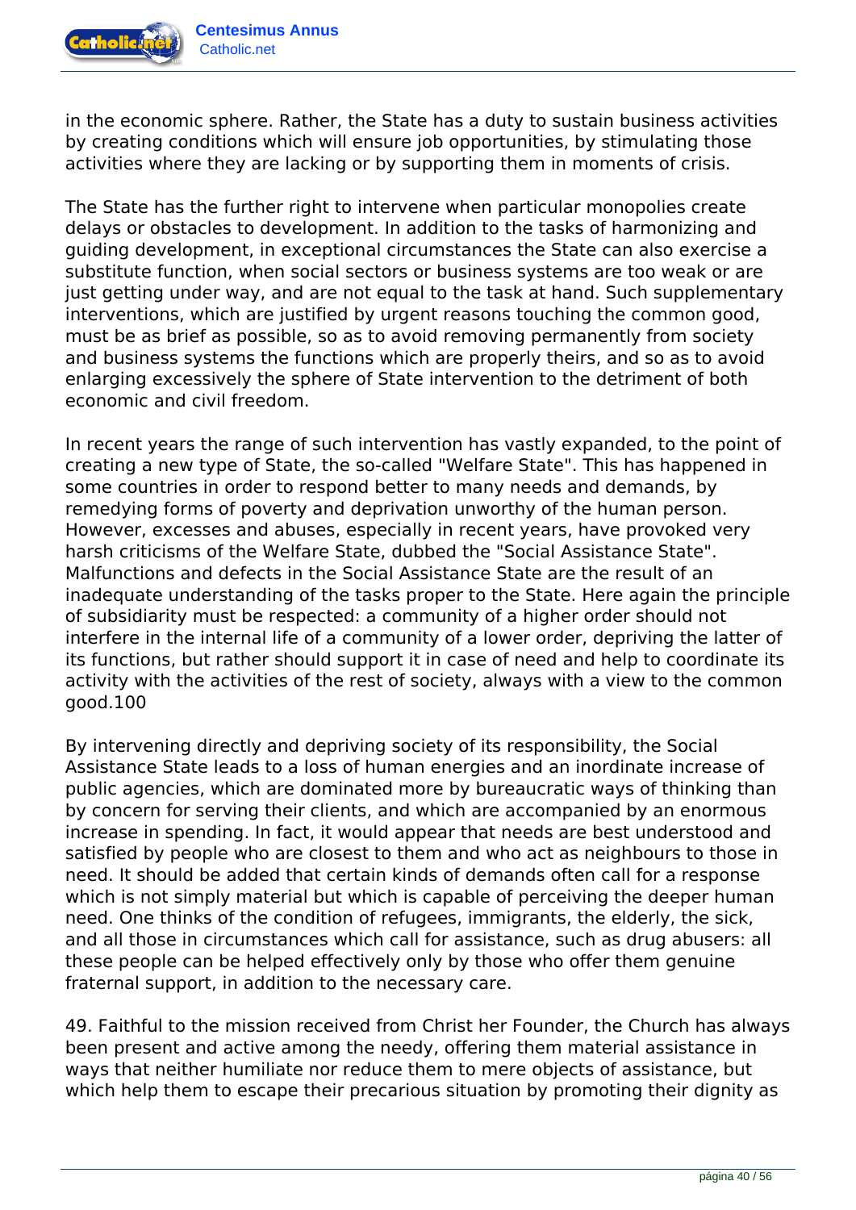in the economic sphere. Rather, the State has a duty to sustain business activities by creating conditions which will ensure job opportunities, by stimulating those activities where they are lacking or by supporting them in moments of crisis.

The State has the further right to intervene when particular monopolies create delays or obstacles to development. In addition to the tasks of harmonizing and guiding development, in exceptional circumstances the State can also exercise a substitute function, when social sectors or business systems are too weak or are just getting under way, and are not equal to the task at hand. Such supplementary interventions, which are justified by urgent reasons touching the common good, must be as brief as possible, so as to avoid removing permanently from society and business systems the functions which are properly theirs, and so as to avoid enlarging excessively the sphere of State intervention to the detriment of both economic and civil freedom.

In recent years the range of such intervention has vastly expanded, to the point of creating a new type of State, the so-called "Welfare State". This has happened in some countries in order to respond better to many needs and demands, by remedying forms of poverty and deprivation unworthy of the human person. However, excesses and abuses, especially in recent years, have provoked very harsh criticisms of the Welfare State, dubbed the "Social Assistance State". Malfunctions and defects in the Social Assistance State are the result of an inadequate understanding of the tasks proper to the State. Here again the principle of subsidiarity must be respected: a community of a higher order should not interfere in the internal life of a community of a lower order, depriving the latter of its functions, but rather should support it in case of need and help to coordinate its activity with the activities of the rest of society, always with a view to the common good.100

By intervening directly and depriving society of its responsibility, the Social Assistance State leads to a loss of human energies and an inordinate increase of public agencies, which are dominated more by bureaucratic ways of thinking than by concern for serving their clients, and which are accompanied by an enormous increase in spending. In fact, it would appear that needs are best understood and satisfied by people who are closest to them and who act as neighbours to those in need. It should be added that certain kinds of demands often call for a response which is not simply material but which is capable of perceiving the deeper human need. One thinks of the condition of refugees, immigrants, the elderly, the sick, and all those in circumstances which call for assistance, such as drug abusers: all these people can be helped effectively only by those who offer them genuine fraternal support, in addition to the necessary care.

49. Faithful to the mission received from Christ her Founder, the Church has always been present and active among the needy, offering them material assistance in ways that neither humiliate nor reduce them to mere objects of assistance, but which help them to escape their precarious situation by promoting their dignity as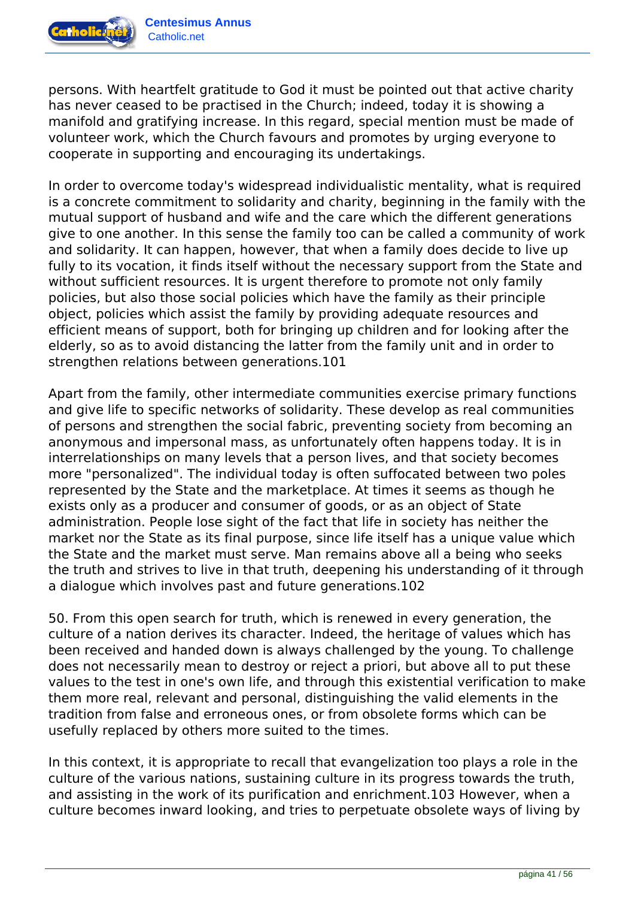persons. With heartfelt gratitude to God it must be pointed out that active charity has never ceased to be practised in the Church; indeed, today it is showing a manifold and gratifying increase. In this regard, special mention must be made of volunteer work, which the Church favours and promotes by urging everyone to cooperate in supporting and encouraging its undertakings.

In order to overcome today's widespread individualistic mentality, what is required is a concrete commitment to solidarity and charity, beginning in the family with the mutual support of husband and wife and the care which the different generations give to one another. In this sense the family too can be called a community of work and solidarity. It can happen, however, that when a family does decide to live up fully to its vocation, it finds itself without the necessary support from the State and without sufficient resources. It is urgent therefore to promote not only family policies, but also those social policies which have the family as their principle object, policies which assist the family by providing adequate resources and efficient means of support, both for bringing up children and for looking after the elderly, so as to avoid distancing the latter from the family unit and in order to strengthen relations between generations.101

Apart from the family, other intermediate communities exercise primary functions and give life to specific networks of solidarity. These develop as real communities of persons and strengthen the social fabric, preventing society from becoming an anonymous and impersonal mass, as unfortunately often happens today. It is in interrelationships on many levels that a person lives, and that society becomes more "personalized". The individual today is often suffocated between two poles represented by the State and the marketplace. At times it seems as though he exists only as a producer and consumer of goods, or as an object of State administration. People lose sight of the fact that life in society has neither the market nor the State as its final purpose, since life itself has a unique value which the State and the market must serve. Man remains above all a being who seeks the truth and strives to live in that truth, deepening his understanding of it through a dialogue which involves past and future generations.102

50. From this open search for truth, which is renewed in every generation, the culture of a nation derives its character. Indeed, the heritage of values which has been received and handed down is always challenged by the young. To challenge does not necessarily mean to destroy or reject a priori, but above all to put these values to the test in one's own life, and through this existential verification to make them more real, relevant and personal, distinguishing the valid elements in the tradition from false and erroneous ones, or from obsolete forms which can be usefully replaced by others more suited to the times.

In this context, it is appropriate to recall that evangelization too plays a role in the culture of the various nations, sustaining culture in its progress towards the truth, and assisting in the work of its purification and enrichment.103 However, when a culture becomes inward looking, and tries to perpetuate obsolete ways of living by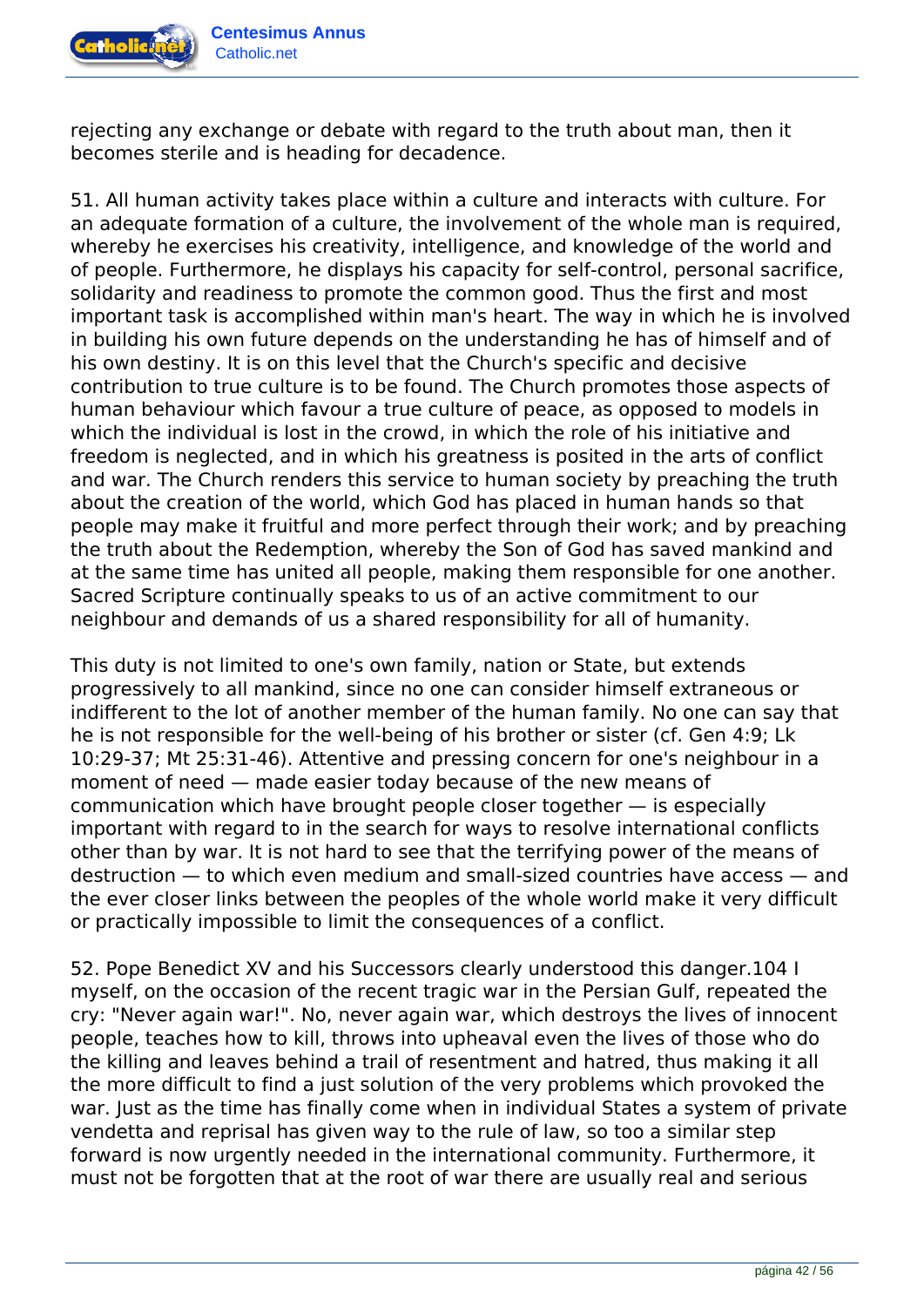rejecting any exchange or debate with regard to the truth about man, then it becomes sterile and is heading for decadence.

51. All human activity takes place within a culture and interacts with culture. For an adequate formation of a culture, the involvement of the whole man is required, whereby he exercises his creativity, intelligence, and knowledge of the world and of people. Furthermore, he displays his capacity for self-control, personal sacrifice, solidarity and readiness to promote the common good. Thus the first and most important task is accomplished within man's heart. The way in which he is involved in building his own future depends on the understanding he has of himself and of his own destiny. It is on this level that the Church's specific and decisive contribution to true culture is to be found. The Church promotes those aspects of human behaviour which favour a true culture of peace, as opposed to models in which the individual is lost in the crowd, in which the role of his initiative and freedom is neglected, and in which his greatness is posited in the arts of conflict and war. The Church renders this service to human society by preaching the truth about the creation of the world, which God has placed in human hands so that people may make it fruitful and more perfect through their work; and by preaching the truth about the Redemption, whereby the Son of God has saved mankind and at the same time has united all people, making them responsible for one another. Sacred Scripture continually speaks to us of an active commitment to our neighbour and demands of us a shared responsibility for all of humanity.

This duty is not limited to one's own family, nation or State, but extends progressively to all mankind, since no one can consider himself extraneous or indifferent to the lot of another member of the human family. No one can say that he is not responsible for the well-being of his brother or sister (cf. Gen 4:9; Lk 10:29-37; Mt 25:31-46). Attentive and pressing concern for one's neighbour in a moment of need — made easier today because of the new means of communication which have brought people closer together — is especially important with regard to in the search for ways to resolve international conflicts other than by war. It is not hard to see that the terrifying power of the means of destruction — to which even medium and small-sized countries have access — and the ever closer links between the peoples of the whole world make it very difficult or practically impossible to limit the consequences of a conflict.

52. Pope Benedict XV and his Successors clearly understood this danger.104 I myself, on the occasion of the recent tragic war in the Persian Gulf, repeated the cry: "Never again war!". No, never again war, which destroys the lives of innocent people, teaches how to kill, throws into upheaval even the lives of those who do the killing and leaves behind a trail of resentment and hatred, thus making it all the more difficult to find a just solution of the very problems which provoked the war. Just as the time has finally come when in individual States a system of private vendetta and reprisal has given way to the rule of law, so too a similar step forward is now urgently needed in the international community. Furthermore, it must not be forgotten that at the root of war there are usually real and serious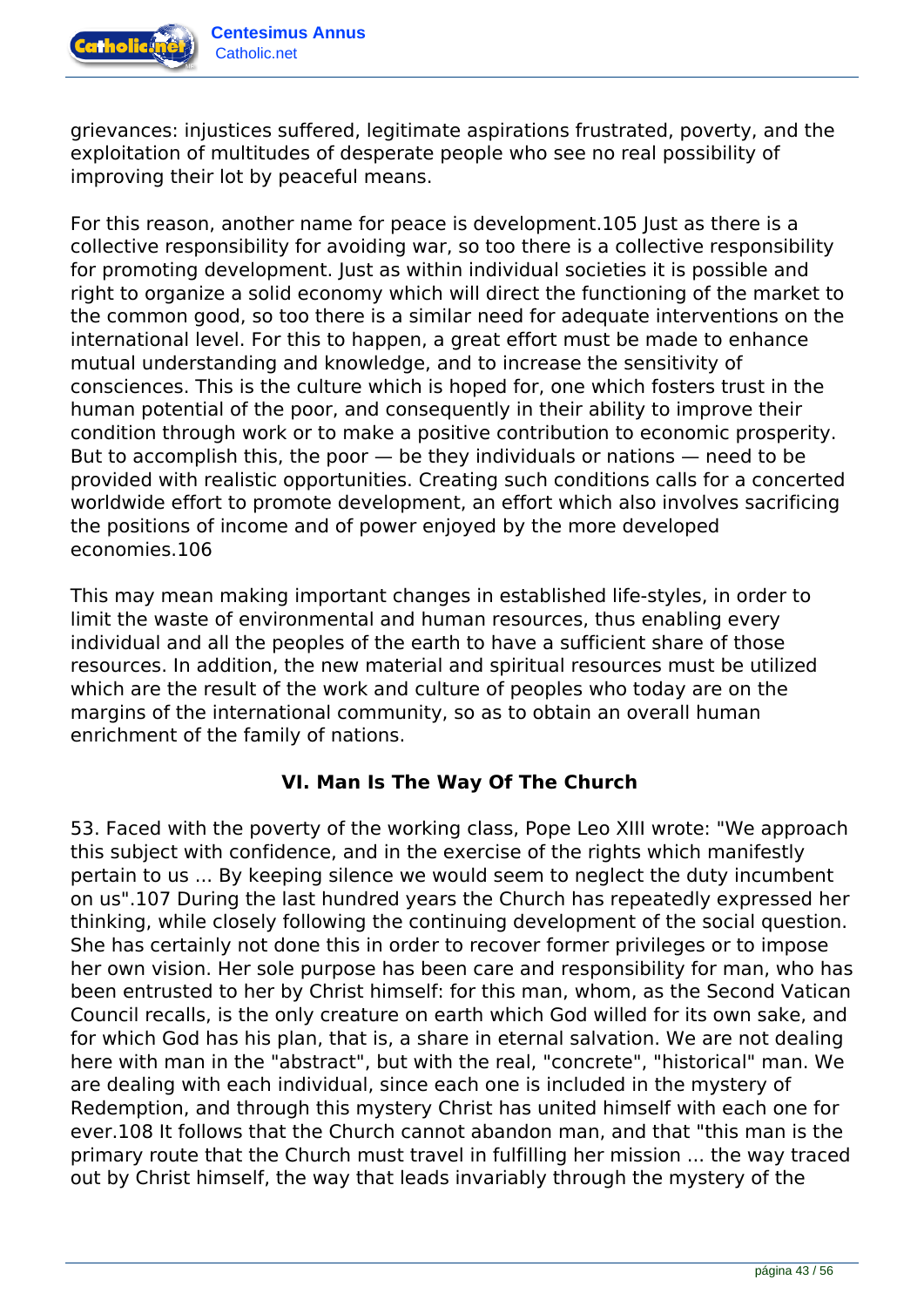grievances: injustices suffered, legitimate aspirations frustrated, poverty, and the exploitation of multitudes of desperate people who see no real possibility of improving their lot by peaceful means.

For this reason, another name for peace is development.105 Just as there is a collective responsibility for avoiding war, so too there is a collective responsibility for promoting development. Just as within individual societies it is possible and right to organize a solid economy which will direct the functioning of the market to the common good, so too there is a similar need for adequate interventions on the international level. For this to happen, a great effort must be made to enhance mutual understanding and knowledge, and to increase the sensitivity of consciences. This is the culture which is hoped for, one which fosters trust in the human potential of the poor, and consequently in their ability to improve their condition through work or to make a positive contribution to economic prosperity. But to accomplish this, the poor — be they individuals or nations — need to be provided with realistic opportunities. Creating such conditions calls for a concerted worldwide effort to promote development, an effort which also involves sacrificing the positions of income and of power enjoyed by the more developed economies.106

This may mean making important changes in established life-styles, in order to limit the waste of environmental and human resources, thus enabling every individual and all the peoples of the earth to have a sufficient share of those resources. In addition, the new material and spiritual resources must be utilized which are the result of the work and culture of peoples who today are on the margins of the international community, so as to obtain an overall human enrichment of the family of nations.

## VI. Man Is The Way Of The Church

53. Faced with the poverty of the working class, Pope Leo XIII wrote: "We approach this subject with confidence, and in the exercise of the rights which manifestly pertain to us ... By keeping silence we would seem to neglect the duty incumbent on us".107 During the last hundred years the Church has repeatedly expressed her thinking, while closely following the continuing development of the social question. She has certainly not done this in order to recover former privileges or to impose her own vision. Her sole purpose has been care and responsibility for man, who has been entrusted to her by Christ himself: for this man, whom, as the Second Vatican Council recalls, is the only creature on earth which God willed for its own sake, and for which God has his plan, that is, a share in eternal salvation. We are not dealing here with man in the "abstract", but with the real, "concrete", "historical" man. We are dealing with each individual, since each one is included in the mystery of Redemption, and through this mystery Christ has united himself with each one for ever.108 It follows that the Church cannot abandon man, and that "this man is the primary route that the Church must travel in fulfilling her mission ... the way traced out by Christ himself, the way that leads invariably through the mystery of the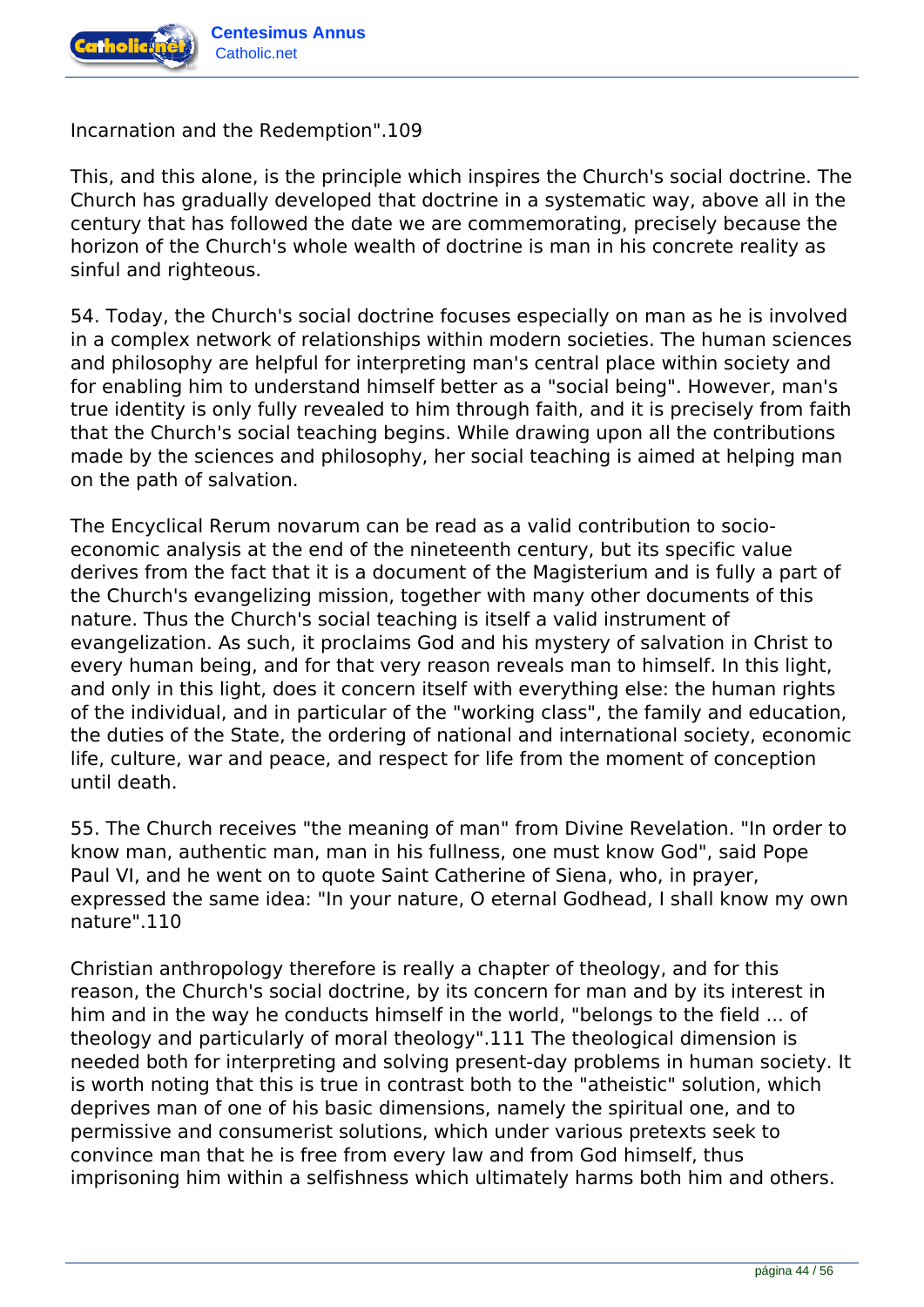Incarnation and the Redemption".109

This, and this alone, is the principle which inspires the Church's social doctrine. The Church has gradually developed that doctrine in a systematic way, above all in the century that has followed the date we are commemorating, precisely because the horizon of the Church's whole wealth of doctrine is man in his concrete reality as sinful and righteous.

54. Today, the Church's social doctrine focuses especially on man as he is involved in a complex network of relationships within modern societies. The human sciences and philosophy are helpful for interpreting man's central place within society and for enabling him to understand himself better as a "social being". However, man's true identity is only fully revealed to him through faith, and it is precisely from faith that the Church's social teaching begins. While drawing upon all the contributions made by the sciences and philosophy, her social teaching is aimed at helping man on the path of salvation.

The Encyclical Rerum novarum can be read as a valid contribution to socio-economic analysis at the end of the nineteenth century, but its specific value derives from the fact that it is a document of the Magisterium and is fully a part of the Church's evangelizing mission, together with many other documents of this nature. Thus the Church's social teaching is itself a valid instrument of evangelization. As such, it proclaims God and his mystery of salvation in Christ to every human being, and for that very reason reveals man to himself. In this light, and only in this light, does it concern itself with everything else: the human rights of the individual, and in particular of the "working class", the family and education, the duties of the State, the ordering of national and international society, economic life, culture, war and peace, and respect for life from the moment of conception until death.

55. The Church receives "the meaning of man" from Divine Revelation. "In order to know man, authentic man, man in his fullness, one must know God", said Pope Paul VI, and he went on to quote Saint Catherine of Siena, who, in prayer, expressed the same idea: "In your nature, O eternal Godhead, I shall know my own nature".110

Christian anthropology therefore is really a chapter of theology, and for this reason, the Church's social doctrine, by its concern for man and by its interest in him and in the way he conducts himself in the world, "belongs to the field ... of theology and particularly of moral theology".111 The theological dimension is needed both for interpreting and solving present-day problems in human society. It is worth noting that this is true in contrast both to the "atheistic" solution, which deprives man of one of his basic dimensions, namely the spiritual one, and to permissive and consumerist solutions, which under various pretexts seek to convince man that he is free from every law and from God himself, thus imprisoning him within a selfishness which ultimately harms both him and others.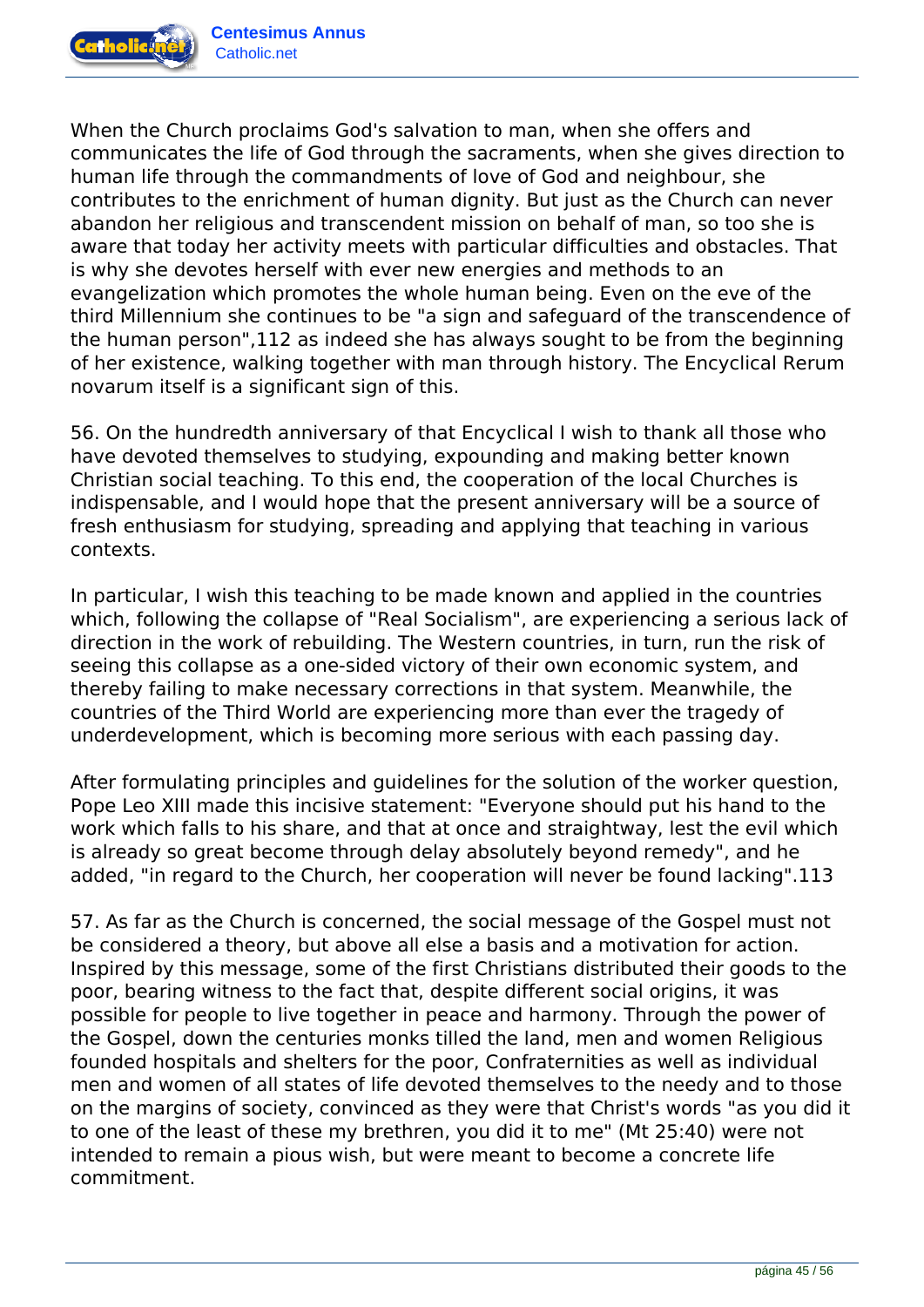When the Church proclaims God's salvation to man, when she offers and communicates the life of God through the sacraments, when she gives direction to human life through the commandments of love of God and neighbour, she contributes to the enrichment of human dignity. But just as the Church can never abandon her religious and transcendent mission on behalf of man, so too she is aware that today her activity meets with particular difficulties and obstacles. That is why she devotes herself with ever new energies and methods to an evangelization which promotes the whole human being. Even on the eve of the third Millennium she continues to be "a sign and safeguard of the transcendence of the human person",112 as indeed she has always sought to be from the beginning of her existence, walking together with man through history. The Encyclical Rerum novarum itself is a significant sign of this.

56. On the hundredth anniversary of that Encyclical I wish to thank all those who have devoted themselves to studying, expounding and making better known Christian social teaching. To this end, the cooperation of the local Churches is indispensable, and I would hope that the present anniversary will be a source of fresh enthusiasm for studying, spreading and applying that teaching in various contexts.

In particular, I wish this teaching to be made known and applied in the countries which, following the collapse of "Real Socialism", are experiencing a serious lack of direction in the work of rebuilding. The Western countries, in turn, run the risk of seeing this collapse as a one-sided victory of their own economic system, and thereby failing to make necessary corrections in that system. Meanwhile, the countries of the Third World are experiencing more than ever the tragedy of underdevelopment, which is becoming more serious with each passing day.

After formulating principles and guidelines for the solution of the worker question, Pope Leo XIII made this incisive statement: "Everyone should put his hand to the work which falls to his share, and that at once and straightway, lest the evil which is already so great become through delay absolutely beyond remedy", and he added, "in regard to the Church, her cooperation will never be found lacking".113

57. As far as the Church is concerned, the social message of the Gospel must not be considered a theory, but above all else a basis and a motivation for action. Inspired by this message, some of the first Christians distributed their goods to the poor, bearing witness to the fact that, despite different social origins, it was possible for people to live together in peace and harmony. Through the power of the Gospel, down the centuries monks tilled the land, men and women Religious founded hospitals and shelters for the poor, Confraternities as well as individual men and women of all states of life devoted themselves to the needy and to those on the margins of society, convinced as they were that Christ's words "as you did it to one of the least of these my brethren, you did it to me" (Mt 25:40) were not intended to remain a pious wish, but were meant to become a concrete life commitment.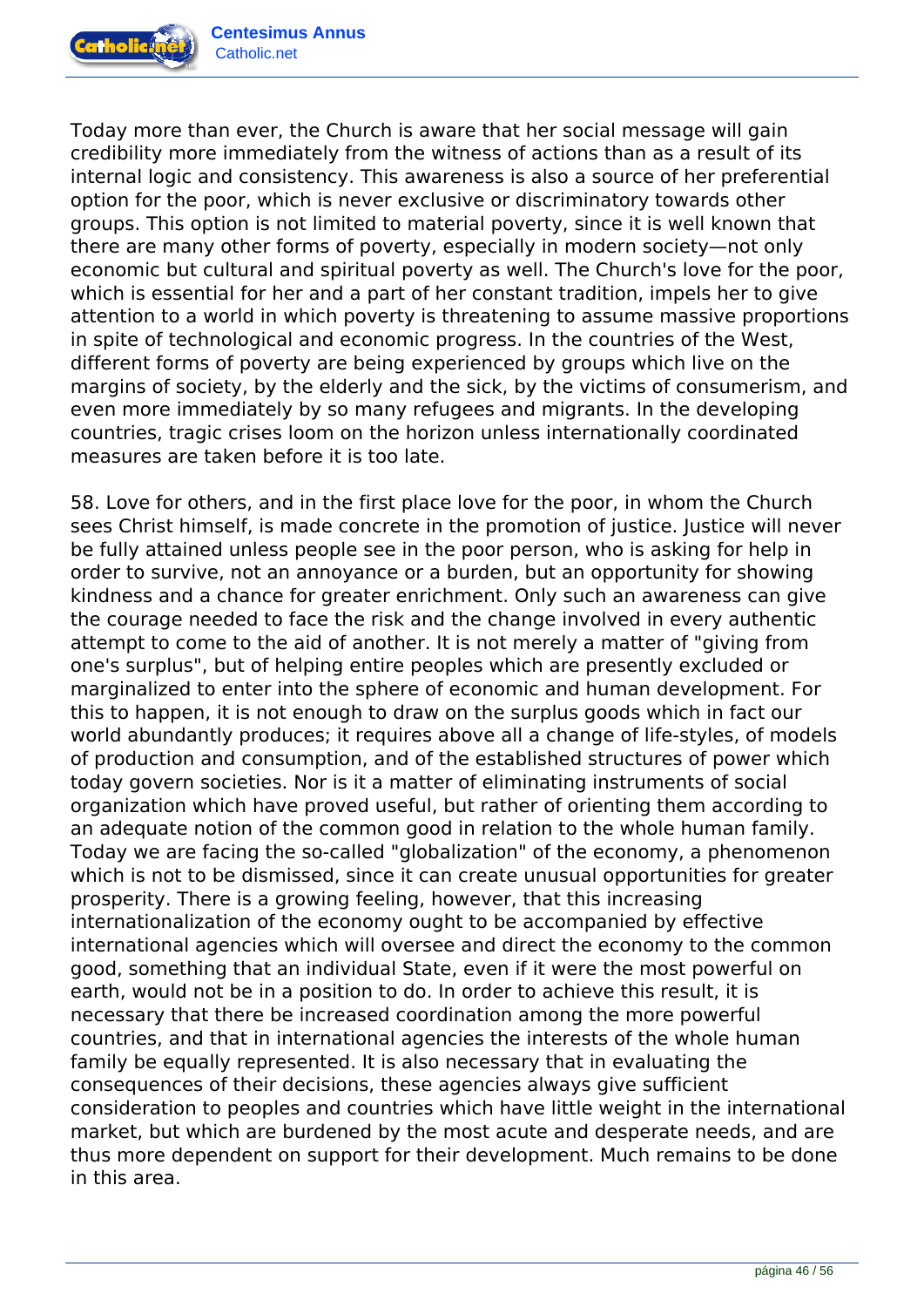Today more than ever, the Church is aware that her social message will gain credibility more immediately from the witness of actions than as a result of its internal logic and consistency. This awareness is also a source of her preferential option for the poor, which is never exclusive or discriminatory towards other groups. This option is not limited to material poverty, since it is well known that there are many other forms of poverty, especially in modern society—not only economic but cultural and spiritual poverty as well. The Church's love for the poor, which is essential for her and a part of her constant tradition, impels her to give attention to a world in which poverty is threatening to assume massive proportions in spite of technological and economic progress. In the countries of the West, different forms of poverty are being experienced by groups which live on the margins of society, by the elderly and the sick, by the victims of consumerism, and even more immediately by so many refugees and migrants. In the developing countries, tragic crises loom on the horizon unless internationally coordinated measures are taken before it is too late.

58. Love for others, and in the first place love for the poor, in whom the Church sees Christ himself, is made concrete in the promotion of justice. Justice will never be fully attained unless people see in the poor person, who is asking for help in order to survive, not an annoyance or a burden, but an opportunity for showing kindness and a chance for greater enrichment. Only such an awareness can give the courage needed to face the risk and the change involved in every authentic attempt to come to the aid of another. It is not merely a matter of "giving from one's surplus", but of helping entire peoples which are presently excluded or marginalized to enter into the sphere of economic and human development. For this to happen, it is not enough to draw on the surplus goods which in fact our world abundantly produces; it requires above all a change of life-styles, of models of production and consumption, and of the established structures of power which today govern societies. Nor is it a matter of eliminating instruments of social organization which have proved useful, but rather of orienting them according to an adequate notion of the common good in relation to the whole human family. Today we are facing the so-called "globalization" of the economy, a phenomenon which is not to be dismissed, since it can create unusual opportunities for greater prosperity. There is a growing feeling, however, that this increasing internationalization of the economy ought to be accompanied by effective international agencies which will oversee and direct the economy to the common good, something that an individual State, even if it were the most powerful on earth, would not be in a position to do. In order to achieve this result, it is necessary that there be increased coordination among the more powerful countries, and that in international agencies the interests of the whole human family be equally represented. It is also necessary that in evaluating the consequences of their decisions, these agencies always give sufficient consideration to peoples and countries which have little weight in the international market, but which are burdened by the most acute and desperate needs, and are thus more dependent on support for their development. Much remains to be done in this area.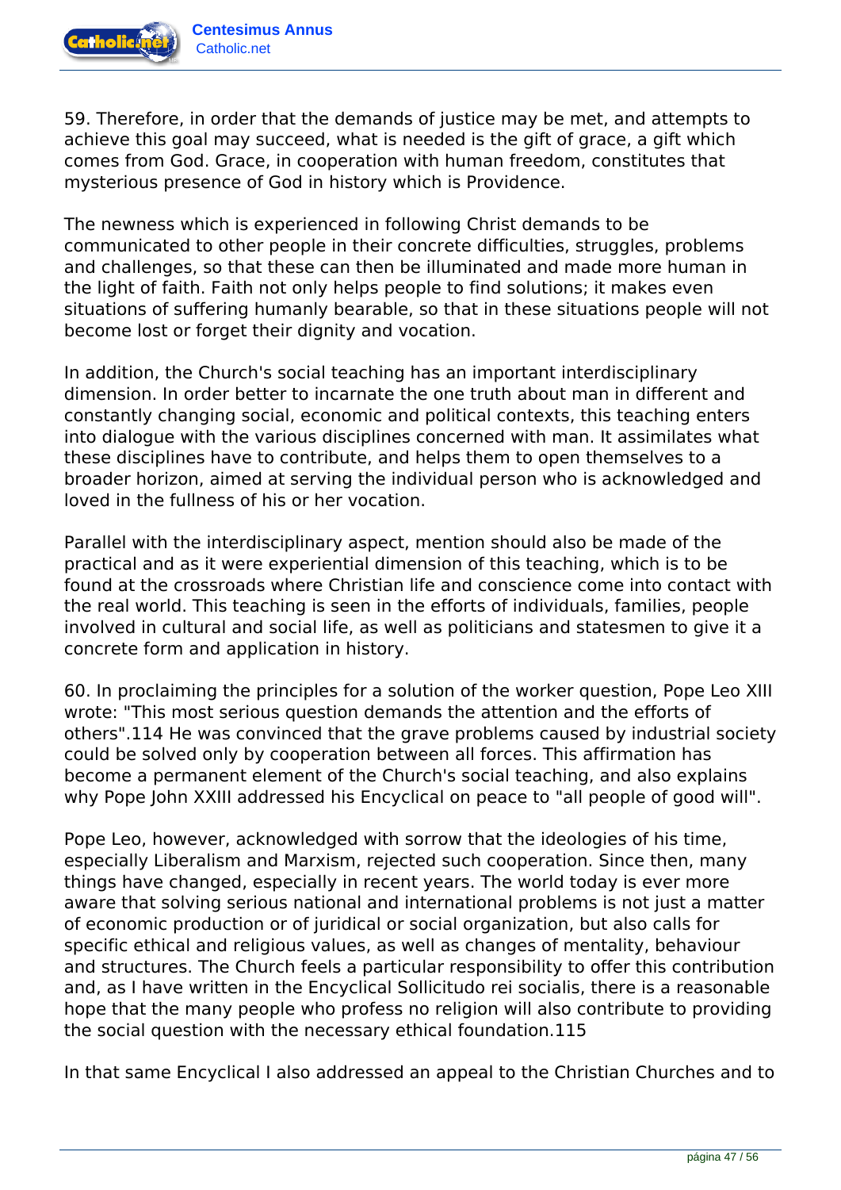59. Therefore, in order that the demands of justice may be met, and attempts to achieve this goal may succeed, what is needed is the gift of grace, a gift which comes from God. Grace, in cooperation with human freedom, constitutes that mysterious presence of God in history which is Providence.

The newness which is experienced in following Christ demands to be communicated to other people in their concrete difficulties, struggles, problems and challenges, so that these can then be illuminated and made more human in the light of faith. Faith not only helps people to find solutions; it makes even situations of suffering humanly bearable, so that in these situations people will not become lost or forget their dignity and vocation.

In addition, the Church's social teaching has an important interdisciplinary dimension. In order better to incarnate the one truth about man in different and constantly changing social, economic and political contexts, this teaching enters into dialogue with the various disciplines concerned with man. It assimilates what these disciplines have to contribute, and helps them to open themselves to a broader horizon, aimed at serving the individual person who is acknowledged and loved in the fullness of his or her vocation.

Parallel with the interdisciplinary aspect, mention should also be made of the practical and as it were experiential dimension of this teaching, which is to be found at the crossroads where Christian life and conscience come into contact with the real world. This teaching is seen in the efforts of individuals, families, people involved in cultural and social life, as well as politicians and statesmen to give it a concrete form and application in history.

60. In proclaiming the principles for a solution of the worker question, Pope Leo XIII wrote: "This most serious question demands the attention and the efforts of others".114 He was convinced that the grave problems caused by industrial society could be solved only by cooperation between all forces. This affirmation has become a permanent element of the Church's social teaching, and also explains why Pope John XXIII addressed his Encyclical on peace to "all people of good will".

Pope Leo, however, acknowledged with sorrow that the ideologies of his time, especially Liberalism and Marxism, rejected such cooperation. Since then, many things have changed, especially in recent years. The world today is ever more aware that solving serious national and international problems is not just a matter of economic production or of juridical or social organization, but also calls for specific ethical and religious values, as well as changes of mentality, behaviour and structures. The Church feels a particular responsibility to offer this contribution and, as I have written in the Encyclical Sollicitudo rei socialis, there is a reasonable hope that the many people who profess no religion will also contribute to providing the social question with the necessary ethical foundation.115

In that same Encyclical I also addressed an appeal to the Christian Churches and to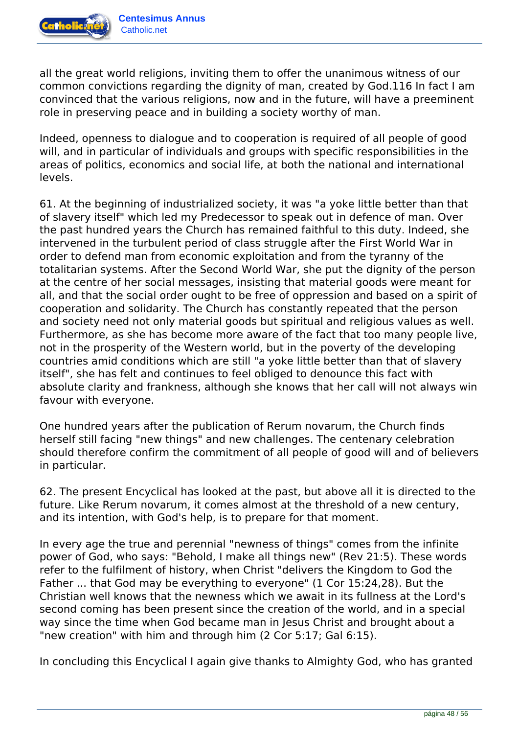all the great world religions, inviting them to offer the unanimous witness of our common convictions regarding the dignity of man, created by God.116 In fact I am convinced that the various religions, now and in the future, will have a preeminent role in preserving peace and in building a society worthy of man.

Indeed, openness to dialogue and to cooperation is required of all people of good will, and in particular of individuals and groups with specific responsibilities in the areas of politics, economics and social life, at both the national and international levels.

61. At the beginning of industrialized society, it was "a yoke little better than that of slavery itself" which led my Predecessor to speak out in defence of man. Over the past hundred years the Church has remained faithful to this duty. Indeed, she intervened in the turbulent period of class struggle after the First World War in order to defend man from economic exploitation and from the tyranny of the totalitarian systems. After the Second World War, she put the dignity of the person at the centre of her social messages, insisting that material goods were meant for all, and that the social order ought to be free of oppression and based on a spirit of cooperation and solidarity. The Church has constantly repeated that the person and society need not only material goods but spiritual and religious values as well. Furthermore, as she has become more aware of the fact that too many people live, not in the prosperity of the Western world, but in the poverty of the developing countries amid conditions which are still "a yoke little better than that of slavery itself", she has felt and continues to feel obliged to denounce this fact with absolute clarity and frankness, although she knows that her call will not always win favour with everyone.

One hundred years after the publication of Rerum novarum, the Church finds herself still facing "new things" and new challenges. The centenary celebration should therefore confirm the commitment of all people of good will and of believers in particular.

62. The present Encyclical has looked at the past, but above all it is directed to the future. Like Rerum novarum, it comes almost at the threshold of a new century, and its intention, with God's help, is to prepare for that moment.

In every age the true and perennial "newness of things" comes from the infinite power of God, who says: "Behold, I make all things new" (Rev 21:5). These words refer to the fulfilment of history, when Christ "delivers the Kingdom to God the Father ... that God may be everything to everyone" (1 Cor 15:24,28). But the Christian well knows that the newness which we await in its fullness at the Lord's second coming has been present since the creation of the world, and in a special way since the time when God became man in Jesus Christ and brought about a "new creation" with him and through him (2 Cor 5:17; Gal 6:15).

In concluding this Encyclical I again give thanks to Almighty God, who has granted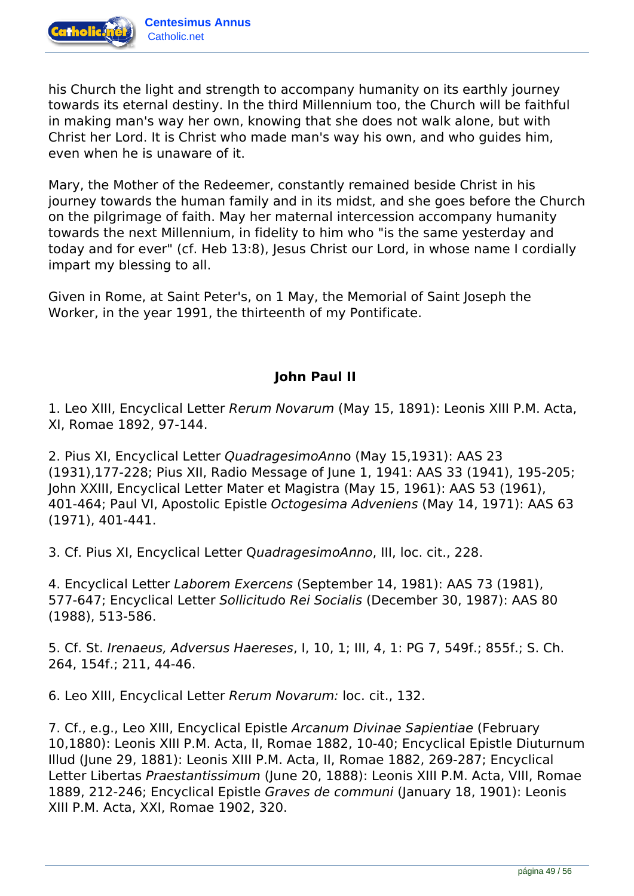his Church the light and strength to accompany humanity on its earthly journey towards its eternal destiny. In the third Millennium too, the Church will be faithful in making man's way her own, knowing that she does not walk alone, but with Christ her Lord. It is Christ who made man's way his own, and who guides him, even when he is unaware of it.

Mary, the Mother of the Redeemer, constantly remained beside Christ in his journey towards the human family and in its midst, and she goes before the Church on the pilgrimage of faith. May her maternal intercession accompany humanity towards the next Millennium, in fidelity to him who "is the same yesterday and today and for ever" (cf. Heb 13:8), Jesus Christ our Lord, in whose name I cordially impart my blessing to all.

Given in Rome, at Saint Peter's, on 1 May, the Memorial of Saint Joseph the Worker, in the year 1991, the thirteenth of my Pontificate.

**John Paul II**

1. Leo XIII, Encyclical Letter *Rerum Novarum* (May 15, 1891): Leonis XIII P.M. Acta, XI, Romae 1892, 97-144.

2. Pius XI, Encyclical Letter *QuadragesimoAnno* (May 15,1931): AAS 23 (1931),177-228; Pius XII, Radio Message of June 1, 1941: AAS 33 (1941), 195-205; John XXIII, Encyclical Letter Mater et Magistra (May 15, 1961): AAS 53 (1961), 401-464; Paul VI, Apostolic Epistle *Octogesima Adveniens* (May 14, 1971): AAS 63 (1971), 401-441.

3. Cf. Pius XI, Encyclical Letter Q*uadragesimoAnno*, III, loc. cit., 228.

4. Encyclical Letter *Laborem Exercens* (September 14, 1981): AAS 73 (1981), 577-647; Encyclical Letter *Sollicitudo Rei Socialis* (December 30, 1987): AAS 80 (1988), 513-586.

5. Cf. St. *Irenaeus, Adversus Haereses*, I, 10, 1; III, 4, 1: PG 7, 549f.; 855f.; S. Ch. 264, 154f.; 211, 44-46.

6. Leo XIII, Encyclical Letter *Rerum Novarum:* loc. cit., 132.

7. Cf., e.g., Leo XIII, Encyclical Epistle *Arcanum Divinae Sapientiae* (February 10,1880): Leonis XIII P.M. Acta, II, Romae 1882, 10-40; Encyclical Epistle Diuturnum Illud (June 29, 1881): Leonis XIII P.M. Acta, II, Romae 1882, 269-287; Encyclical Letter Libertas *Praestantissimum* (June 20, 1888): Leonis XIII P.M. Acta, VIII, Romae 1889, 212-246; Encyclical Epistle *Graves de communi* (January 18, 1901): Leonis XIII P.M. Acta, XXI, Romae 1902, 320.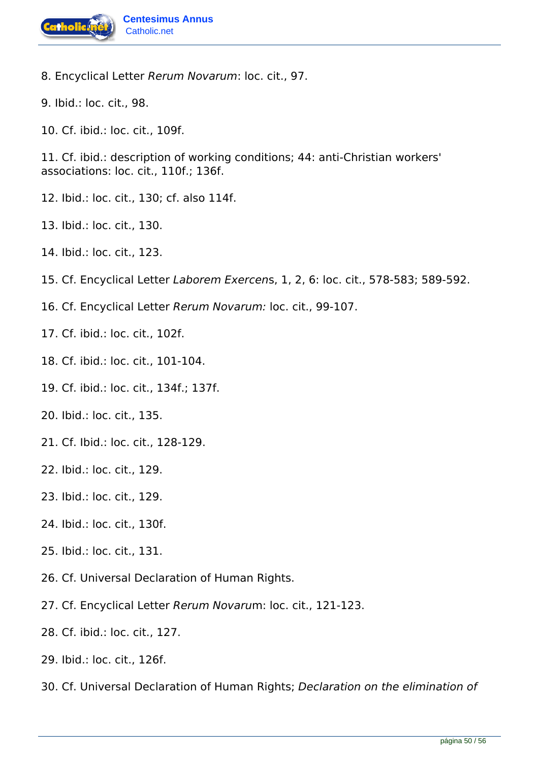8. Encyclical Letter *Rerum Novarum*: loc. cit., 97.

9. Ibid.: loc. cit., 98.

10. Cf. ibid.: loc. cit., 109f.

11. Cf. ibid.: description of working conditions; 44: anti-Christian workers' associations: loc. cit., 110f.; 136f.

12. Ibid.: loc. cit., 130; cf. also 114f.

13. Ibid.: loc. cit., 130.

14. Ibid.: loc. cit., 123.

15. Cf. Encyclical Letter *Laborem Exercen*s, 1, 2, 6: loc. cit., 578-583; 589-592.

16. Cf. Encyclical Letter *Rerum Novarum:* loc. cit., 99-107.

17. Cf. ibid.: loc. cit., 102f.

18. Cf. ibid.: loc. cit., 101-104.

19. Cf. ibid.: loc. cit., 134f.; 137f.

20. Ibid.: loc. cit., 135.

21. Cf. Ibid.: loc. cit., 128-129.

22. Ibid.: loc. cit., 129.

23. Ibid.: loc. cit., 129.

24. Ibid.: loc. cit., 130f.

25. Ibid.: loc. cit., 131.

26. Cf. Universal Declaration of Human Rights.

27. Cf. Encyclical Letter *Rerum Novaru*m: loc. cit., 121-123.

28. Cf. ibid.: loc. cit., 127.

29. Ibid.: loc. cit., 126f.

30. Cf. Universal Declaration of Human Rights; *Declaration on the elimination of*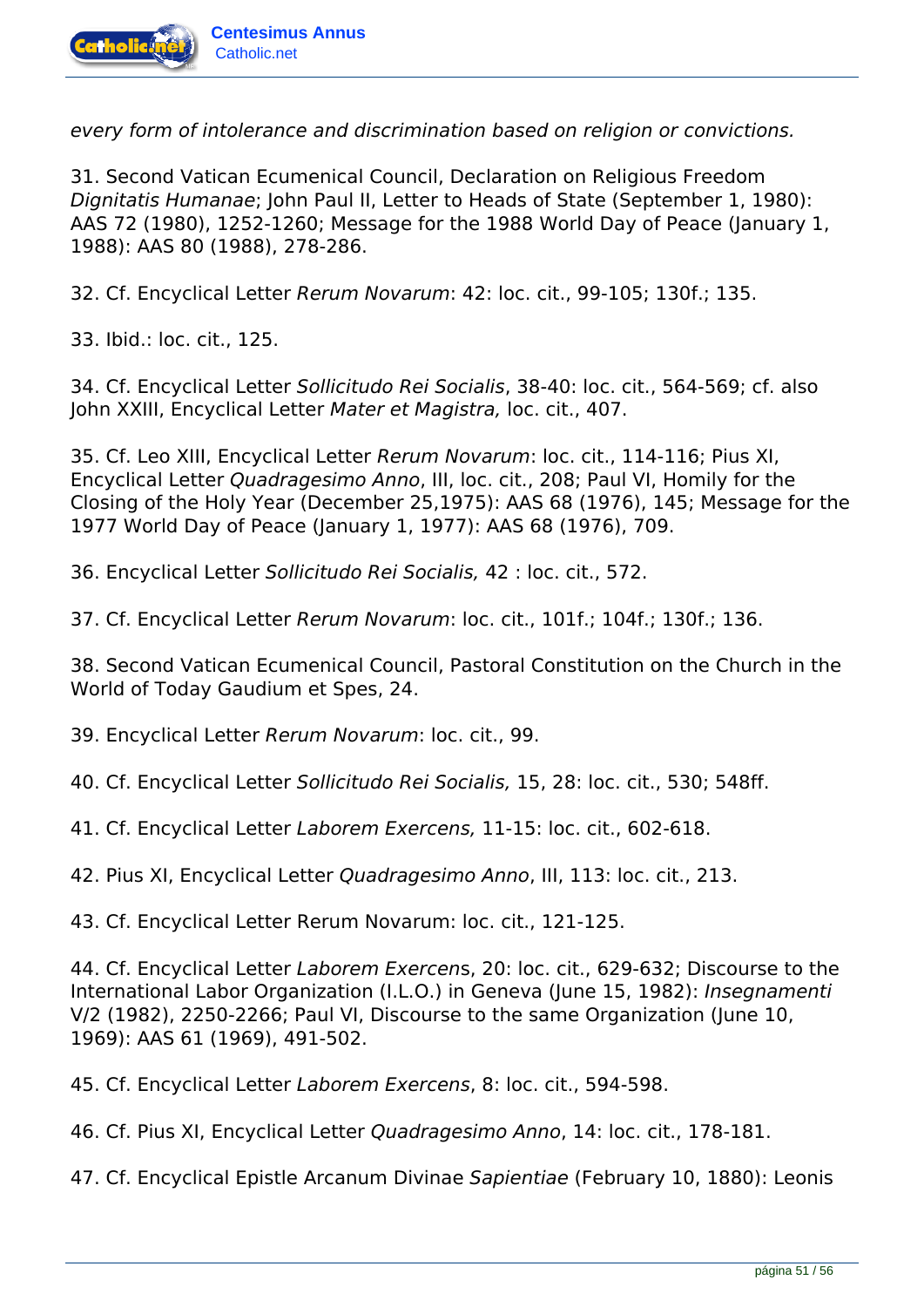*every form of intolerance and discrimination based on religion or convictions.*

31. Second Vatican Ecumenical Council, Declaration on Religious Freedom *Dignitatis Humanae*; John Paul II, Letter to Heads of State (September 1, 1980): AAS 72 (1980), 1252-1260; Message for the 1988 World Day of Peace (January 1, 1988): AAS 80 (1988), 278-286.

32. Cf. Encyclical Letter *Rerum Novarum*: 42: loc. cit., 99-105; 130f.; 135.

33. Ibid.: loc. cit., 125.

34. Cf. Encyclical Letter *Sollicitudo Rei Socialis*, 38-40: loc. cit., 564-569; cf. also John XXIII, Encyclical Letter *Mater et Magistra,* loc. cit., 407.

35. Cf. Leo XIII, Encyclical Letter *Rerum Novarum*: loc. cit., 114-116; Pius XI, Encyclical Letter *Quadragesimo Anno*, III, loc. cit., 208; Paul VI, Homily for the Closing of the Holy Year (December 25,1975): AAS 68 (1976), 145; Message for the 1977 World Day of Peace (January 1, 1977): AAS 68 (1976), 709.

36. Encyclical Letter *Sollicitudo Rei Socialis,* 42 : loc. cit., 572.

37. Cf. Encyclical Letter *Rerum Novarum*: loc. cit., 101f.; 104f.; 130f.; 136.

38. Second Vatican Ecumenical Council, Pastoral Constitution on the Church in the World of Today Gaudium et Spes, 24.

39. Encyclical Letter *Rerum Novarum*: loc. cit., 99.

40. Cf. Encyclical Letter *Sollicitudo Rei Socialis,* 15, 28: loc. cit., 530; 548ff.

41. Cf. Encyclical Letter *Laborem Exercens,* 11-15: loc. cit., 602-618.

42. Pius XI, Encyclical Letter *Quadragesimo Anno*, III, 113: loc. cit., 213.

43. Cf. Encyclical Letter Rerum Novarum: loc. cit., 121-125.

44. Cf. Encyclical Letter *Laborem Exercen*s, 20: loc. cit., 629-632; Discourse to the International Labor Organization (I.L.O.) in Geneva (June 15, 1982): *Insegnamenti* V/2 (1982), 2250-2266; Paul VI, Discourse to the same Organization (June 10, 1969): AAS 61 (1969), 491-502.

45. Cf. Encyclical Letter *Laborem Exercens*, 8: loc. cit., 594-598.

46. Cf. Pius XI, Encyclical Letter *Quadragesimo Anno*, 14: loc. cit., 178-181.

47. Cf. Encyclical Epistle Arcanum Divinae *Sapientiae* (February 10, 1880): Leonis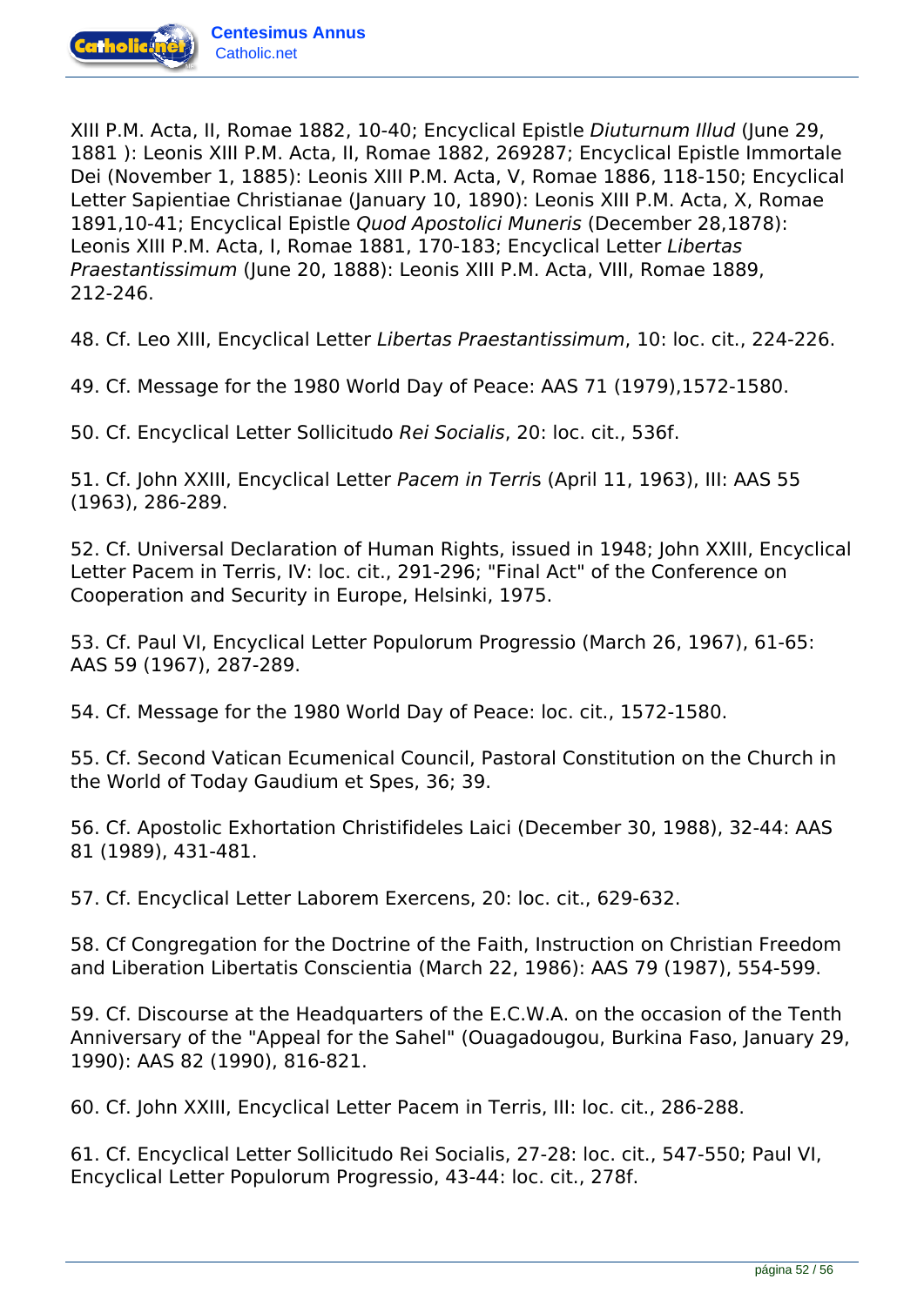XIII P.M. Acta, II, Romae 1882, 10-40; Encyclical Epistle *Diuturnum Illud* (June 29, 1881 ): Leonis XIII P.M. Acta, II, Romae 1882, 269287; Encyclical Epistle Immortale Dei (November 1, 1885): Leonis XIII P.M. Acta, V, Romae 1886, 118-150; Encyclical Letter Sapientiae Christianae (January 10, 1890): Leonis XIII P.M. Acta, X, Romae 1891,10-41; Encyclical Epistle *Quod Apostolici Muneris* (December 28,1878): Leonis XIII P.M. Acta, I, Romae 1881, 170-183; Encyclical Letter *Libertas Praestantissimum* (June 20, 1888): Leonis XIII P.M. Acta, VIII, Romae 1889, 212-246.

48. Cf. Leo XIII, Encyclical Letter *Libertas Praestantissimum*, 10: loc. cit., 224-226.

49. Cf. Message for the 1980 World Day of Peace: AAS 71 (1979),1572-1580.

50. Cf. Encyclical Letter Sollicitudo *Rei Socialis*, 20: loc. cit., 536f.

51. Cf. John XXIII, Encyclical Letter *Pacem in Terri*s (April 11, 1963), III: AAS 55 (1963), 286-289.

52. Cf. Universal Declaration of Human Rights, issued in 1948; John XXIII, Encyclical Letter Pacem in Terris, IV: loc. cit., 291-296; "Final Act" of the Conference on Cooperation and Security in Europe, Helsinki, 1975.

53. Cf. Paul VI, Encyclical Letter Populorum Progressio (March 26, 1967), 61-65: AAS 59 (1967), 287-289.

54. Cf. Message for the 1980 World Day of Peace: loc. cit., 1572-1580.

55. Cf. Second Vatican Ecumenical Council, Pastoral Constitution on the Church in the World of Today Gaudium et Spes, 36; 39.

56. Cf. Apostolic Exhortation Christifideles Laici (December 30, 1988), 32-44: AAS 81 (1989), 431-481.

57. Cf. Encyclical Letter Laborem Exercens, 20: loc. cit., 629-632.

58. Cf Congregation for the Doctrine of the Faith, Instruction on Christian Freedom and Liberation Libertatis Conscientia (March 22, 1986): AAS 79 (1987), 554-599.

59. Cf. Discourse at the Headquarters of the E.C.W.A. on the occasion of the Tenth Anniversary of the "Appeal for the Sahel" (Ouagadougou, Burkina Faso, January 29, 1990): AAS 82 (1990), 816-821.

60. Cf. John XXIII, Encyclical Letter Pacem in Terris, III: loc. cit., 286-288.

61. Cf. Encyclical Letter Sollicitudo Rei Socialis, 27-28: loc. cit., 547-550; Paul VI, Encyclical Letter Populorum Progressio, 43-44: loc. cit., 278f.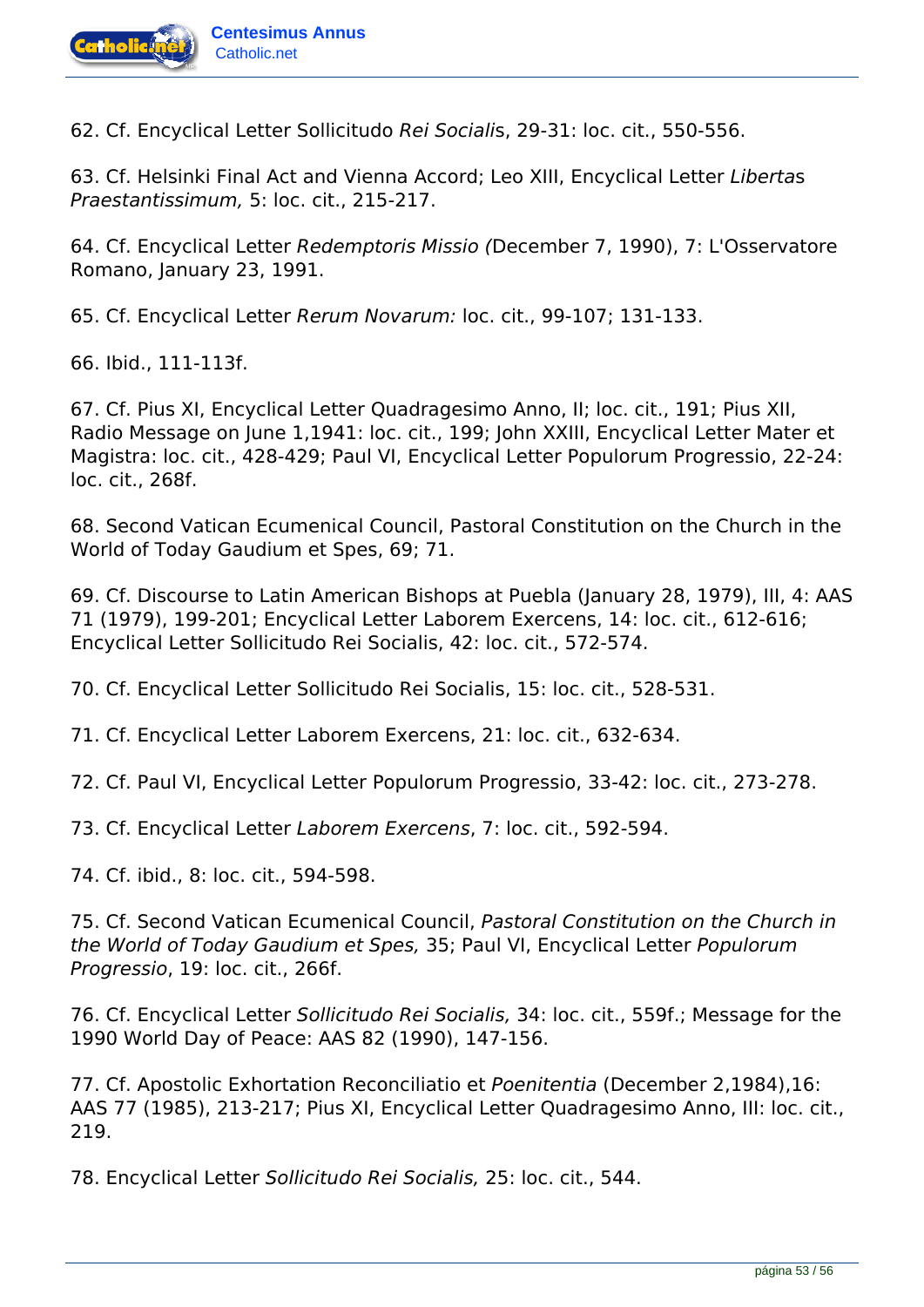62. Cf. Encyclical Letter Sollicitudo *Rei Sociali*s, 29-31: loc. cit., 550-556.

63. Cf. Helsinki Final Act and Vienna Accord; Leo XIII, Encyclical Letter *Liberta*s *Praestantissimum,* 5: loc. cit., 215-217.

64. Cf. Encyclical Letter *Redemptoris Missio (*December 7, 1990), 7: L'Osservatore Romano, January 23, 1991.

65. Cf. Encyclical Letter *Rerum Novarum:* loc. cit., 99-107; 131-133.

66. Ibid., 111-113f.

67. Cf. Pius XI, Encyclical Letter Quadragesimo Anno, II; loc. cit., 191; Pius XII, Radio Message on June 1,1941: loc. cit., 199; John XXIII, Encyclical Letter Mater et Magistra: loc. cit., 428-429; Paul VI, Encyclical Letter Populorum Progressio, 22-24: loc. cit., 268f.

68. Second Vatican Ecumenical Council, Pastoral Constitution on the Church in the World of Today Gaudium et Spes, 69; 71.

69. Cf. Discourse to Latin American Bishops at Puebla (January 28, 1979), III, 4: AAS 71 (1979), 199-201; Encyclical Letter Laborem Exercens, 14: loc. cit., 612-616; Encyclical Letter Sollicitudo Rei Socialis, 42: loc. cit., 572-574.

70. Cf. Encyclical Letter Sollicitudo Rei Socialis, 15: loc. cit., 528-531.

71. Cf. Encyclical Letter Laborem Exercens, 21: loc. cit., 632-634.

72. Cf. Paul VI, Encyclical Letter Populorum Progressio, 33-42: loc. cit., 273-278.

73. Cf. Encyclical Letter *Laborem Exercens*, 7: loc. cit., 592-594.

74. Cf. ibid., 8: loc. cit., 594-598.

75. Cf. Second Vatican Ecumenical Council, *Pastoral Constitution on the Church in the World of Today Gaudium et Spes,* 35; Paul VI, Encyclical Letter *Populorum Progressio*, 19: loc. cit., 266f.

76. Cf. Encyclical Letter *Sollicitudo Rei Socialis,* 34: loc. cit., 559f.; Message for the 1990 World Day of Peace: AAS 82 (1990), 147-156.

77. Cf. Apostolic Exhortation Reconciliatio et *Poenitentia* (December 2,1984),16: AAS 77 (1985), 213-217; Pius XI, Encyclical Letter Quadragesimo Anno, III: loc. cit., 219.

78. Encyclical Letter *Sollicitudo Rei Socialis,* 25: loc. cit., 544.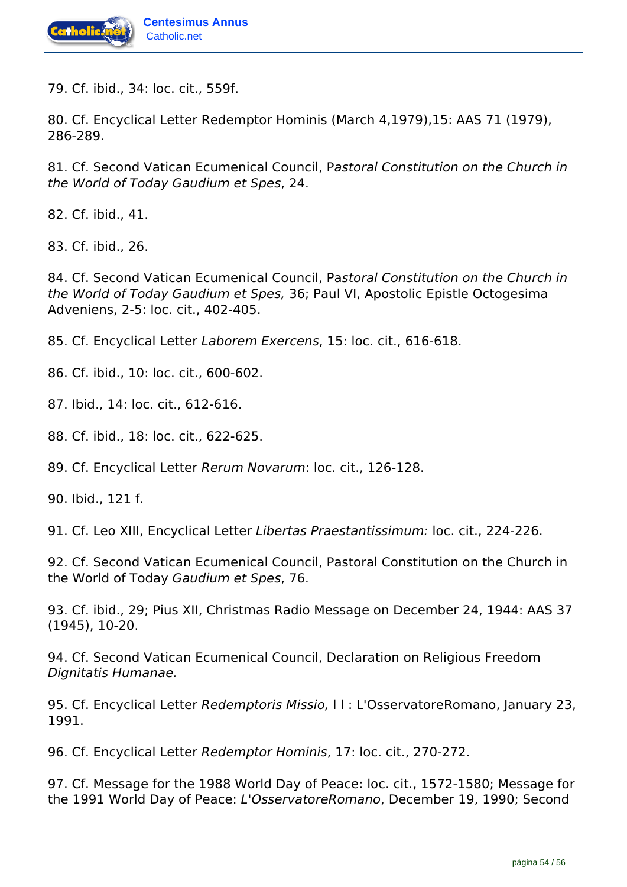79. Cf. ibid., 34: loc. cit., 559f.

80. Cf. Encyclical Letter Redemptor Hominis (March 4,1979),15: AAS 71 (1979), 286-289.

81. Cf. Second Vatican Ecumenical Council, P*astoral Constitution on the Church in the World of Today Gaudium et Spes*, 24.

82. Cf. ibid., 41.

83. Cf. ibid., 26.

84. Cf. Second Vatican Ecumenical Council, Pa*storal Constitution on the Church in the World of Today Gaudium et Spes,* 36; Paul VI, Apostolic Epistle Octogesima Adveniens, 2-5: loc. cit., 402-405.

85. Cf. Encyclical Letter *Laborem Exercens*, 15: loc. cit., 616-618.

86. Cf. ibid., 10: loc. cit., 600-602.

87. Ibid., 14: loc. cit., 612-616.

88. Cf. ibid., 18: loc. cit., 622-625.

89. Cf. Encyclical Letter *Rerum Novarum*: loc. cit., 126-128.

90. Ibid., 121 f.

91. Cf. Leo XIII, Encyclical Letter *Libertas Praestantissimum:* loc. cit., 224-226.

92. Cf. Second Vatican Ecumenical Council, Pastoral Constitution on the Church in the World of Today *Gaudium et Spes*, 76.

93. Cf. ibid., 29; Pius XII, Christmas Radio Message on December 24, 1944: AAS 37 (1945), 10-20.

94. Cf. Second Vatican Ecumenical Council, Declaration on Religious Freedom *Dignitatis Humanae.*

95. Cf. Encyclical Letter *Redemptoris Missio,* l l : L'OsservatoreRomano, January 23, 1991.

96. Cf. Encyclical Letter *Redemptor Hominis*, 17: loc. cit., 270-272.

97. Cf. Message for the 1988 World Day of Peace: loc. cit., 1572-1580; Message for the 1991 World Day of Peace: *L'OsservatoreRomano*, December 19, 1990; Second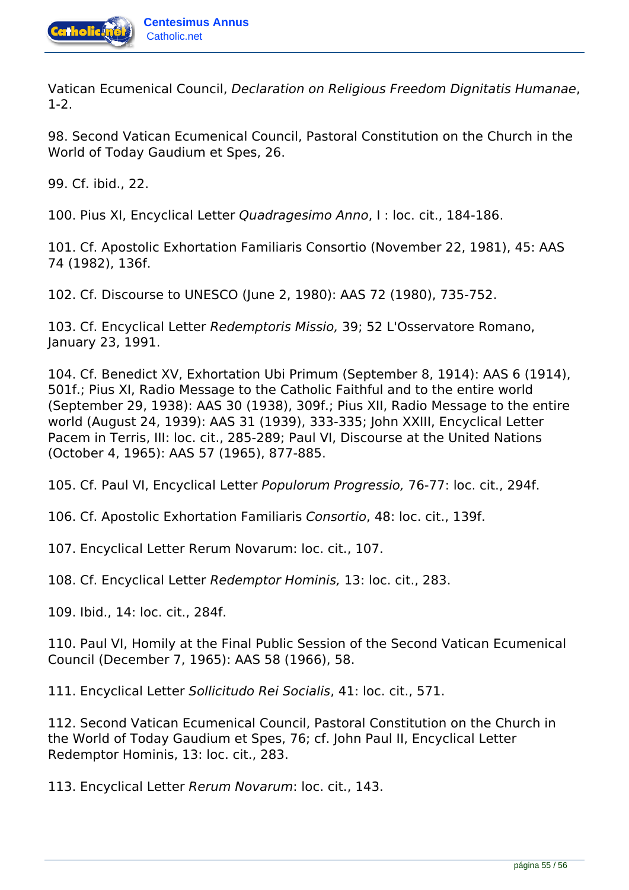Vatican Ecumenical Council, *Declaration on Religious Freedom Dignitatis Humanae*, 1-2.

98. Second Vatican Ecumenical Council, Pastoral Constitution on the Church in the World of Today Gaudium et Spes, 26.

99. Cf. ibid., 22.

100. Pius XI, Encyclical Letter *Quadragesimo Anno*, I : loc. cit., 184-186.

101. Cf. Apostolic Exhortation Familiaris Consortio (November 22, 1981), 45: AAS 74 (1982), 136f.

102. Cf. Discourse to UNESCO (June 2, 1980): AAS 72 (1980), 735-752.

103. Cf. Encyclical Letter *Redemptoris Missio,* 39; 52 L'Osservatore Romano, January 23, 1991.

104. Cf. Benedict XV, Exhortation Ubi Primum (September 8, 1914): AAS 6 (1914), 501f.; Pius XI, Radio Message to the Catholic Faithful and to the entire world (September 29, 1938): AAS 30 (1938), 309f.; Pius XII, Radio Message to the entire world (August 24, 1939): AAS 31 (1939), 333-335; John XXIII, Encyclical Letter Pacem in Terris, III: loc. cit., 285-289; Paul VI, Discourse at the United Nations (October 4, 1965): AAS 57 (1965), 877-885.

105. Cf. Paul VI, Encyclical Letter *Populorum Progressio,* 76-77: loc. cit., 294f.

106. Cf. Apostolic Exhortation Familiaris *Consortio*, 48: loc. cit., 139f.

107. Encyclical Letter Rerum Novarum: loc. cit., 107.

108. Cf. Encyclical Letter *Redemptor Hominis,* 13: loc. cit., 283.

109. Ibid., 14: loc. cit., 284f.

110. Paul VI, Homily at the Final Public Session of the Second Vatican Ecumenical Council (December 7, 1965): AAS 58 (1966), 58.

111. Encyclical Letter *Sollicitudo Rei Socialis*, 41: loc. cit., 571.

112. Second Vatican Ecumenical Council, Pastoral Constitution on the Church in the World of Today Gaudium et Spes, 76; cf. John Paul II, Encyclical Letter Redemptor Hominis, 13: loc. cit., 283.

113. Encyclical Letter *Rerum Novarum*: loc. cit., 143.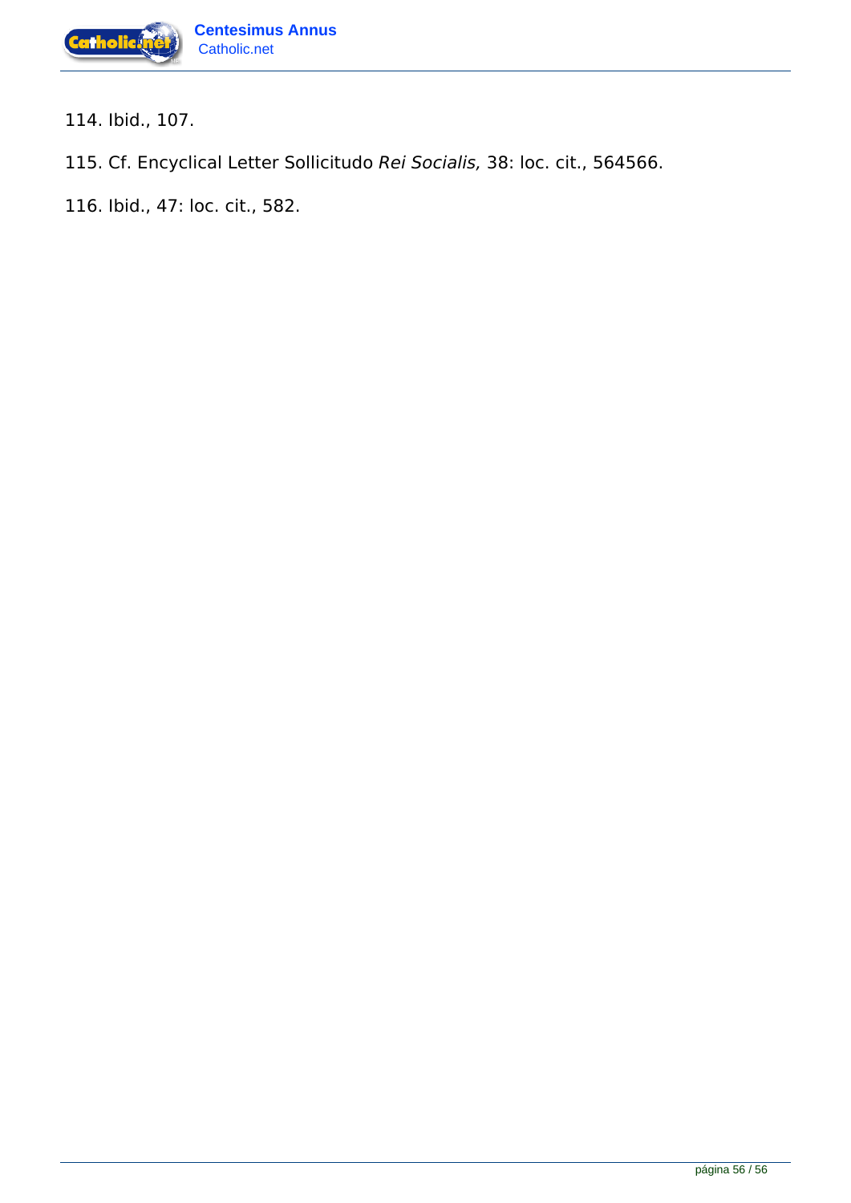114. Ibid., 107.

115. Cf. Encyclical Letter Sollicitudo *Rei Socialis,* 38: loc. cit., 564566.

116. Ibid., 47: loc. cit., 582.